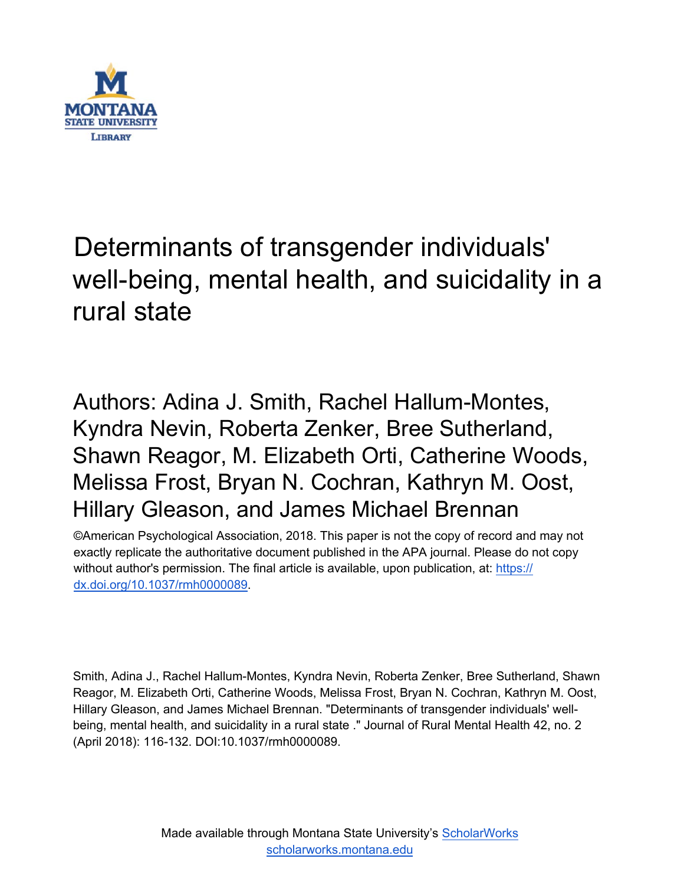MONTANA STATE UNIVERSITY LIBRARY

# Determinants of transgender individuals' well-being, mental health, and suicidality in a rural state

Authors: Adina J. Smith, Rachel Hallum-Montes, Kyndra Nevin, Roberta Zenker, Bree Sutherland, Shawn Reagor, M. Elizabeth Orti, Catherine Woods, Melissa Frost, Bryan N. Cochran, Kathryn M. Oost, Hillary Gleason, and James Michael Brennan

©American Psychological Association, 2018. This paper is not the copy of record and may not exactly replicate the authoritative document published in the APA journal. Please do not copy without author's permission. The final article is available, upon publication, at: [https://dx.doi.org/10.1037/rmh0000089](https://dx.doi.org/10.1037/rmh0000089).

Smith, Adina J., Rachel Hallum-Montes, Kyndra Nevin, Roberta Zenker, Bree Sutherland, Shawn Reagor, M. Elizabeth Orti, Catherine Woods, Melissa Frost, Bryan N. Cochran, Kathryn M. Oost, Hillary Gleason, and James Michael Brennan. "Determinants of transgender individuals' well-being, mental health, and suicidality in a rural state ." Journal of Rural Mental Health 42, no. 2 (April 2018): 116-132. DOI:10.1037/rmh0000089.

Made available through Montana State University's [ScholarWorks](https://scholarworks.montana.edu)
[scholarworks.montana.edu](https://scholarworks.montana.edu)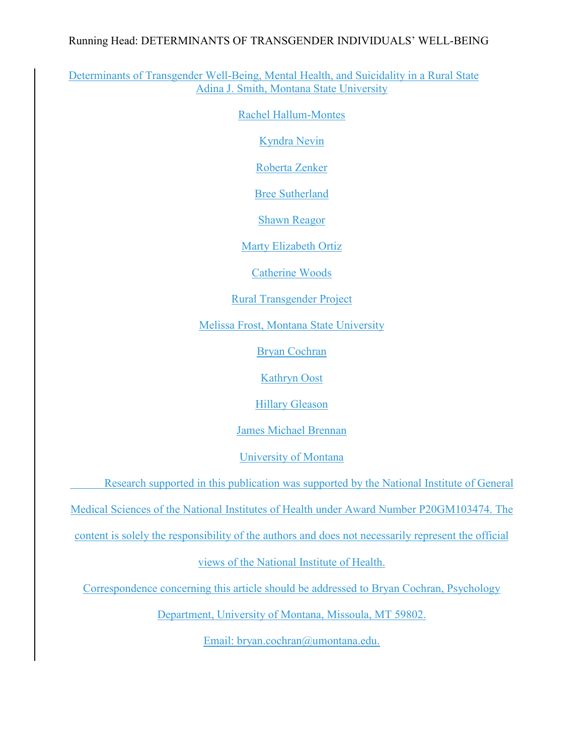# Determinants of Transgender Well-Being, Mental Health, and Suicidality in a Rural State

Adina J. Smith, Montana State University

Rachel Hallum-Montes

Kyndra Nevin

Roberta Zenker

Bree Sutherland

Shawn Reagor

Marty Elizabeth Ortiz

Catherine Woods

Rural Transgender Project

Melissa Frost, Montana State University

Bryan Cochran

Kathryn Oost

Hillary Gleason

James Michael Brennan

University of Montana

Research supported in this publication was supported by the National Institute of General Medical Sciences of the National Institutes of Health under Award Number P20GM103474. The content is solely the responsibility of the authors and does not necessarily represent the official views of the National Institute of Health.

Correspondence concerning this article should be addressed to Bryan Cochran, Psychology Department, University of Montana, Missoula, MT 59802.

Email: bryan.cochran@umontana.edu.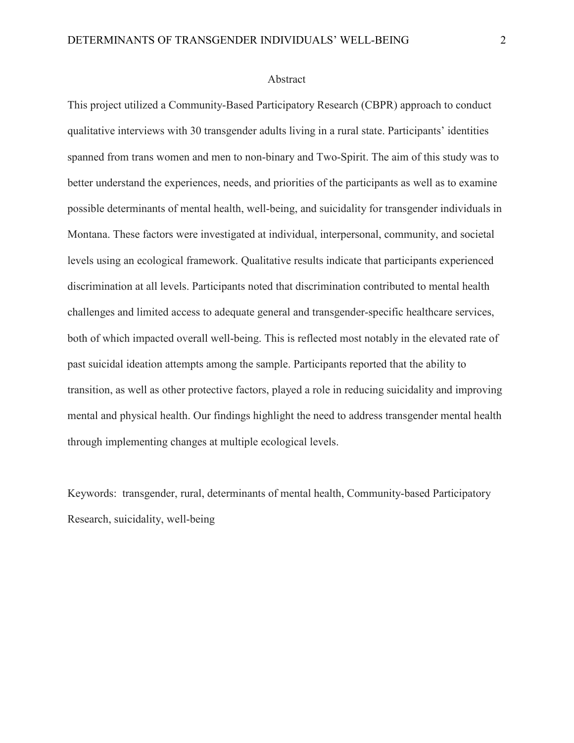# Abstract

This project utilized a Community-Based Participatory Research (CBPR) approach to conduct qualitative interviews with 30 transgender adults living in a rural state. Participants' identities spanned from trans women and men to non-binary and Two-Spirit. The aim of this study was to better understand the experiences, needs, and priorities of the participants as well as to examine possible determinants of mental health, well-being, and suicidality for transgender individuals in Montana. These factors were investigated at individual, interpersonal, community, and societal levels using an ecological framework. Qualitative results indicate that participants experienced discrimination at all levels. Participants noted that discrimination contributed to mental health challenges and limited access to adequate general and transgender-specific healthcare services, both of which impacted overall well-being. This is reflected most notably in the elevated rate of past suicidal ideation attempts among the sample. Participants reported that the ability to transition, as well as other protective factors, played a role in reducing suicidality and improving mental and physical health. Our findings highlight the need to address transgender mental health through implementing changes at multiple ecological levels.

Keywords: transgender, rural, determinants of mental health, Community-based Participatory Research, suicidality, well-being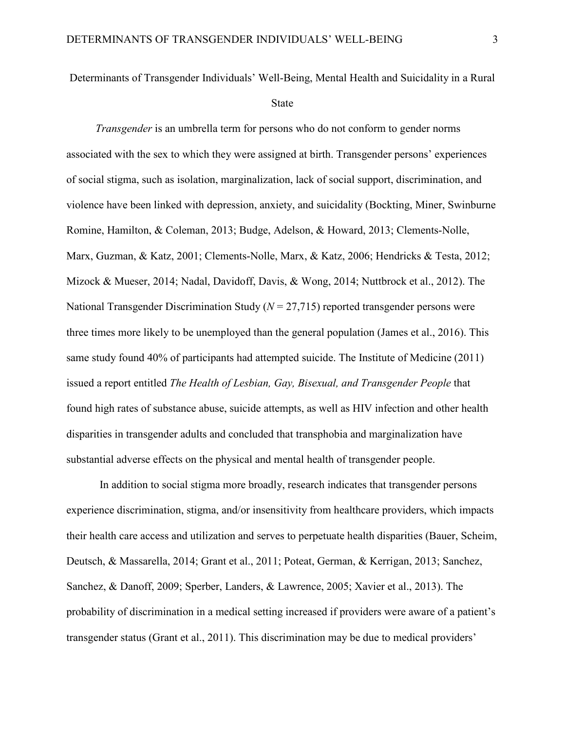# Determinants of Transgender Individuals' Well-Being, Mental Health and Suicidality in a Rural State

*Transgender* is an umbrella term for persons who do not conform to gender norms associated with the sex to which they were assigned at birth. Transgender persons' experiences of social stigma, such as isolation, marginalization, lack of social support, discrimination, and violence have been linked with depression, anxiety, and suicidality (Bockting, Miner, Swinburne Romine, Hamilton, & Coleman, 2013; Budge, Adelson, & Howard, 2013; Clements-Nolle, Marx, Guzman, & Katz, 2001; Clements-Nolle, Marx, & Katz, 2006; Hendricks & Testa, 2012; Mizock & Mueser, 2014; Nadal, Davidoff, Davis, & Wong, 2014; Nuttbrock et al., 2012). The National Transgender Discrimination Study ($N$ = 27,715) reported transgender persons were three times more likely to be unemployed than the general population (James et al., 2016). This same study found 40% of participants had attempted suicide. The Institute of Medicine (2011) issued a report entitled *The Health of Lesbian, Gay, Bisexual, and Transgender People* that found high rates of substance abuse, suicide attempts, as well as HIV infection and other health disparities in transgender adults and concluded that transphobia and marginalization have substantial adverse effects on the physical and mental health of transgender people.

In addition to social stigma more broadly, research indicates that transgender persons experience discrimination, stigma, and/or insensitivity from healthcare providers, which impacts their health care access and utilization and serves to perpetuate health disparities (Bauer, Scheim, Deutsch, & Massarella, 2014; Grant et al., 2011; Poteat, German, & Kerrigan, 2013; Sanchez, Sanchez, & Danoff, 2009; Sperber, Landers, & Lawrence, 2005; Xavier et al., 2013). The probability of discrimination in a medical setting increased if providers were aware of a patient's transgender status (Grant et al., 2011). This discrimination may be due to medical providers'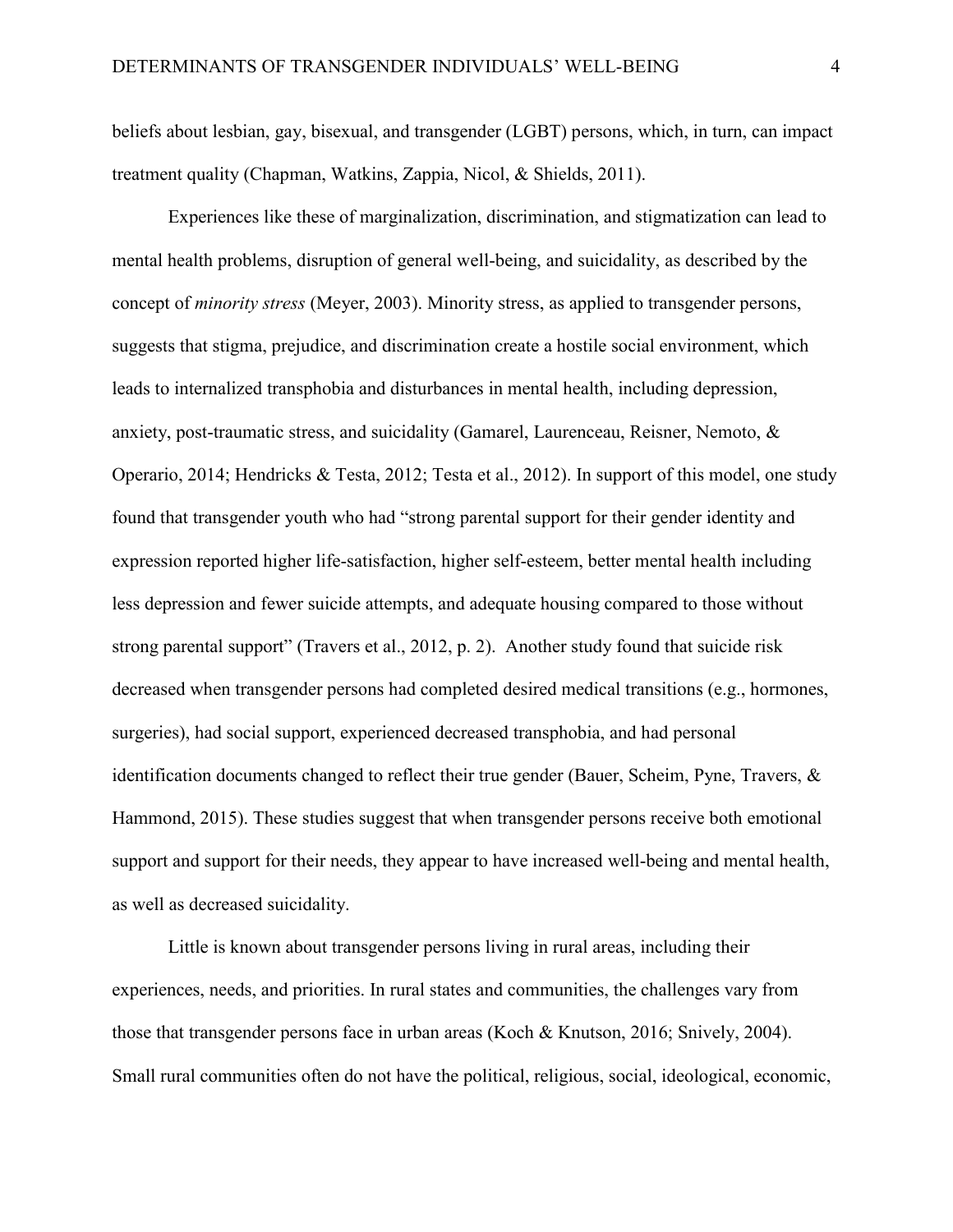beliefs about lesbian, gay, bisexual, and transgender (LGBT) persons, which, in turn, can impact treatment quality (Chapman, Watkins, Zappia, Nicol, & Shields, 2011).

Experiences like these of marginalization, discrimination, and stigmatization can lead to mental health problems, disruption of general well-being, and suicidality, as described by the concept of *minority stress* (Meyer, 2003). Minority stress, as applied to transgender persons, suggests that stigma, prejudice, and discrimination create a hostile social environment, which leads to internalized transphobia and disturbances in mental health, including depression, anxiety, post-traumatic stress, and suicidality (Gamarel, Laurenceau, Reisner, Nemoto, & Operario, 2014; Hendricks & Testa, 2012; Testa et al., 2012). In support of this model, one study found that transgender youth who had "strong parental support for their gender identity and expression reported higher life-satisfaction, higher self-esteem, better mental health including less depression and fewer suicide attempts, and adequate housing compared to those without strong parental support" (Travers et al., 2012, p. 2). Another study found that suicide risk decreased when transgender persons had completed desired medical transitions (e.g., hormones, surgeries), had social support, experienced decreased transphobia, and had personal identification documents changed to reflect their true gender (Bauer, Scheim, Pyne, Travers, & Hammond, 2015). These studies suggest that when transgender persons receive both emotional support and support for their needs, they appear to have increased well-being and mental health, as well as decreased suicidality.

Little is known about transgender persons living in rural areas, including their experiences, needs, and priorities. In rural states and communities, the challenges vary from those that transgender persons face in urban areas (Koch & Knutson, 2016; Snively, 2004). Small rural communities often do not have the political, religious, social, ideological, economic,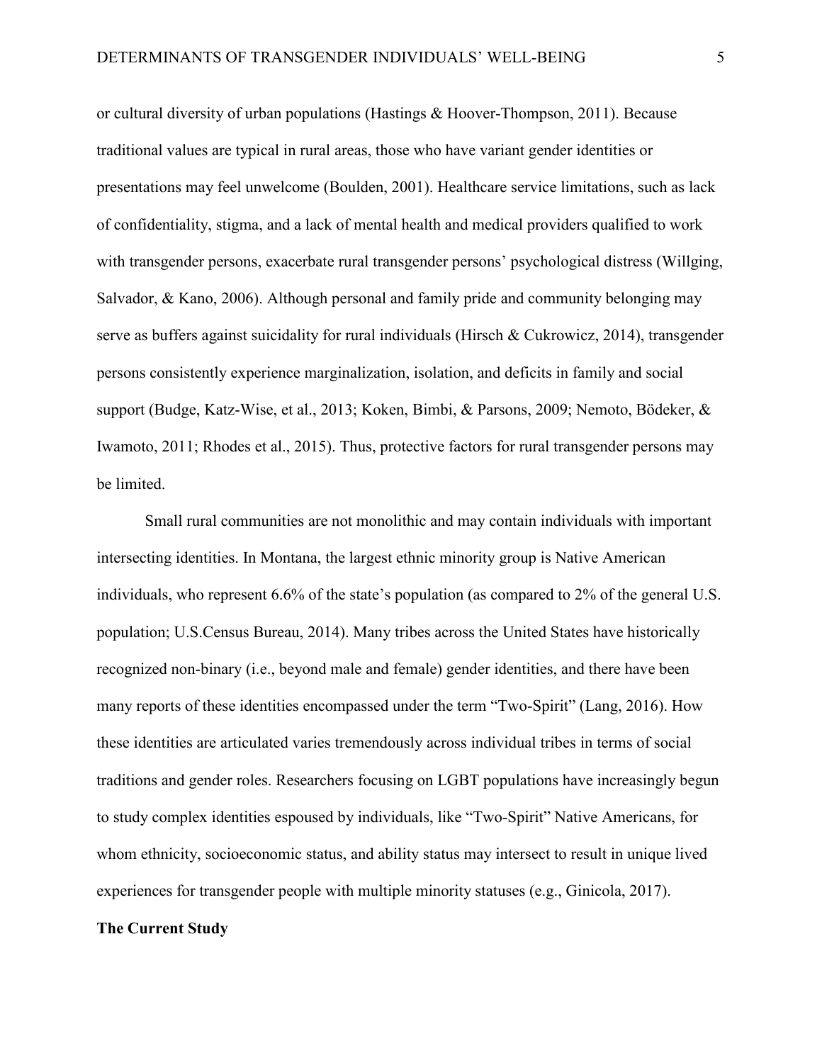or cultural diversity of urban populations (Hastings & Hoover-Thompson, 2011). Because traditional values are typical in rural areas, those who have variant gender identities or presentations may feel unwelcome (Boulden, 2001). Healthcare service limitations, such as lack of confidentiality, stigma, and a lack of mental health and medical providers qualified to work with transgender persons, exacerbate rural transgender persons' psychological distress (Willging, Salvador, & Kano, 2006). Although personal and family pride and community belonging may serve as buffers against suicidality for rural individuals (Hirsch & Cukrowicz, 2014), transgender persons consistently experience marginalization, isolation, and deficits in family and social support (Budge, Katz-Wise, et al., 2013; Koken, Bimbi, & Parsons, 2009; Nemoto, Bödeker, & Iwamoto, 2011; Rhodes et al., 2015). Thus, protective factors for rural transgender persons may be limited.

Small rural communities are not monolithic and may contain individuals with important intersecting identities. In Montana, the largest ethnic minority group is Native American individuals, who represent 6.6% of the state's population (as compared to 2% of the general U.S. population; U.S.Census Bureau, 2014). Many tribes across the United States have historically recognized non-binary (i.e., beyond male and female) gender identities, and there have been many reports of these identities encompassed under the term "Two-Spirit" (Lang, 2016). How these identities are articulated varies tremendously across individual tribes in terms of social traditions and gender roles. Researchers focusing on LGBT populations have increasingly begun to study complex identities espoused by individuals, like "Two-Spirit" Native Americans, for whom ethnicity, socioeconomic status, and ability status may intersect to result in unique lived experiences for transgender people with multiple minority statuses (e.g., Ginicola, 2017).

## The Current Study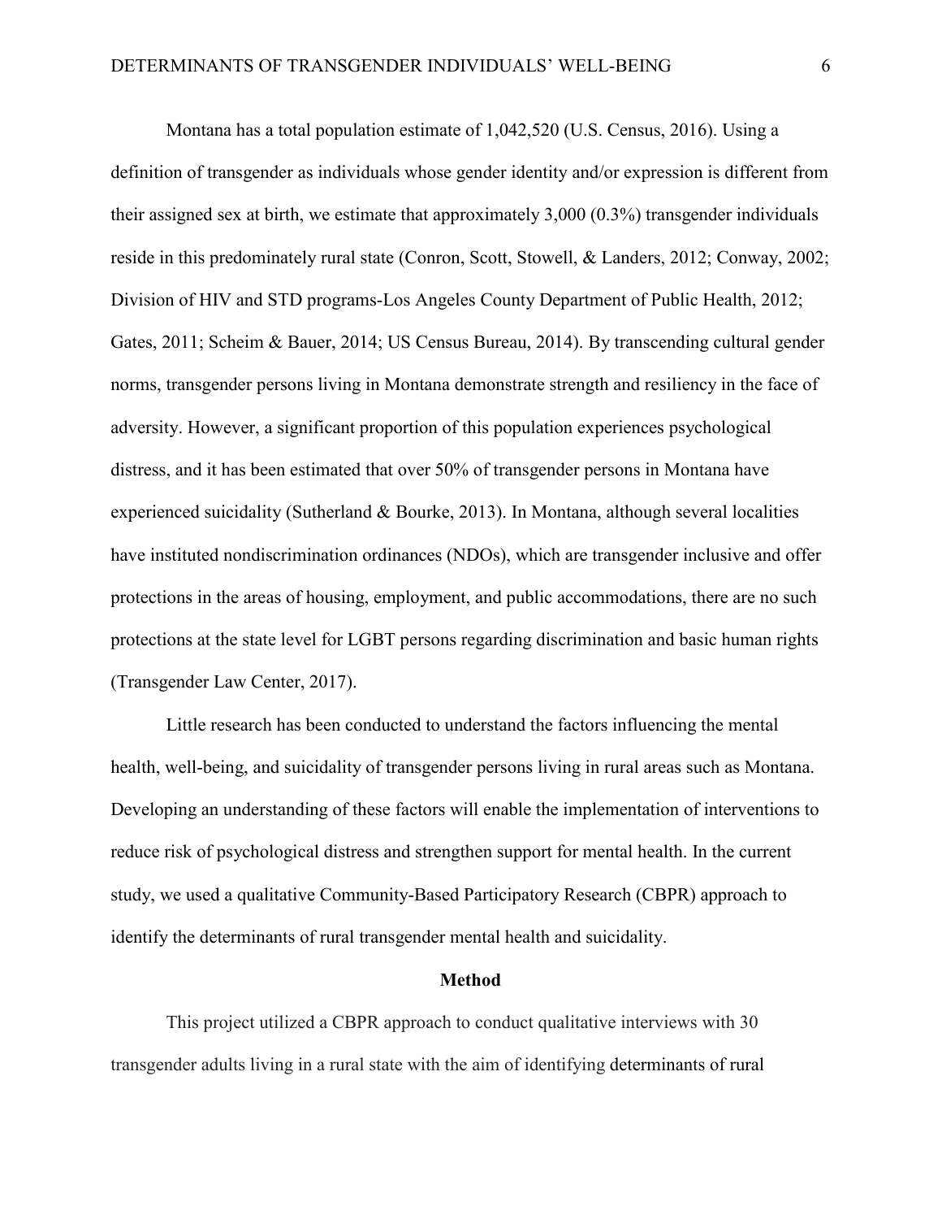Montana has a total population estimate of 1,042,520 (U.S. Census, 2016). Using a definition of transgender as individuals whose gender identity and/or expression is different from their assigned sex at birth, we estimate that approximately 3,000 (0.3%) transgender individuals reside in this predominately rural state (Conron, Scott, Stowell, & Landers, 2012; Conway, 2002; Division of HIV and STD programs-Los Angeles County Department of Public Health, 2012; Gates, 2011; Scheim & Bauer, 2014; US Census Bureau, 2014). By transcending cultural gender norms, transgender persons living in Montana demonstrate strength and resiliency in the face of adversity. However, a significant proportion of this population experiences psychological distress, and it has been estimated that over 50% of transgender persons in Montana have experienced suicidality (Sutherland & Bourke, 2013). In Montana, although several localities have instituted nondiscrimination ordinances (NDOs), which are transgender inclusive and offer protections in the areas of housing, employment, and public accommodations, there are no such protections at the state level for LGBT persons regarding discrimination and basic human rights (Transgender Law Center, 2017).

Little research has been conducted to understand the factors influencing the mental health, well-being, and suicidality of transgender persons living in rural areas such as Montana. Developing an understanding of these factors will enable the implementation of interventions to reduce risk of psychological distress and strengthen support for mental health. In the current study, we used a qualitative Community-Based Participatory Research (CBPR) approach to identify the determinants of rural transgender mental health and suicidality.

## Method

This project utilized a CBPR approach to conduct qualitative interviews with 30 transgender adults living in a rural state with the aim of identifying determinants of rural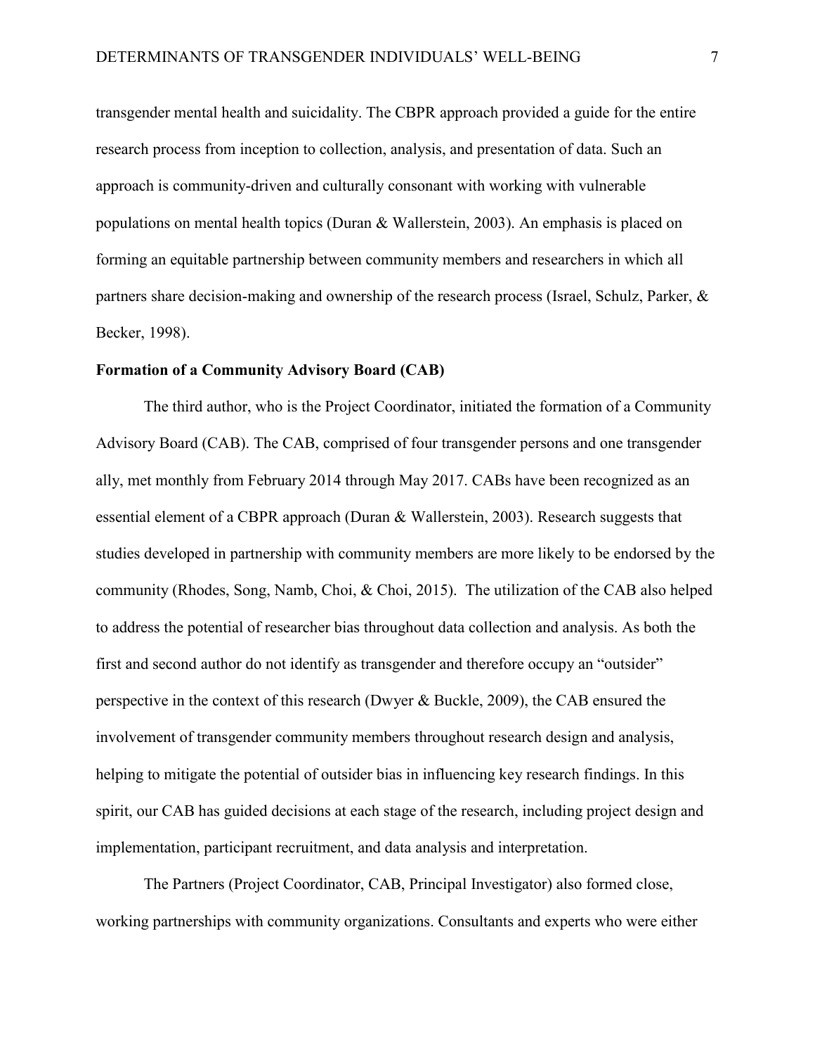transgender mental health and suicidality. The CBPR approach provided a guide for the entire research process from inception to collection, analysis, and presentation of data. Such an approach is community-driven and culturally consonant with working with vulnerable populations on mental health topics (Duran & Wallerstein, 2003). An emphasis is placed on forming an equitable partnership between community members and researchers in which all partners share decision-making and ownership of the research process (Israel, Schulz, Parker, & Becker, 1998).

**Formation of a Community Advisory Board (CAB)**

The third author, who is the Project Coordinator, initiated the formation of a Community Advisory Board (CAB). The CAB, comprised of four transgender persons and one transgender ally, met monthly from February 2014 through May 2017. CABs have been recognized as an essential element of a CBPR approach (Duran & Wallerstein, 2003). Research suggests that studies developed in partnership with community members are more likely to be endorsed by the community (Rhodes, Song, Namb, Choi, & Choi, 2015). The utilization of the CAB also helped to address the potential of researcher bias throughout data collection and analysis. As both the first and second author do not identify as transgender and therefore occupy an "outsider" perspective in the context of this research (Dwyer & Buckle, 2009), the CAB ensured the involvement of transgender community members throughout research design and analysis, helping to mitigate the potential of outsider bias in influencing key research findings. In this spirit, our CAB has guided decisions at each stage of the research, including project design and implementation, participant recruitment, and data analysis and interpretation.

The Partners (Project Coordinator, CAB, Principal Investigator) also formed close, working partnerships with community organizations. Consultants and experts who were either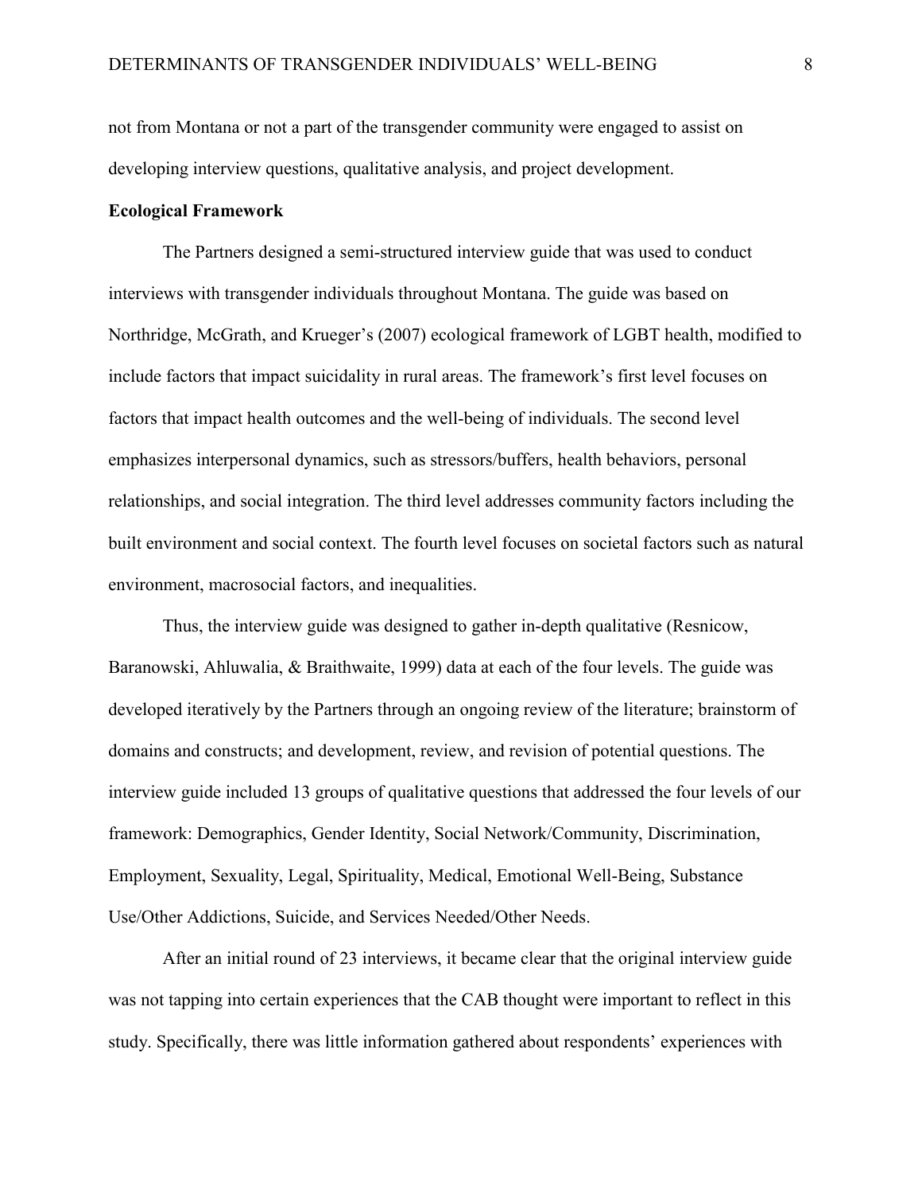not from Montana or not a part of the transgender community were engaged to assist on developing interview questions, qualitative analysis, and project development.

**Ecological Framework**

The Partners designed a semi-structured interview guide that was used to conduct interviews with transgender individuals throughout Montana. The guide was based on Northridge, McGrath, and Krueger's (2007) ecological framework of LGBT health, modified to include factors that impact suicidality in rural areas. The framework's first level focuses on factors that impact health outcomes and the well-being of individuals. The second level emphasizes interpersonal dynamics, such as stressors/buffers, health behaviors, personal relationships, and social integration. The third level addresses community factors including the built environment and social context. The fourth level focuses on societal factors such as natural environment, macrosocial factors, and inequalities.

Thus, the interview guide was designed to gather in-depth qualitative (Resnicow, Baranowski, Ahluwalia, & Braithwaite, 1999) data at each of the four levels. The guide was developed iteratively by the Partners through an ongoing review of the literature; brainstorm of domains and constructs; and development, review, and revision of potential questions. The interview guide included 13 groups of qualitative questions that addressed the four levels of our framework: Demographics, Gender Identity, Social Network/Community, Discrimination, Employment, Sexuality, Legal, Spirituality, Medical, Emotional Well-Being, Substance Use/Other Addictions, Suicide, and Services Needed/Other Needs.

After an initial round of 23 interviews, it became clear that the original interview guide was not tapping into certain experiences that the CAB thought were important to reflect in this study. Specifically, there was little information gathered about respondents' experiences with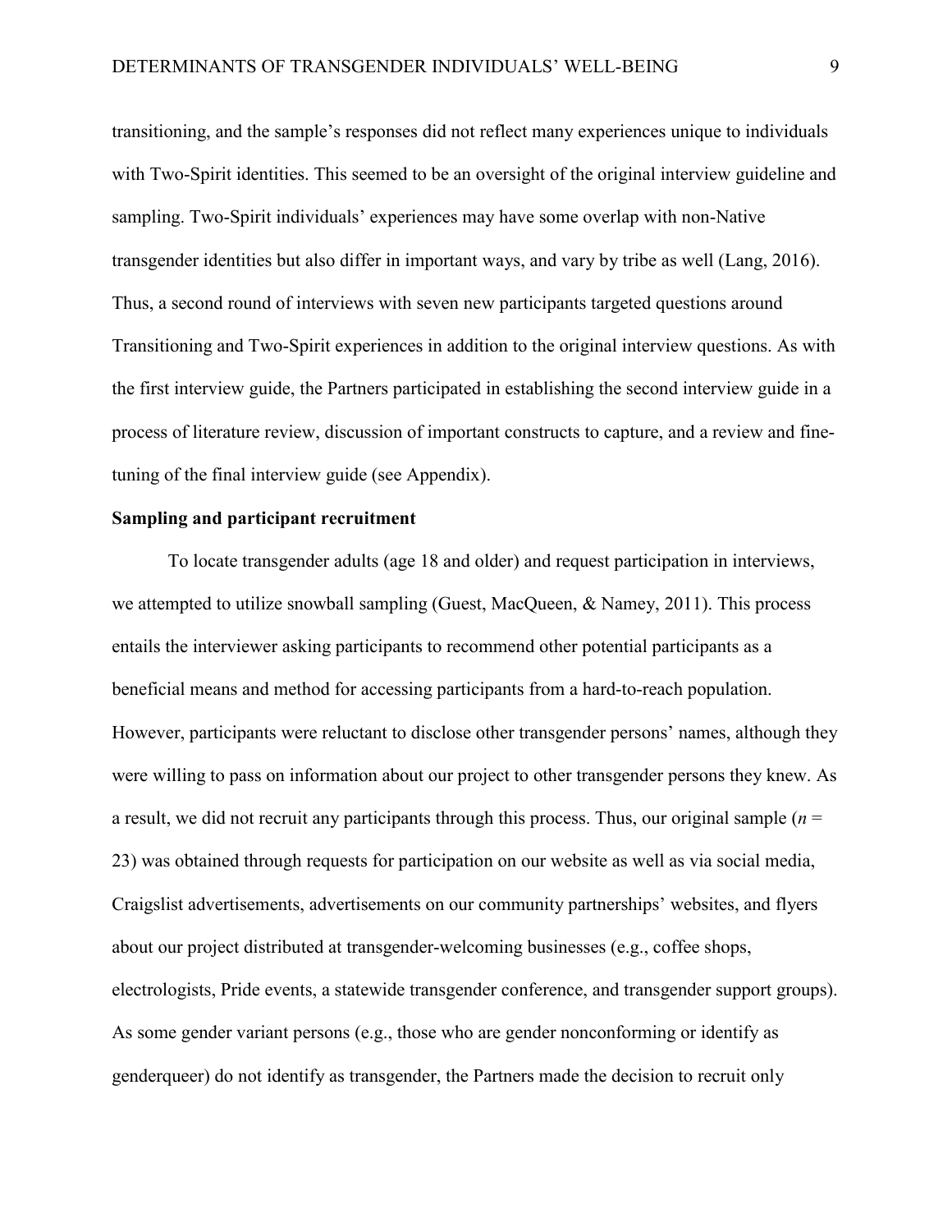transitioning, and the sample's responses did not reflect many experiences unique to individuals with Two-Spirit identities. This seemed to be an oversight of the original interview guideline and sampling. Two-Spirit individuals' experiences may have some overlap with non-Native transgender identities but also differ in important ways, and vary by tribe as well (Lang, 2016). Thus, a second round of interviews with seven new participants targeted questions around Transitioning and Two-Spirit experiences in addition to the original interview questions. As with the first interview guide, the Partners participated in establishing the second interview guide in a process of literature review, discussion of important constructs to capture, and a review and fine-tuning of the final interview guide (see Appendix).

**Sampling and participant recruitment**

To locate transgender adults (age 18 and older) and request participation in interviews, we attempted to utilize snowball sampling (Guest, MacQueen, & Namey, 2011). This process entails the interviewer asking participants to recommend other potential participants as a beneficial means and method for accessing participants from a hard-to-reach population. However, participants were reluctant to disclose other transgender persons' names, although they were willing to pass on information about our project to other transgender persons they knew. As a result, we did not recruit any participants through this process. Thus, our original sample ($n$ = 23) was obtained through requests for participation on our website as well as via social media, Craigslist advertisements, advertisements on our community partnerships' websites, and flyers about our project distributed at transgender-welcoming businesses (e.g., coffee shops, electrologists, Pride events, a statewide transgender conference, and transgender support groups). As some gender variant persons (e.g., those who are gender nonconforming or identify as genderqueer) do not identify as transgender, the Partners made the decision to recruit only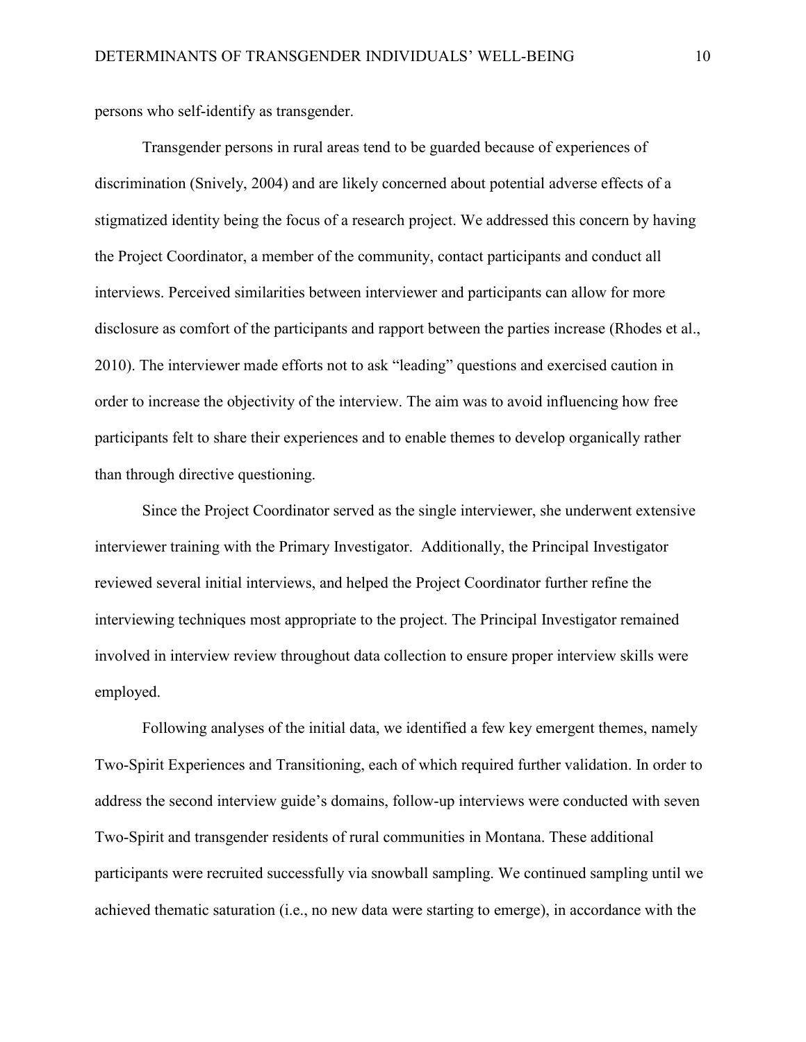persons who self-identify as transgender.

Transgender persons in rural areas tend to be guarded because of experiences of discrimination (Snively, 2004) and are likely concerned about potential adverse effects of a stigmatized identity being the focus of a research project. We addressed this concern by having the Project Coordinator, a member of the community, contact participants and conduct all interviews. Perceived similarities between interviewer and participants can allow for more disclosure as comfort of the participants and rapport between the parties increase (Rhodes et al., 2010). The interviewer made efforts not to ask "leading" questions and exercised caution in order to increase the objectivity of the interview. The aim was to avoid influencing how free participants felt to share their experiences and to enable themes to develop organically rather than through directive questioning.

Since the Project Coordinator served as the single interviewer, she underwent extensive interviewer training with the Primary Investigator. Additionally, the Principal Investigator reviewed several initial interviews, and helped the Project Coordinator further refine the interviewing techniques most appropriate to the project. The Principal Investigator remained involved in interview review throughout data collection to ensure proper interview skills were employed.

Following analyses of the initial data, we identified a few key emergent themes, namely Two-Spirit Experiences and Transitioning, each of which required further validation. In order to address the second interview guide's domains, follow-up interviews were conducted with seven Two-Spirit and transgender residents of rural communities in Montana. These additional participants were recruited successfully via snowball sampling. We continued sampling until we achieved thematic saturation (i.e., no new data were starting to emerge), in accordance with the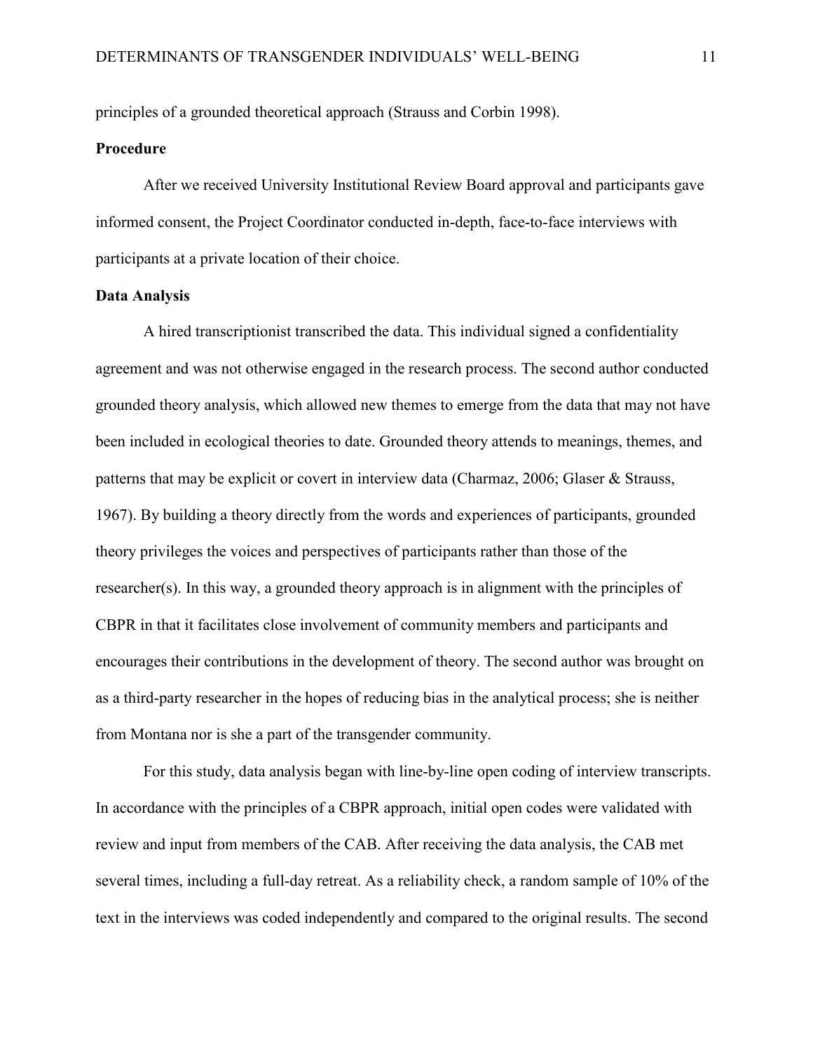principles of a grounded theoretical approach (Strauss and Corbin 1998).

**Procedure**

After we received University Institutional Review Board approval and participants gave informed consent, the Project Coordinator conducted in-depth, face-to-face interviews with participants at a private location of their choice.

**Data Analysis**

A hired transcriptionist transcribed the data. This individual signed a confidentiality agreement and was not otherwise engaged in the research process. The second author conducted grounded theory analysis, which allowed new themes to emerge from the data that may not have been included in ecological theories to date. Grounded theory attends to meanings, themes, and patterns that may be explicit or covert in interview data (Charmaz, 2006; Glaser & Strauss, 1967). By building a theory directly from the words and experiences of participants, grounded theory privileges the voices and perspectives of participants rather than those of the researcher(s). In this way, a grounded theory approach is in alignment with the principles of CBPR in that it facilitates close involvement of community members and participants and encourages their contributions in the development of theory. The second author was brought on as a third-party researcher in the hopes of reducing bias in the analytical process; she is neither from Montana nor is she a part of the transgender community.

For this study, data analysis began with line-by-line open coding of interview transcripts. In accordance with the principles of a CBPR approach, initial open codes were validated with review and input from members of the CAB. After receiving the data analysis, the CAB met several times, including a full-day retreat. As a reliability check, a random sample of 10% of the text in the interviews was coded independently and compared to the original results. The second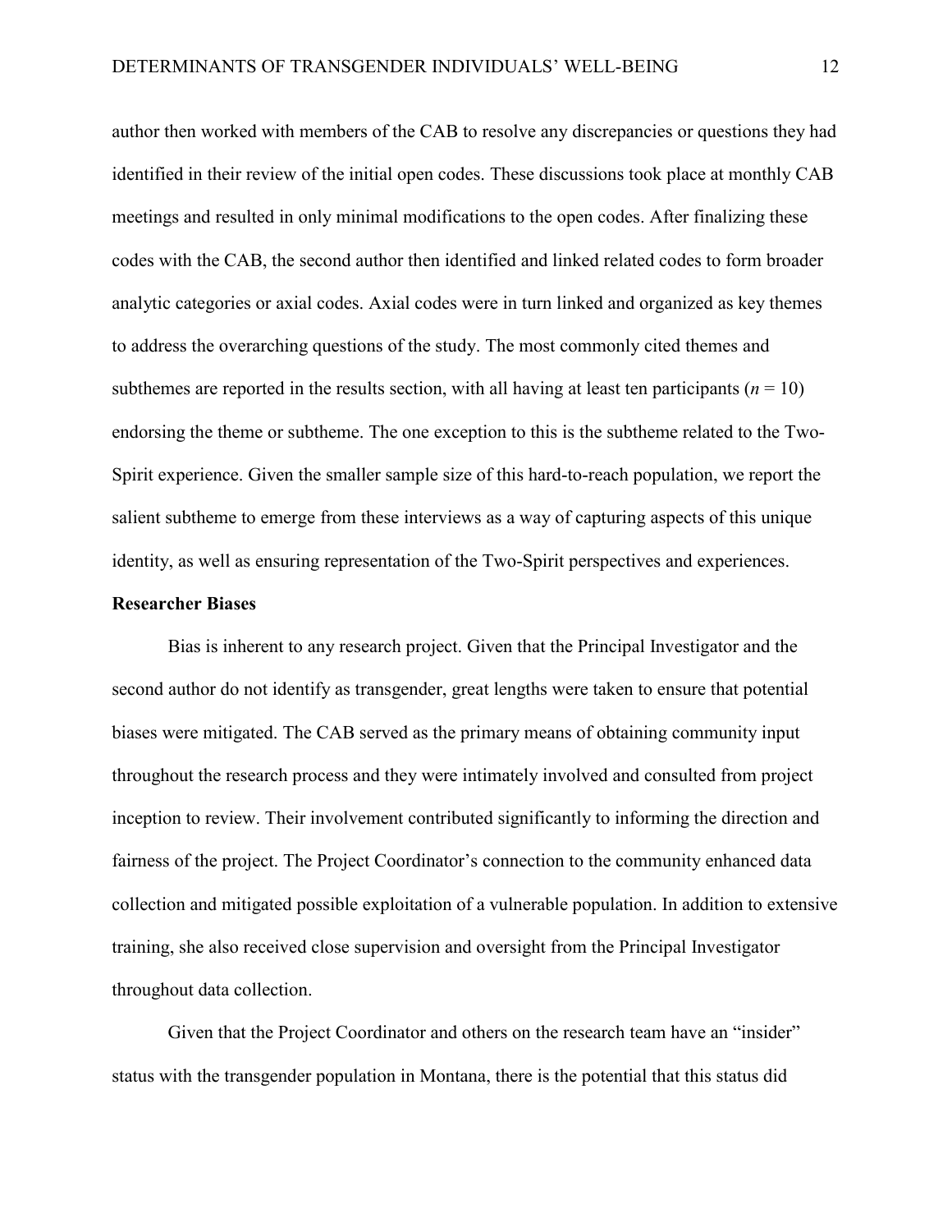author then worked with members of the CAB to resolve any discrepancies or questions they had identified in their review of the initial open codes. These discussions took place at monthly CAB meetings and resulted in only minimal modifications to the open codes. After finalizing these codes with the CAB, the second author then identified and linked related codes to form broader analytic categories or axial codes. Axial codes were in turn linked and organized as key themes to address the overarching questions of the study. The most commonly cited themes and subthemes are reported in the results section, with all having at least ten participants ($n$ = 10) endorsing the theme or subtheme. The one exception to this is the subtheme related to the Two-Spirit experience. Given the smaller sample size of this hard-to-reach population, we report the salient subtheme to emerge from these interviews as a way of capturing aspects of this unique identity, as well as ensuring representation of the Two-Spirit perspectives and experiences.

## Researcher Biases

Bias is inherent to any research project. Given that the Principal Investigator and the second author do not identify as transgender, great lengths were taken to ensure that potential biases were mitigated. The CAB served as the primary means of obtaining community input throughout the research process and they were intimately involved and consulted from project inception to review. Their involvement contributed significantly to informing the direction and fairness of the project. The Project Coordinator's connection to the community enhanced data collection and mitigated possible exploitation of a vulnerable population. In addition to extensive training, she also received close supervision and oversight from the Principal Investigator throughout data collection.

Given that the Project Coordinator and others on the research team have an "insider" status with the transgender population in Montana, there is the potential that this status did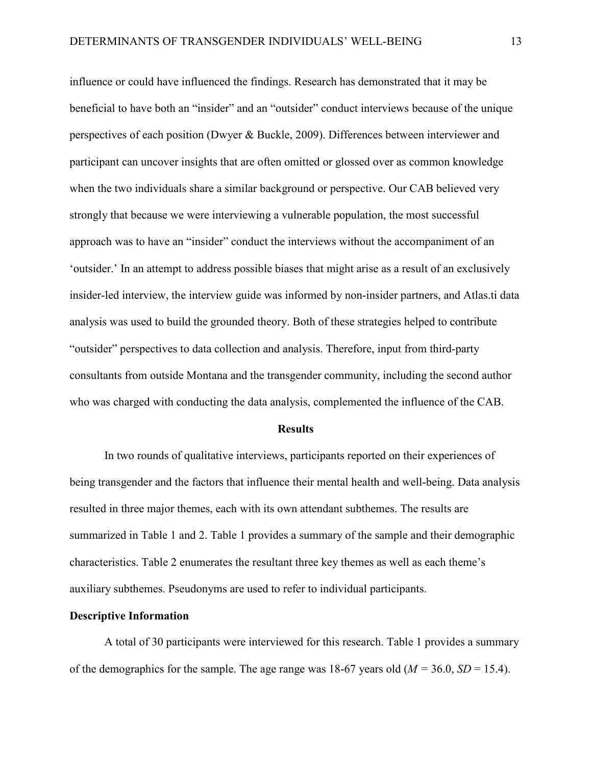influence or could have influenced the findings. Research has demonstrated that it may be beneficial to have both an "insider" and an "outsider" conduct interviews because of the unique perspectives of each position (Dwyer & Buckle, 2009). Differences between interviewer and participant can uncover insights that are often omitted or glossed over as common knowledge when the two individuals share a similar background or perspective. Our CAB believed very strongly that because we were interviewing a vulnerable population, the most successful approach was to have an "insider" conduct the interviews without the accompaniment of an 'outsider.' In an attempt to address possible biases that might arise as a result of an exclusively insider-led interview, the interview guide was informed by non-insider partners, and Atlas.ti data analysis was used to build the grounded theory. Both of these strategies helped to contribute "outsider" perspectives to data collection and analysis. Therefore, input from third-party consultants from outside Montana and the transgender community, including the second author who was charged with conducting the data analysis, complemented the influence of the CAB.

## Results

In two rounds of qualitative interviews, participants reported on their experiences of being transgender and the factors that influence their mental health and well-being. Data analysis resulted in three major themes, each with its own attendant subthemes. The results are summarized in Table 1 and 2. Table 1 provides a summary of the sample and their demographic characteristics. Table 2 enumerates the resultant three key themes as well as each theme's auxiliary subthemes. Pseudonyms are used to refer to individual participants.

### Descriptive Information

A total of 30 participants were interviewed for this research. Table 1 provides a summary of the demographics for the sample. The age range was 18-67 years old ($M$ = 36.0, $SD$ = 15.4).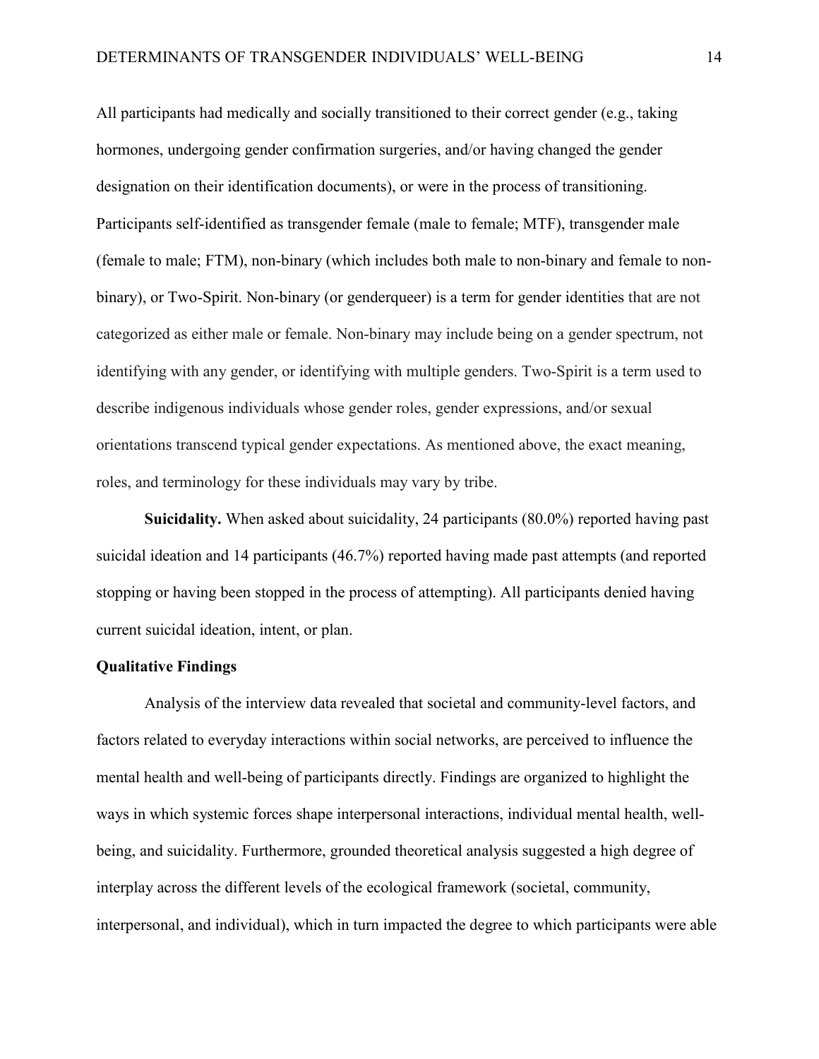All participants had medically and socially transitioned to their correct gender (e.g., taking hormones, undergoing gender confirmation surgeries, and/or having changed the gender designation on their identification documents), or were in the process of transitioning. Participants self-identified as transgender female (male to female; MTF), transgender male (female to male; FTM), non-binary (which includes both male to non-binary and female to non-binary), or Two-Spirit. Non-binary (or genderqueer) is a term for gender identities that are not categorized as either male or female. Non-binary may include being on a gender spectrum, not identifying with any gender, or identifying with multiple genders. Two-Spirit is a term used to describe indigenous individuals whose gender roles, gender expressions, and/or sexual orientations transcend typical gender expectations. As mentioned above, the exact meaning, roles, and terminology for these individuals may vary by tribe.

**Suicidality.** When asked about suicidality, 24 participants (80.0%) reported having past suicidal ideation and 14 participants (46.7%) reported having made past attempts (and reported stopping or having been stopped in the process of attempting). All participants denied having current suicidal ideation, intent, or plan.

## Qualitative Findings

Analysis of the interview data revealed that societal and community-level factors, and factors related to everyday interactions within social networks, are perceived to influence the mental health and well-being of participants directly. Findings are organized to highlight the ways in which systemic forces shape interpersonal interactions, individual mental health, well-being, and suicidality. Furthermore, grounded theoretical analysis suggested a high degree of interplay across the different levels of the ecological framework (societal, community, interpersonal, and individual), which in turn impacted the degree to which participants were able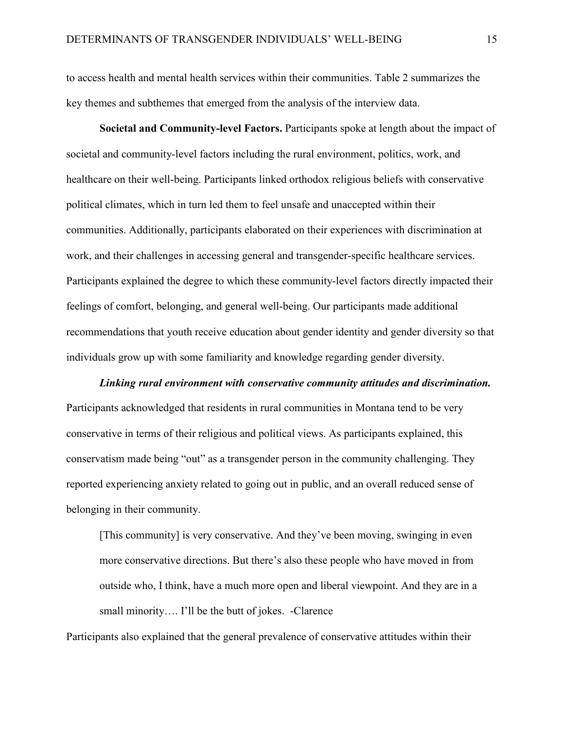to access health and mental health services within their communities. Table 2 summarizes the key themes and subthemes that emerged from the analysis of the interview data.

**Societal and Community-level Factors.** Participants spoke at length about the impact of societal and community-level factors including the rural environment, politics, work, and healthcare on their well-being. Participants linked orthodox religious beliefs with conservative political climates, which in turn led them to feel unsafe and unaccepted within their communities. Additionally, participants elaborated on their experiences with discrimination at work, and their challenges in accessing general and transgender-specific healthcare services. Participants explained the degree to which these community-level factors directly impacted their feelings of comfort, belonging, and general well-being. Our participants made additional recommendations that youth receive education about gender identity and gender diversity so that individuals grow up with some familiarity and knowledge regarding gender diversity.

***Linking rural environment with conservative community attitudes and discrimination.*** Participants acknowledged that residents in rural communities in Montana tend to be very conservative in terms of their religious and political views. As participants explained, this conservatism made being "out" as a transgender person in the community challenging. They reported experiencing anxiety related to going out in public, and an overall reduced sense of belonging in their community.

> [This community] is very conservative. And they've been moving, swinging in even more conservative directions. But there's also these people who have moved in from outside who, I think, have a much more open and liberal viewpoint. And they are in a small minority…. I'll be the butt of jokes. -Clarence

Participants also explained that the general prevalence of conservative attitudes within their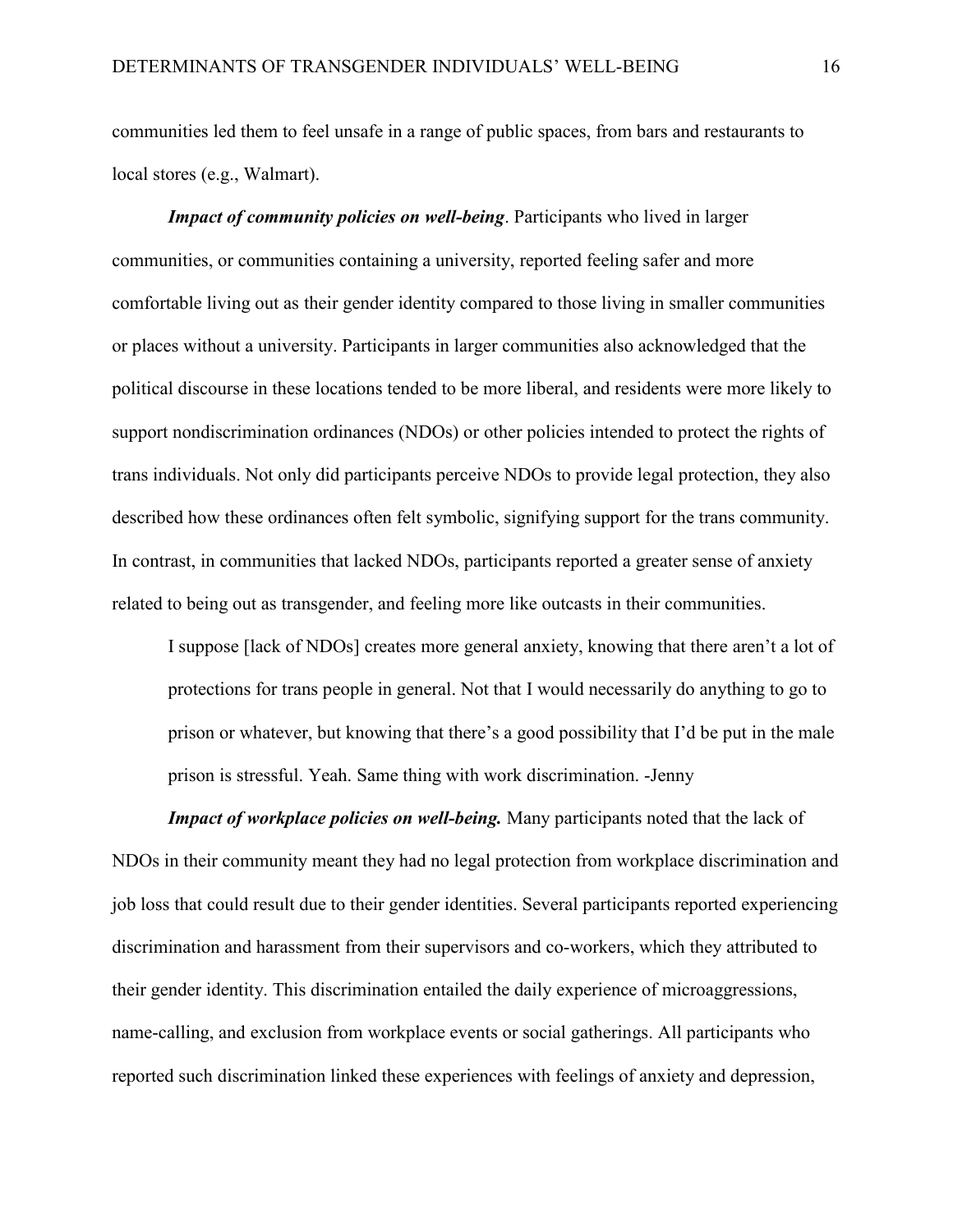communities led them to feel unsafe in a range of public spaces, from bars and restaurants to local stores (e.g., Walmart).

***Impact of community policies on well-being***. Participants who lived in larger communities, or communities containing a university, reported feeling safer and more comfortable living out as their gender identity compared to those living in smaller communities or places without a university. Participants in larger communities also acknowledged that the political discourse in these locations tended to be more liberal, and residents were more likely to support nondiscrimination ordinances (NDOs) or other policies intended to protect the rights of trans individuals. Not only did participants perceive NDOs to provide legal protection, they also described how these ordinances often felt symbolic, signifying support for the trans community. In contrast, in communities that lacked NDOs, participants reported a greater sense of anxiety related to being out as transgender, and feeling more like outcasts in their communities.

> I suppose [lack of NDOs] creates more general anxiety, knowing that there aren't a lot of protections for trans people in general. Not that I would necessarily do anything to go to prison or whatever, but knowing that there's a good possibility that I'd be put in the male prison is stressful. Yeah. Same thing with work discrimination. -Jenny

***Impact of workplace policies on well-being.*** Many participants noted that the lack of NDOs in their community meant they had no legal protection from workplace discrimination and job loss that could result due to their gender identities. Several participants reported experiencing discrimination and harassment from their supervisors and co-workers, which they attributed to their gender identity. This discrimination entailed the daily experience of microaggressions, name-calling, and exclusion from workplace events or social gatherings. All participants who reported such discrimination linked these experiences with feelings of anxiety and depression,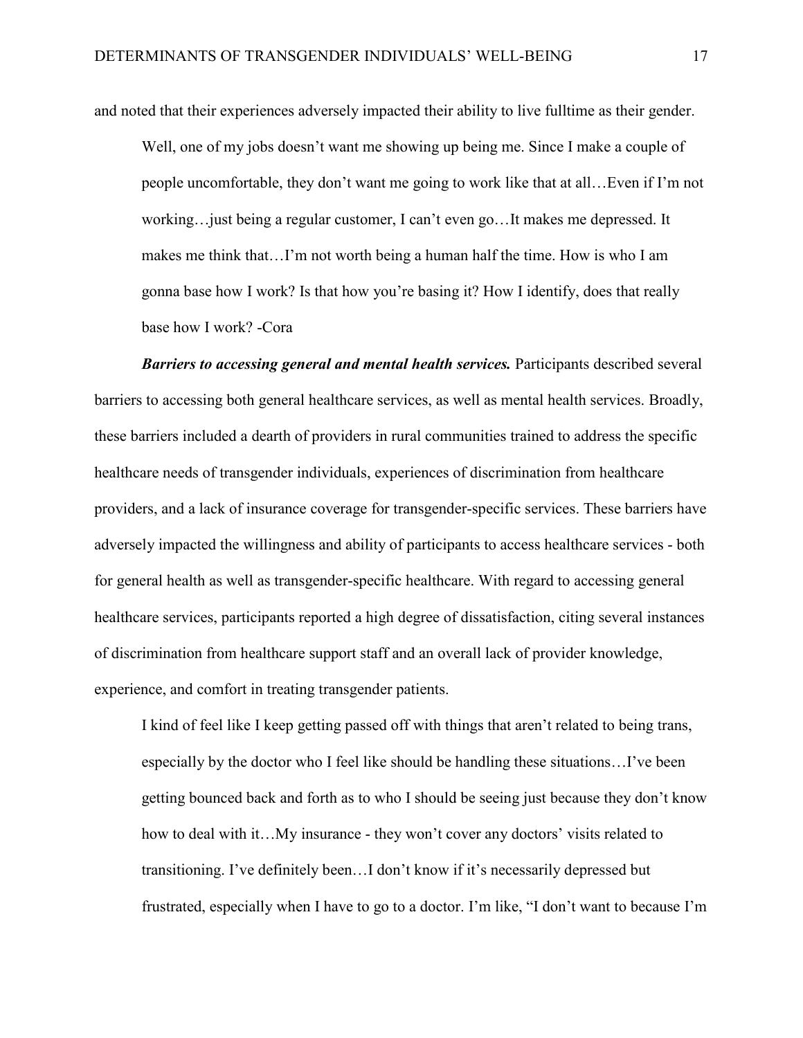and noted that their experiences adversely impacted their ability to live fulltime as their gender.

> Well, one of my jobs doesn't want me showing up being me. Since I make a couple of people uncomfortable, they don't want me going to work like that at all…Even if I'm not working…just being a regular customer, I can't even go…It makes me depressed. It makes me think that…I'm not worth being a human half the time. How is who I am gonna base how I work? Is that how you're basing it? How I identify, does that really base how I work? -Cora

***Barriers to accessing general and mental health services.*** Participants described several barriers to accessing both general healthcare services, as well as mental health services. Broadly, these barriers included a dearth of providers in rural communities trained to address the specific healthcare needs of transgender individuals, experiences of discrimination from healthcare providers, and a lack of insurance coverage for transgender-specific services. These barriers have adversely impacted the willingness and ability of participants to access healthcare services - both for general health as well as transgender-specific healthcare. With regard to accessing general healthcare services, participants reported a high degree of dissatisfaction, citing several instances of discrimination from healthcare support staff and an overall lack of provider knowledge, experience, and comfort in treating transgender patients.

> I kind of feel like I keep getting passed off with things that aren't related to being trans, especially by the doctor who I feel like should be handling these situations…I've been getting bounced back and forth as to who I should be seeing just because they don't know how to deal with it…My insurance - they won't cover any doctors' visits related to transitioning. I've definitely been…I don't know if it's necessarily depressed but frustrated, especially when I have to go to a doctor. I'm like, "I don't want to because I'm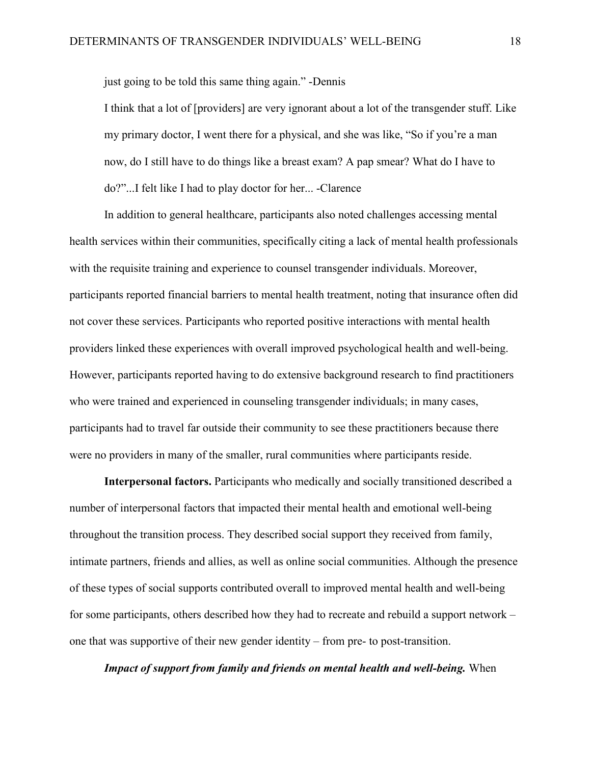just going to be told this same thing again." -Dennis

> I think that a lot of [providers] are very ignorant about a lot of the transgender stuff. Like my primary doctor, I went there for a physical, and she was like, "So if you're a man now, do I still have to do things like a breast exam? A pap smear? What do I have to do?"...I felt like I had to play doctor for her... -Clarence

In addition to general healthcare, participants also noted challenges accessing mental health services within their communities, specifically citing a lack of mental health professionals with the requisite training and experience to counsel transgender individuals. Moreover, participants reported financial barriers to mental health treatment, noting that insurance often did not cover these services. Participants who reported positive interactions with mental health providers linked these experiences with overall improved psychological health and well-being. However, participants reported having to do extensive background research to find practitioners who were trained and experienced in counseling transgender individuals; in many cases, participants had to travel far outside their community to see these practitioners because there were no providers in many of the smaller, rural communities where participants reside.

**Interpersonal factors.** Participants who medically and socially transitioned described a number of interpersonal factors that impacted their mental health and emotional well-being throughout the transition process. They described social support they received from family, intimate partners, friends and allies, as well as online social communities. Although the presence of these types of social supports contributed overall to improved mental health and well-being for some participants, others described how they had to recreate and rebuild a support network – one that was supportive of their new gender identity – from pre- to post-transition.

***Impact of support from family and friends on mental health and well-being.*** When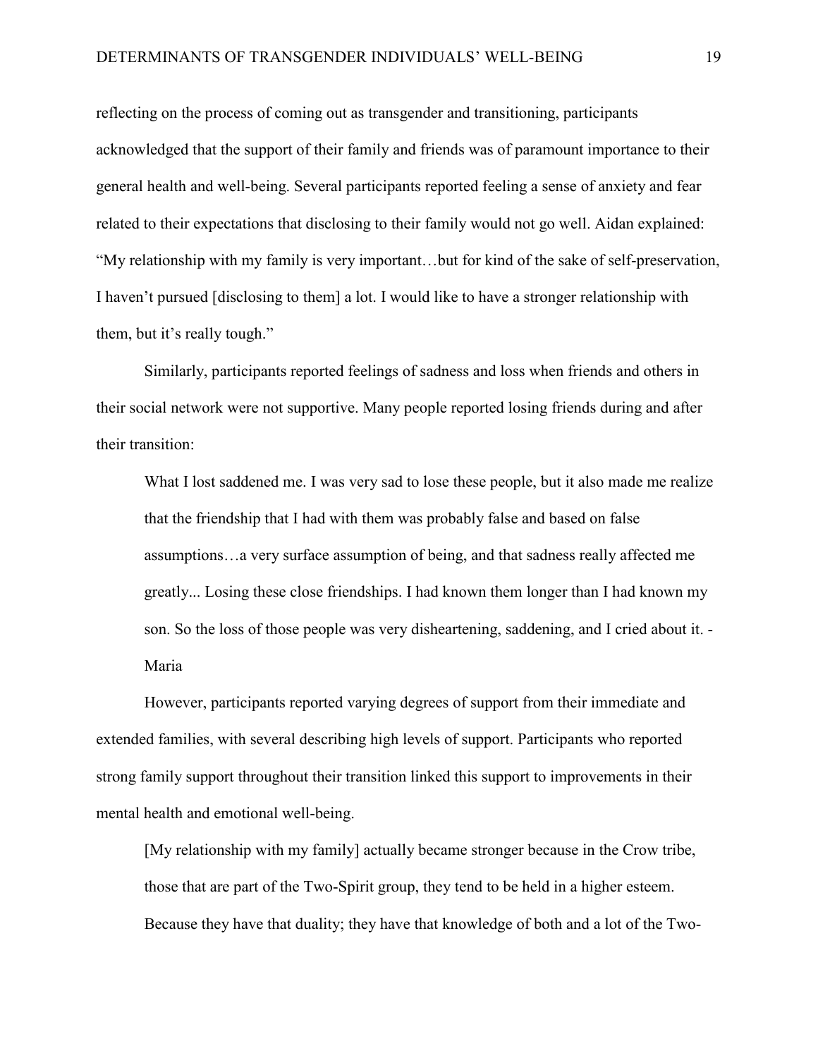reflecting on the process of coming out as transgender and transitioning, participants acknowledged that the support of their family and friends was of paramount importance to their general health and well-being. Several participants reported feeling a sense of anxiety and fear related to their expectations that disclosing to their family would not go well. Aidan explained: "My relationship with my family is very important…but for kind of the sake of self-preservation, I haven't pursued [disclosing to them] a lot. I would like to have a stronger relationship with them, but it's really tough."

Similarly, participants reported feelings of sadness and loss when friends and others in their social network were not supportive. Many people reported losing friends during and after their transition:

> What I lost saddened me. I was very sad to lose these people, but it also made me realize that the friendship that I had with them was probably false and based on false assumptions…a very surface assumption of being, and that sadness really affected me greatly... Losing these close friendships. I had known them longer than I had known my son. So the loss of those people was very disheartening, saddening, and I cried about it. - Maria

However, participants reported varying degrees of support from their immediate and extended families, with several describing high levels of support. Participants who reported strong family support throughout their transition linked this support to improvements in their mental health and emotional well-being.

> [My relationship with my family] actually became stronger because in the Crow tribe, those that are part of the Two-Spirit group, they tend to be held in a higher esteem. Because they have that duality; they have that knowledge of both and a lot of the Two-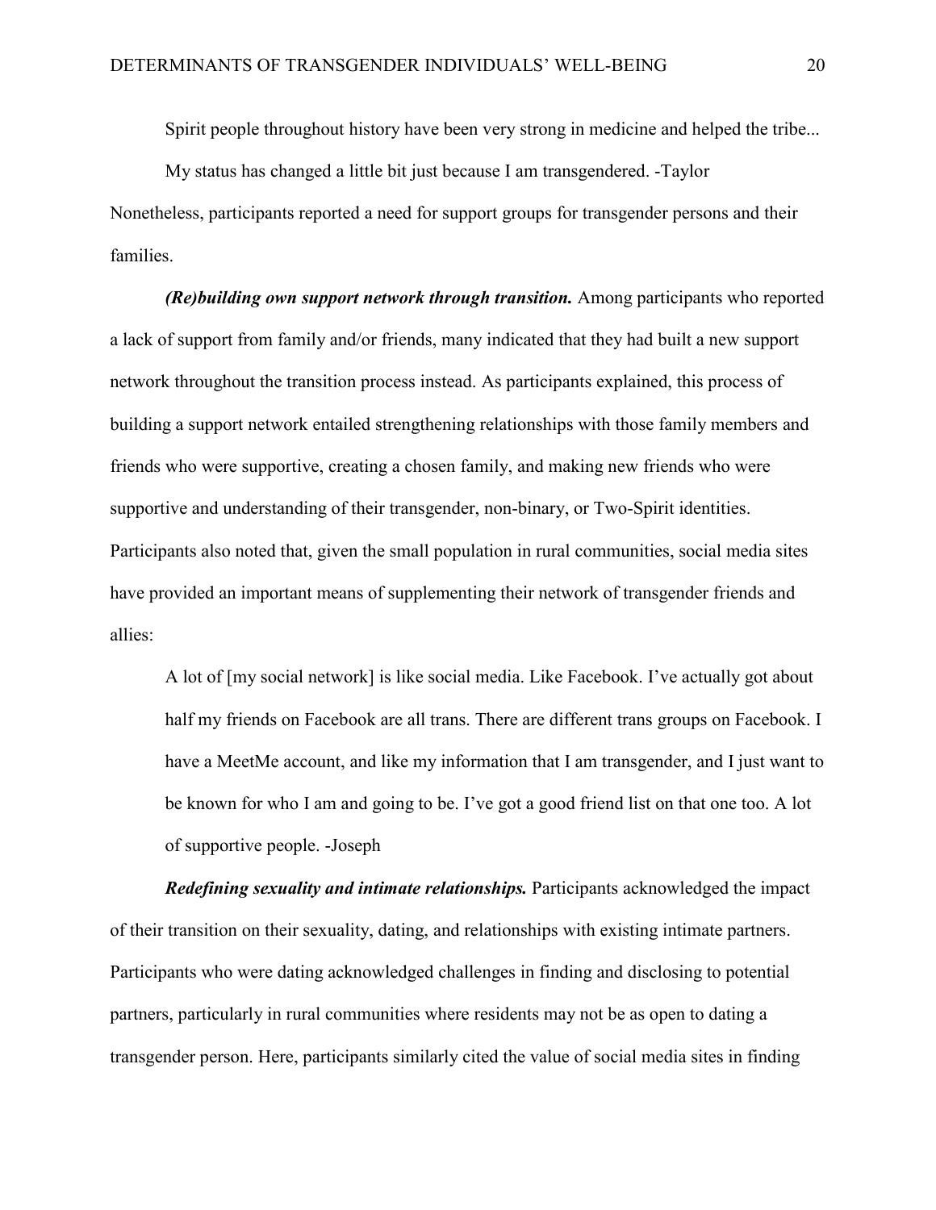> Spirit people throughout history have been very strong in medicine and helped the tribe... My status has changed a little bit just because I am transgendered. -Taylor

Nonetheless, participants reported a need for support groups for transgender persons and their families.

***(Re)building own support network through transition.*** Among participants who reported a lack of support from family and/or friends, many indicated that they had built a new support network throughout the transition process instead. As participants explained, this process of building a support network entailed strengthening relationships with those family members and friends who were supportive, creating a chosen family, and making new friends who were supportive and understanding of their transgender, non-binary, or Two-Spirit identities. Participants also noted that, given the small population in rural communities, social media sites have provided an important means of supplementing their network of transgender friends and allies:

> A lot of [my social network] is like social media. Like Facebook. I've actually got about half my friends on Facebook are all trans. There are different trans groups on Facebook. I have a MeetMe account, and like my information that I am transgender, and I just want to be known for who I am and going to be. I've got a good friend list on that one too. A lot of supportive people. -Joseph

***Redefining sexuality and intimate relationships.*** Participants acknowledged the impact of their transition on their sexuality, dating, and relationships with existing intimate partners. Participants who were dating acknowledged challenges in finding and disclosing to potential partners, particularly in rural communities where residents may not be as open to dating a transgender person. Here, participants similarly cited the value of social media sites in finding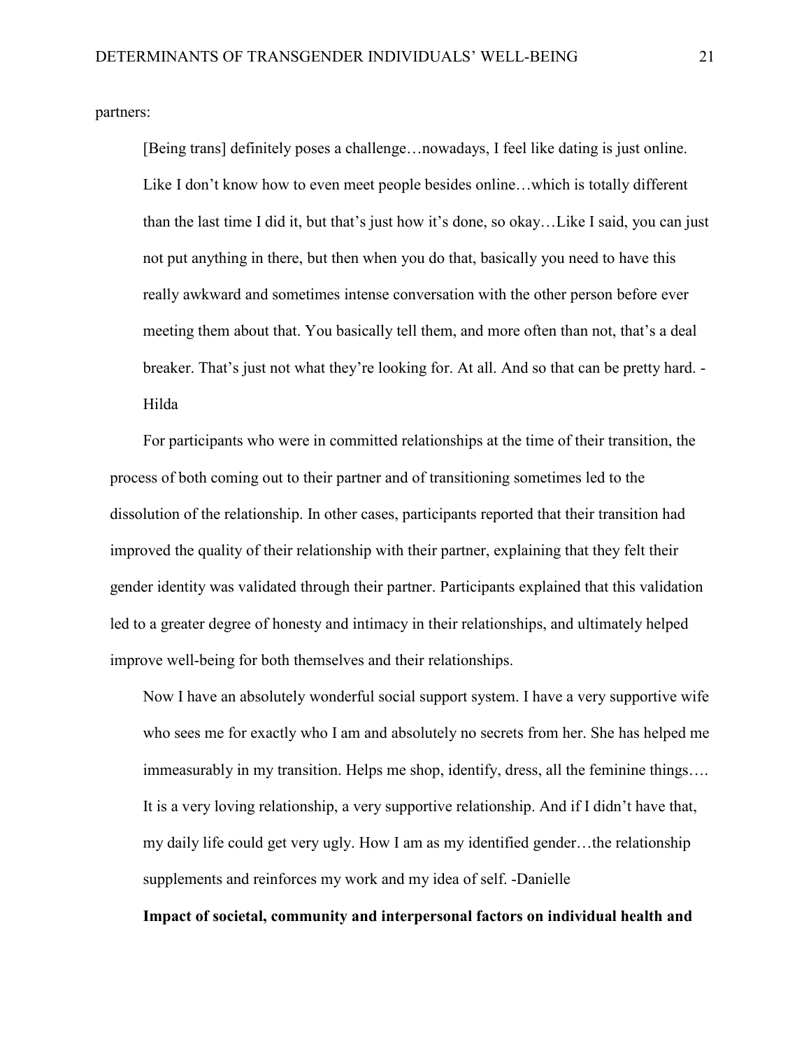partners:

> [Being trans] definitely poses a challenge…nowadays, I feel like dating is just online. Like I don't know how to even meet people besides online…which is totally different than the last time I did it, but that's just how it's done, so okay…Like I said, you can just not put anything in there, but then when you do that, basically you need to have this really awkward and sometimes intense conversation with the other person before ever meeting them about that. You basically tell them, and more often than not, that's a deal breaker. That's just not what they're looking for. At all. And so that can be pretty hard. -Hilda

For participants who were in committed relationships at the time of their transition, the process of both coming out to their partner and of transitioning sometimes led to the dissolution of the relationship. In other cases, participants reported that their transition had improved the quality of their relationship with their partner, explaining that they felt their gender identity was validated through their partner. Participants explained that this validation led to a greater degree of honesty and intimacy in their relationships, and ultimately helped improve well-being for both themselves and their relationships.

> Now I have an absolutely wonderful social support system. I have a very supportive wife who sees me for exactly who I am and absolutely no secrets from her. She has helped me immeasurably in my transition. Helps me shop, identify, dress, all the feminine things…. It is a very loving relationship, a very supportive relationship. And if I didn't have that, my daily life could get very ugly. How I am as my identified gender…the relationship supplements and reinforces my work and my idea of self. -Danielle

**Impact of societal, community and interpersonal factors on individual health and**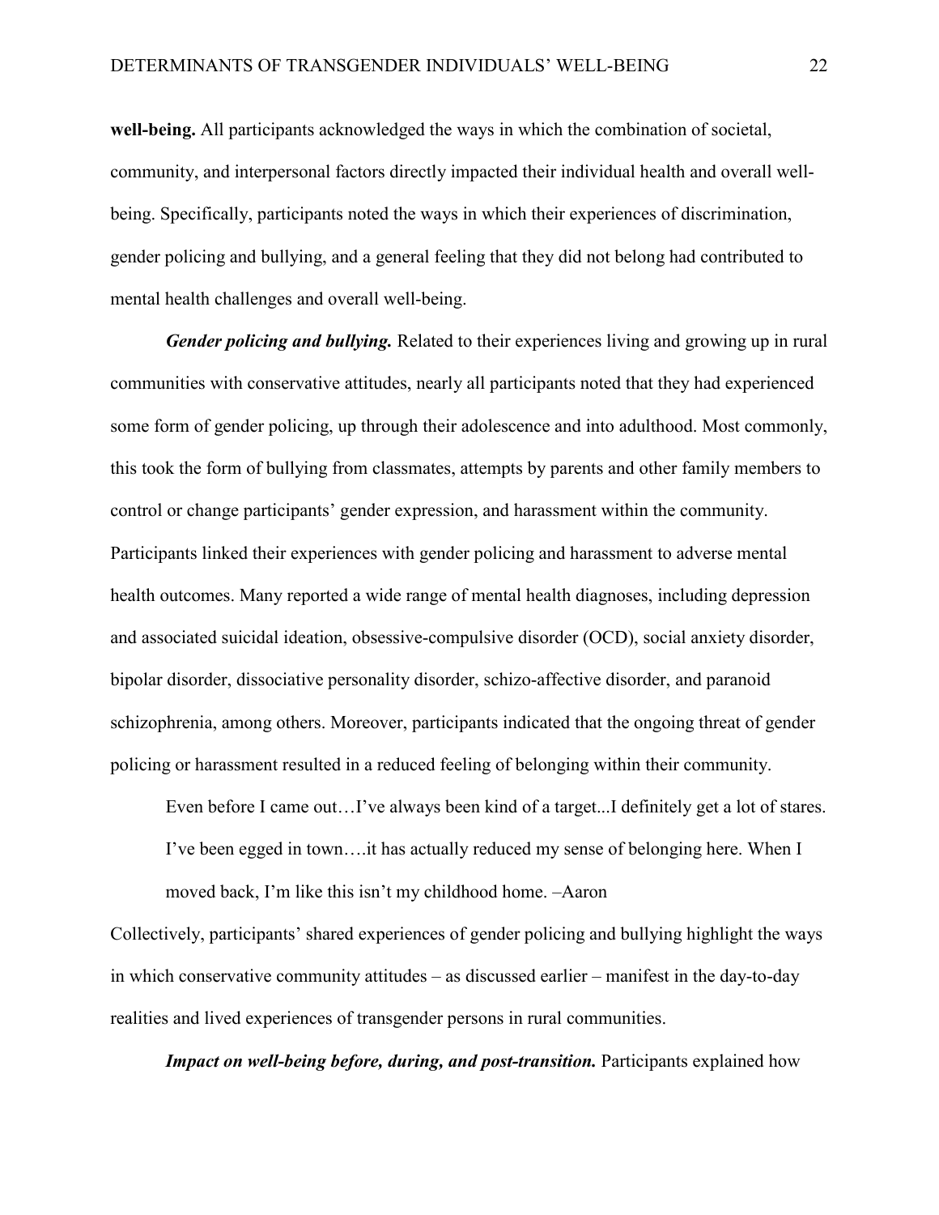**well-being.** All participants acknowledged the ways in which the combination of societal, community, and interpersonal factors directly impacted their individual health and overall well-being. Specifically, participants noted the ways in which their experiences of discrimination, gender policing and bullying, and a general feeling that they did not belong had contributed to mental health challenges and overall well-being.

***Gender policing and bullying.*** Related to their experiences living and growing up in rural communities with conservative attitudes, nearly all participants noted that they had experienced some form of gender policing, up through their adolescence and into adulthood. Most commonly, this took the form of bullying from classmates, attempts by parents and other family members to control or change participants' gender expression, and harassment within the community. Participants linked their experiences with gender policing and harassment to adverse mental health outcomes. Many reported a wide range of mental health diagnoses, including depression and associated suicidal ideation, obsessive-compulsive disorder (OCD), social anxiety disorder, bipolar disorder, dissociative personality disorder, schizo-affective disorder, and paranoid schizophrenia, among others. Moreover, participants indicated that the ongoing threat of gender policing or harassment resulted in a reduced feeling of belonging within their community.

> Even before I came out…I've always been kind of a target...I definitely get a lot of stares. I've been egged in town….it has actually reduced my sense of belonging here. When I moved back, I'm like this isn't my childhood home. –Aaron

Collectively, participants' shared experiences of gender policing and bullying highlight the ways in which conservative community attitudes – as discussed earlier – manifest in the day-to-day realities and lived experiences of transgender persons in rural communities.

***Impact on well-being before, during, and post-transition.*** Participants explained how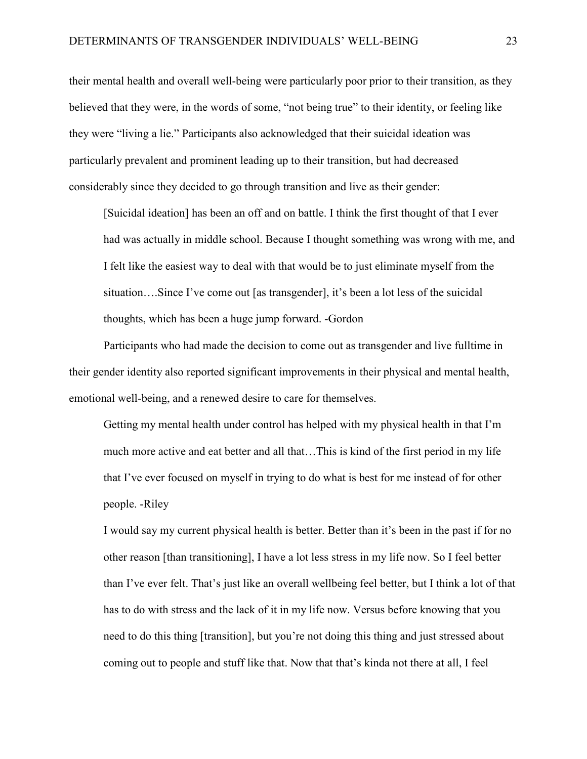their mental health and overall well-being were particularly poor prior to their transition, as they believed that they were, in the words of some, "not being true" to their identity, or feeling like they were "living a lie." Participants also acknowledged that their suicidal ideation was particularly prevalent and prominent leading up to their transition, but had decreased considerably since they decided to go through transition and live as their gender:

> [Suicidal ideation] has been an off and on battle. I think the first thought of that I ever had was actually in middle school. Because I thought something was wrong with me, and I felt like the easiest way to deal with that would be to just eliminate myself from the situation….Since I've come out [as transgender], it's been a lot less of the suicidal thoughts, which has been a huge jump forward. -Gordon

Participants who had made the decision to come out as transgender and live fulltime in their gender identity also reported significant improvements in their physical and mental health, emotional well-being, and a renewed desire to care for themselves.

> Getting my mental health under control has helped with my physical health in that I'm much more active and eat better and all that…This is kind of the first period in my life that I've ever focused on myself in trying to do what is best for me instead of for other people. -Riley

> I would say my current physical health is better. Better than it's been in the past if for no other reason [than transitioning], I have a lot less stress in my life now. So I feel better than I've ever felt. That's just like an overall wellbeing feel better, but I think a lot of that has to do with stress and the lack of it in my life now. Versus before knowing that you need to do this thing [transition], but you're not doing this thing and just stressed about coming out to people and stuff like that. Now that that's kinda not there at all, I feel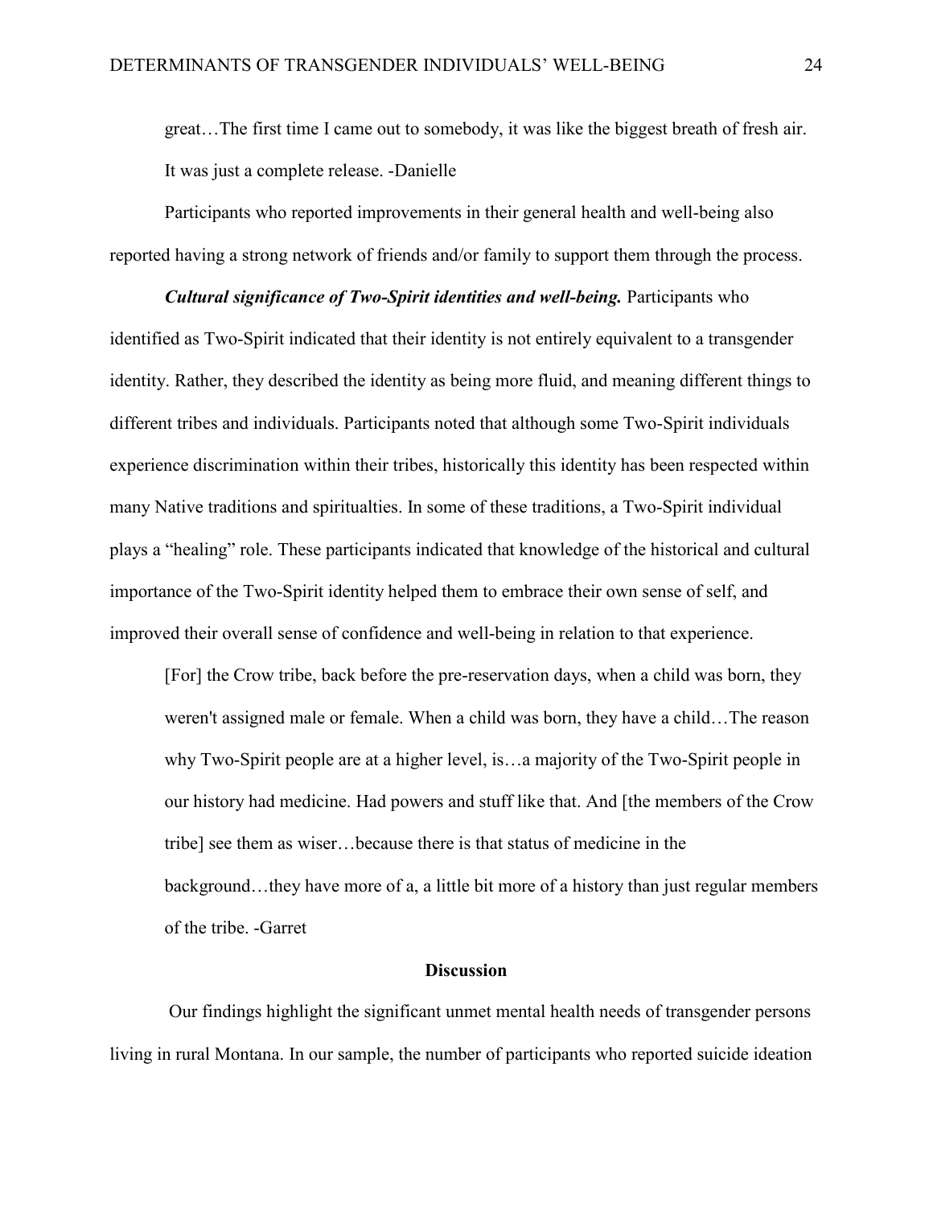great…The first time I came out to somebody, it was like the biggest breath of fresh air. It was just a complete release. -Danielle

Participants who reported improvements in their general health and well-being also reported having a strong network of friends and/or family to support them through the process.

***Cultural significance of Two-Spirit identities and well-being.*** Participants who identified as Two-Spirit indicated that their identity is not entirely equivalent to a transgender identity. Rather, they described the identity as being more fluid, and meaning different things to different tribes and individuals. Participants noted that although some Two-Spirit individuals experience discrimination within their tribes, historically this identity has been respected within many Native traditions and spiritualties. In some of these traditions, a Two-Spirit individual plays a "healing" role. These participants indicated that knowledge of the historical and cultural importance of the Two-Spirit identity helped them to embrace their own sense of self, and improved their overall sense of confidence and well-being in relation to that experience.

> [For] the Crow tribe, back before the pre-reservation days, when a child was born, they weren't assigned male or female. When a child was born, they have a child…The reason why Two-Spirit people are at a higher level, is…a majority of the Two-Spirit people in our history had medicine. Had powers and stuff like that. And [the members of the Crow tribe] see them as wiser…because there is that status of medicine in the background…they have more of a, a little bit more of a history than just regular members of the tribe. -Garret

## Discussion

Our findings highlight the significant unmet mental health needs of transgender persons living in rural Montana. In our sample, the number of participants who reported suicide ideation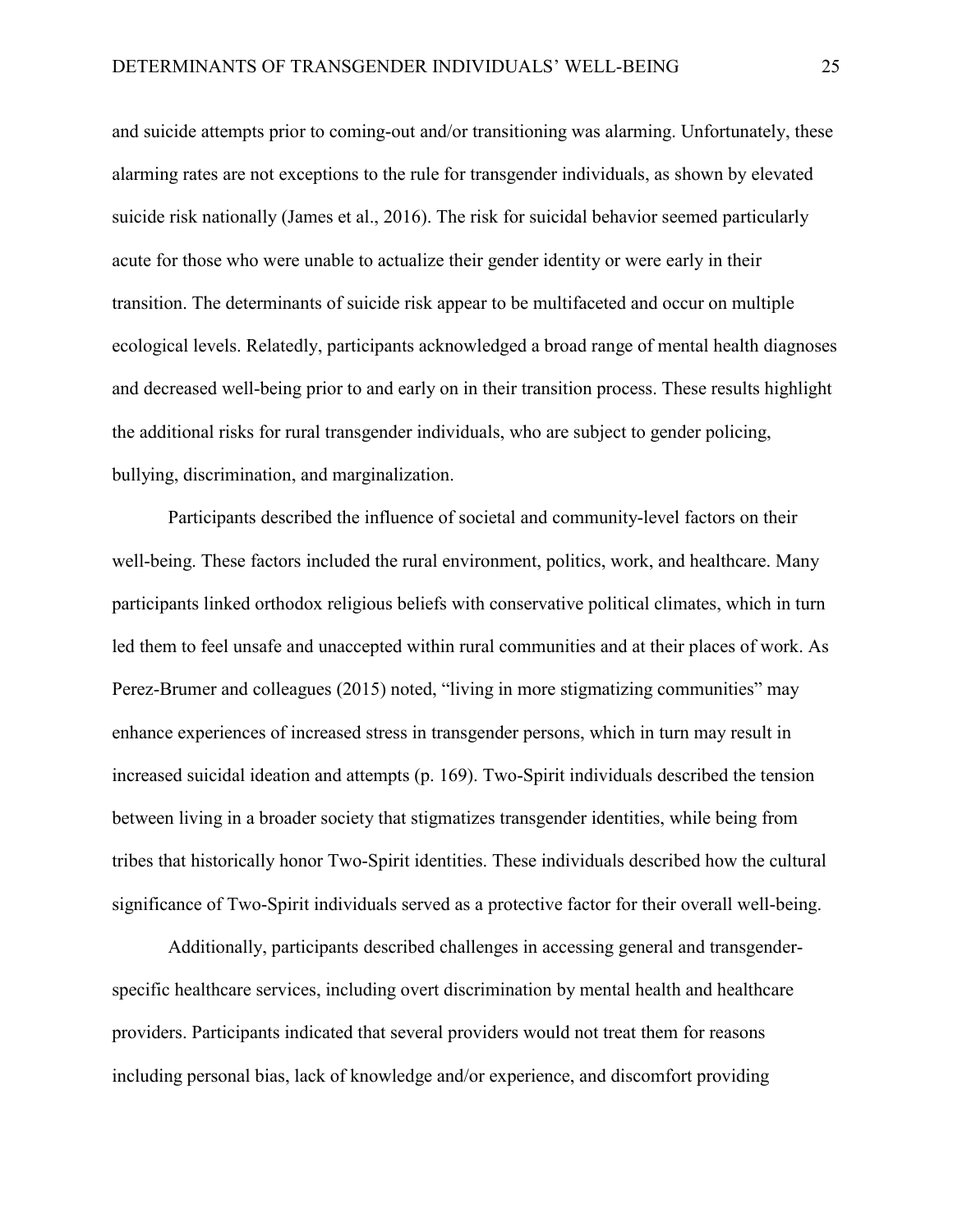and suicide attempts prior to coming-out and/or transitioning was alarming. Unfortunately, these alarming rates are not exceptions to the rule for transgender individuals, as shown by elevated suicide risk nationally (James et al., 2016). The risk for suicidal behavior seemed particularly acute for those who were unable to actualize their gender identity or were early in their transition. The determinants of suicide risk appear to be multifaceted and occur on multiple ecological levels. Relatedly, participants acknowledged a broad range of mental health diagnoses and decreased well-being prior to and early on in their transition process. These results highlight the additional risks for rural transgender individuals, who are subject to gender policing, bullying, discrimination, and marginalization.

Participants described the influence of societal and community-level factors on their well-being. These factors included the rural environment, politics, work, and healthcare. Many participants linked orthodox religious beliefs with conservative political climates, which in turn led them to feel unsafe and unaccepted within rural communities and at their places of work. As Perez-Brumer and colleagues (2015) noted, "living in more stigmatizing communities" may enhance experiences of increased stress in transgender persons, which in turn may result in increased suicidal ideation and attempts (p. 169). Two-Spirit individuals described the tension between living in a broader society that stigmatizes transgender identities, while being from tribes that historically honor Two-Spirit identities. These individuals described how the cultural significance of Two-Spirit individuals served as a protective factor for their overall well-being.

Additionally, participants described challenges in accessing general and transgender-specific healthcare services, including overt discrimination by mental health and healthcare providers. Participants indicated that several providers would not treat them for reasons including personal bias, lack of knowledge and/or experience, and discomfort providing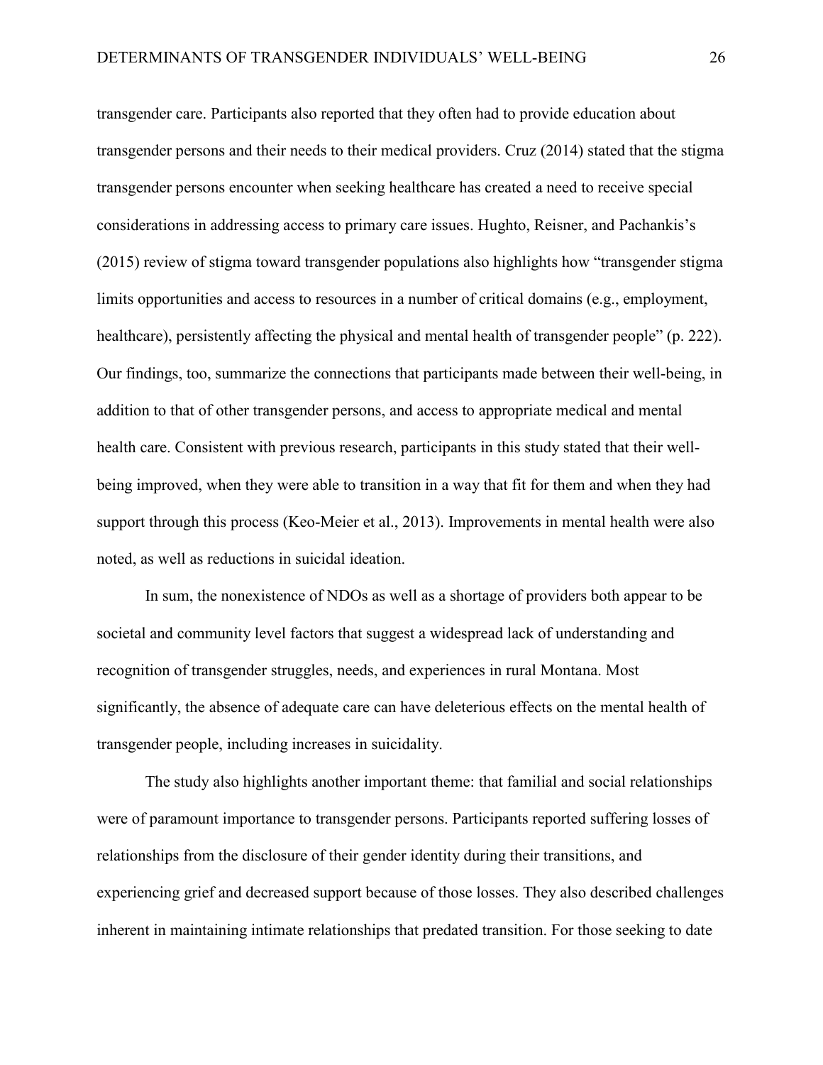transgender care. Participants also reported that they often had to provide education about transgender persons and their needs to their medical providers. Cruz (2014) stated that the stigma transgender persons encounter when seeking healthcare has created a need to receive special considerations in addressing access to primary care issues. Hughto, Reisner, and Pachankis's (2015) review of stigma toward transgender populations also highlights how "transgender stigma limits opportunities and access to resources in a number of critical domains (e.g., employment, healthcare), persistently affecting the physical and mental health of transgender people" (p. 222). Our findings, too, summarize the connections that participants made between their well-being, in addition to that of other transgender persons, and access to appropriate medical and mental health care. Consistent with previous research, participants in this study stated that their well-being improved, when they were able to transition in a way that fit for them and when they had support through this process (Keo-Meier et al., 2013). Improvements in mental health were also noted, as well as reductions in suicidal ideation.

In sum, the nonexistence of NDOs as well as a shortage of providers both appear to be societal and community level factors that suggest a widespread lack of understanding and recognition of transgender struggles, needs, and experiences in rural Montana. Most significantly, the absence of adequate care can have deleterious effects on the mental health of transgender people, including increases in suicidality.

The study also highlights another important theme: that familial and social relationships were of paramount importance to transgender persons. Participants reported suffering losses of relationships from the disclosure of their gender identity during their transitions, and experiencing grief and decreased support because of those losses. They also described challenges inherent in maintaining intimate relationships that predated transition. For those seeking to date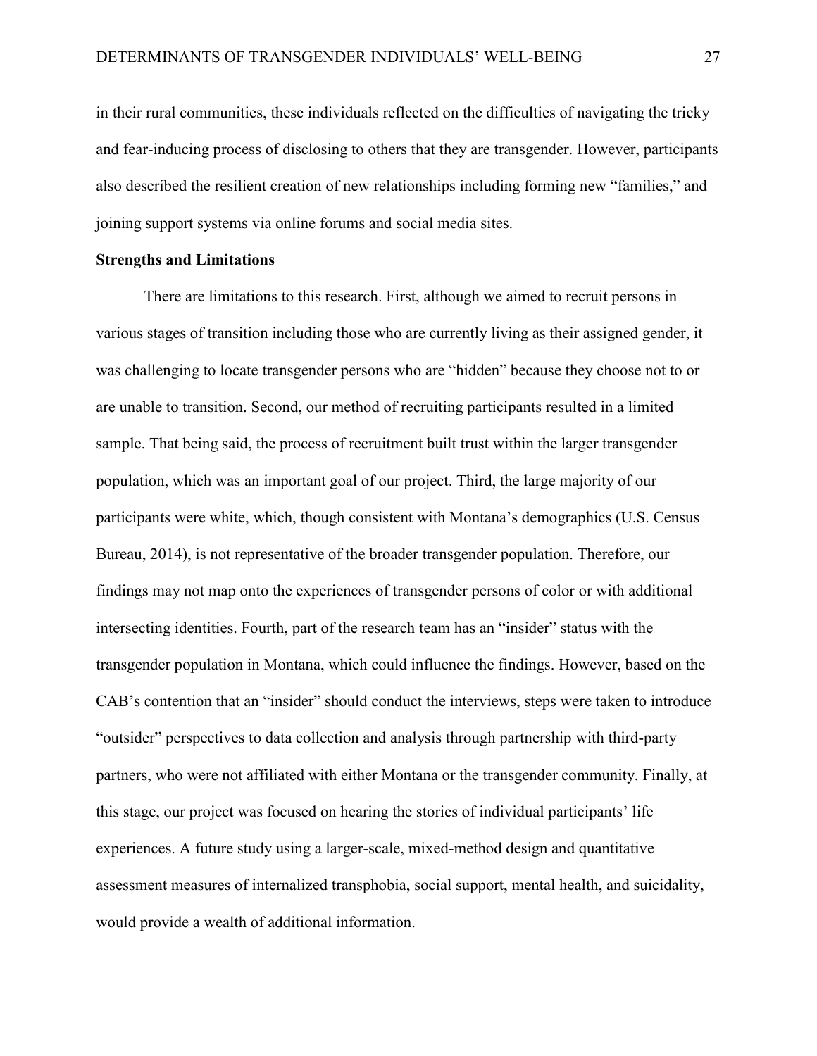in their rural communities, these individuals reflected on the difficulties of navigating the tricky and fear-inducing process of disclosing to others that they are transgender. However, participants also described the resilient creation of new relationships including forming new "families," and joining support systems via online forums and social media sites.

### Strengths and Limitations

There are limitations to this research. First, although we aimed to recruit persons in various stages of transition including those who are currently living as their assigned gender, it was challenging to locate transgender persons who are "hidden" because they choose not to or are unable to transition. Second, our method of recruiting participants resulted in a limited sample. That being said, the process of recruitment built trust within the larger transgender population, which was an important goal of our project. Third, the large majority of our participants were white, which, though consistent with Montana's demographics (U.S. Census Bureau, 2014), is not representative of the broader transgender population. Therefore, our findings may not map onto the experiences of transgender persons of color or with additional intersecting identities. Fourth, part of the research team has an "insider" status with the transgender population in Montana, which could influence the findings. However, based on the CAB's contention that an "insider" should conduct the interviews, steps were taken to introduce "outsider" perspectives to data collection and analysis through partnership with third-party partners, who were not affiliated with either Montana or the transgender community. Finally, at this stage, our project was focused on hearing the stories of individual participants' life experiences. A future study using a larger-scale, mixed-method design and quantitative assessment measures of internalized transphobia, social support, mental health, and suicidality, would provide a wealth of additional information.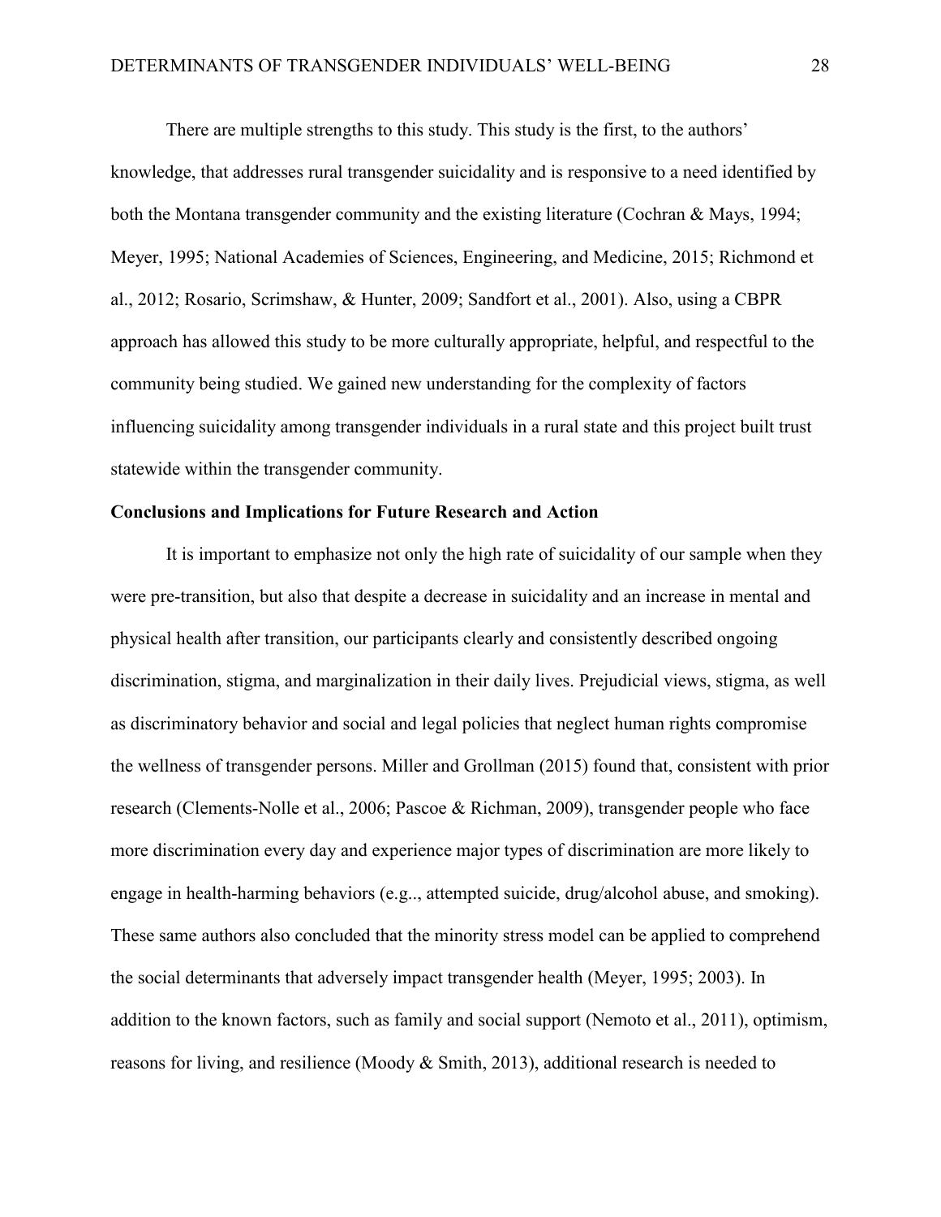There are multiple strengths to this study. This study is the first, to the authors' knowledge, that addresses rural transgender suicidality and is responsive to a need identified by both the Montana transgender community and the existing literature (Cochran & Mays, 1994; Meyer, 1995; National Academies of Sciences, Engineering, and Medicine, 2015; Richmond et al., 2012; Rosario, Scrimshaw, & Hunter, 2009; Sandfort et al., 2001). Also, using a CBPR approach has allowed this study to be more culturally appropriate, helpful, and respectful to the community being studied. We gained new understanding for the complexity of factors influencing suicidality among transgender individuals in a rural state and this project built trust statewide within the transgender community.

## Conclusions and Implications for Future Research and Action

It is important to emphasize not only the high rate of suicidality of our sample when they were pre-transition, but also that despite a decrease in suicidality and an increase in mental and physical health after transition, our participants clearly and consistently described ongoing discrimination, stigma, and marginalization in their daily lives. Prejudicial views, stigma, as well as discriminatory behavior and social and legal policies that neglect human rights compromise the wellness of transgender persons. Miller and Grollman (2015) found that, consistent with prior research (Clements-Nolle et al., 2006; Pascoe & Richman, 2009), transgender people who face more discrimination every day and experience major types of discrimination are more likely to engage in health-harming behaviors (e.g.., attempted suicide, drug/alcohol abuse, and smoking). These same authors also concluded that the minority stress model can be applied to comprehend the social determinants that adversely impact transgender health (Meyer, 1995; 2003). In addition to the known factors, such as family and social support (Nemoto et al., 2011), optimism, reasons for living, and resilience (Moody & Smith, 2013), additional research is needed to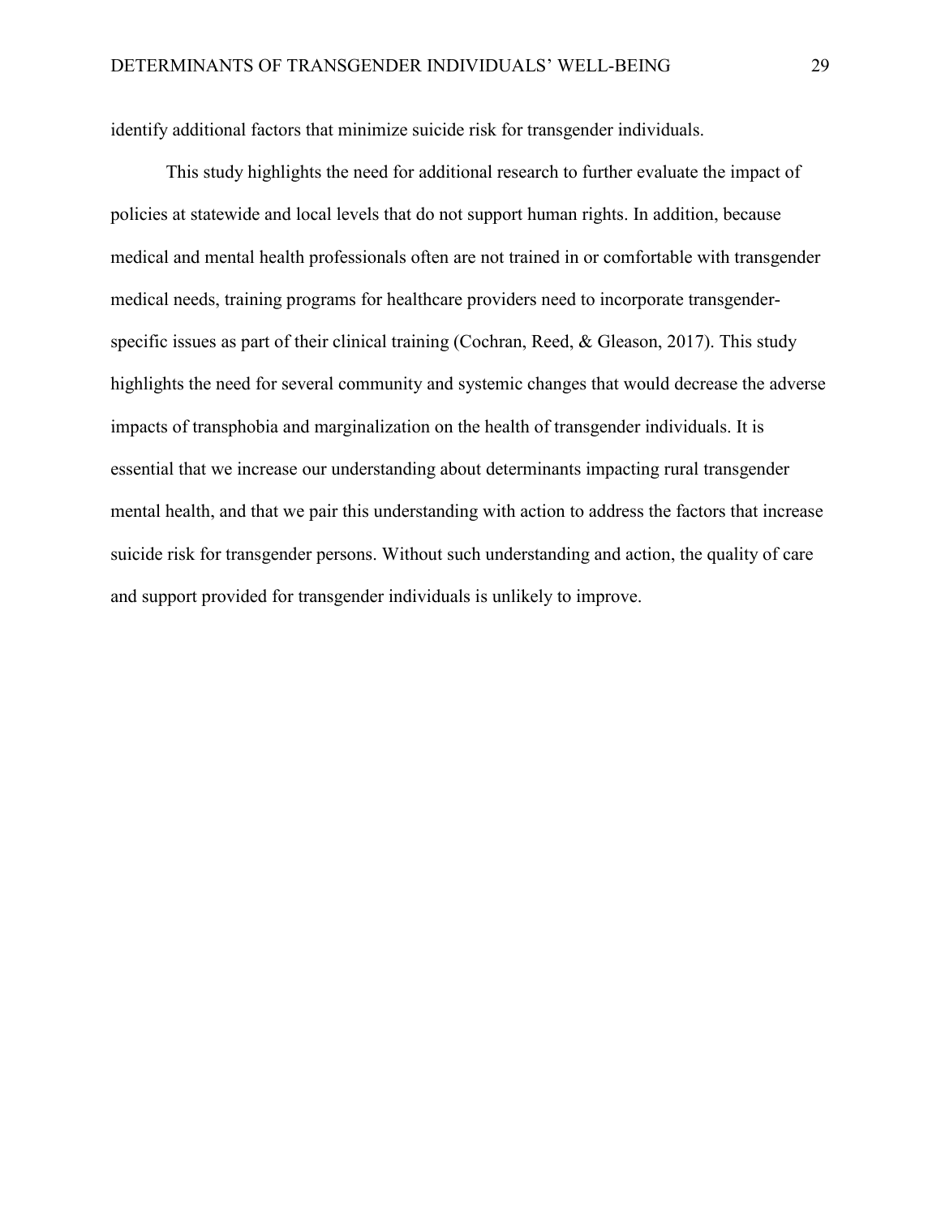identify additional factors that minimize suicide risk for transgender individuals.

This study highlights the need for additional research to further evaluate the impact of policies at statewide and local levels that do not support human rights. In addition, because medical and mental health professionals often are not trained in or comfortable with transgender medical needs, training programs for healthcare providers need to incorporate transgender-specific issues as part of their clinical training (Cochran, Reed, & Gleason, 2017). This study highlights the need for several community and systemic changes that would decrease the adverse impacts of transphobia and marginalization on the health of transgender individuals. It is essential that we increase our understanding about determinants impacting rural transgender mental health, and that we pair this understanding with action to address the factors that increase suicide risk for transgender persons. Without such understanding and action, the quality of care and support provided for transgender individuals is unlikely to improve.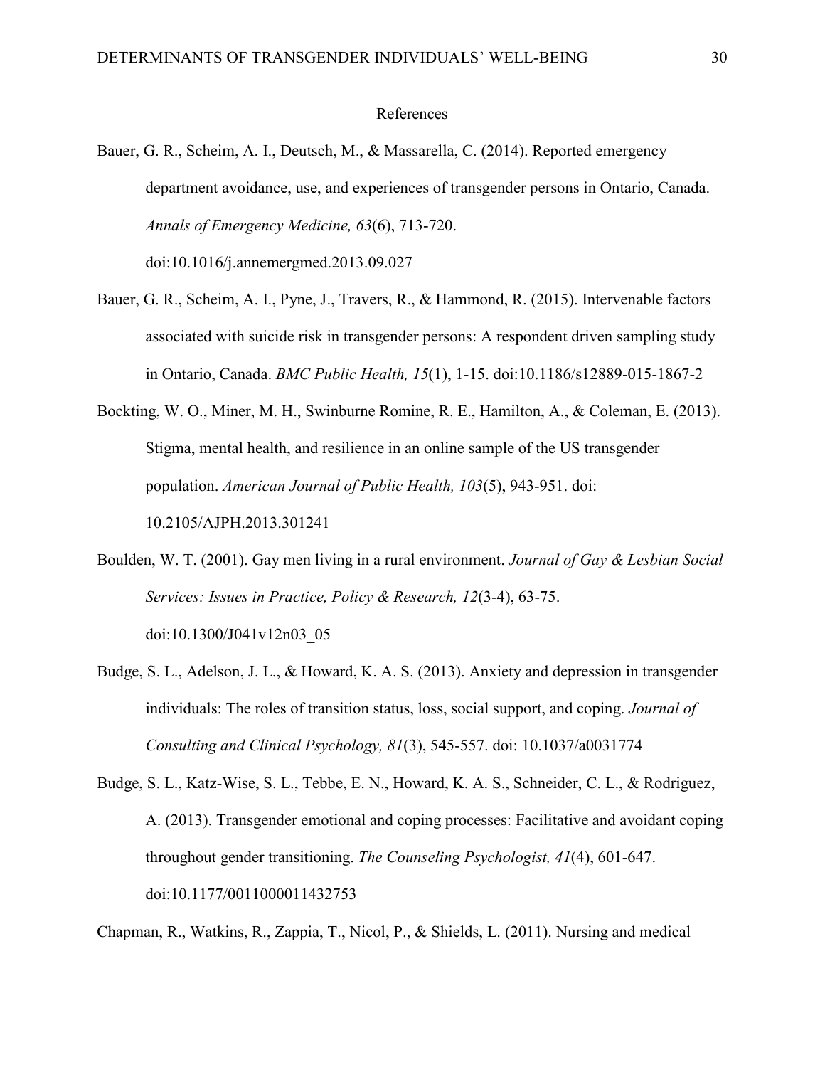# References

Bauer, G. R., Scheim, A. I., Deutsch, M., & Massarella, C. (2014). Reported emergency department avoidance, use, and experiences of transgender persons in Ontario, Canada. *Annals of Emergency Medicine, 63*(6), 713-720. doi:10.1016/j.annemergmed.2013.09.027

Bauer, G. R., Scheim, A. I., Pyne, J., Travers, R., & Hammond, R. (2015). Intervenable factors associated with suicide risk in transgender persons: A respondent driven sampling study in Ontario, Canada. *BMC Public Health, 15*(1), 1-15. doi:10.1186/s12889-015-1867-2

Bockting, W. O., Miner, M. H., Swinburne Romine, R. E., Hamilton, A., & Coleman, E. (2013). Stigma, mental health, and resilience in an online sample of the US transgender population. *American Journal of Public Health, 103*(5), 943-951. doi: 10.2105/AJPH.2013.301241

Boulden, W. T. (2001). Gay men living in a rural environment. *Journal of Gay & Lesbian Social Services: Issues in Practice, Policy & Research, 12*(3-4), 63-75. doi:10.1300/J041v12n03_05

Budge, S. L., Adelson, J. L., & Howard, K. A. S. (2013). Anxiety and depression in transgender individuals: The roles of transition status, loss, social support, and coping. *Journal of Consulting and Clinical Psychology, 81*(3), 545-557. doi: 10.1037/a0031774

Budge, S. L., Katz-Wise, S. L., Tebbe, E. N., Howard, K. A. S., Schneider, C. L., & Rodriguez, A. (2013). Transgender emotional and coping processes: Facilitative and avoidant coping throughout gender transitioning. *The Counseling Psychologist, 41*(4), 601-647. doi:10.1177/0011000011432753

Chapman, R., Watkins, R., Zappia, T., Nicol, P., & Shields, L. (2011). Nursing and medical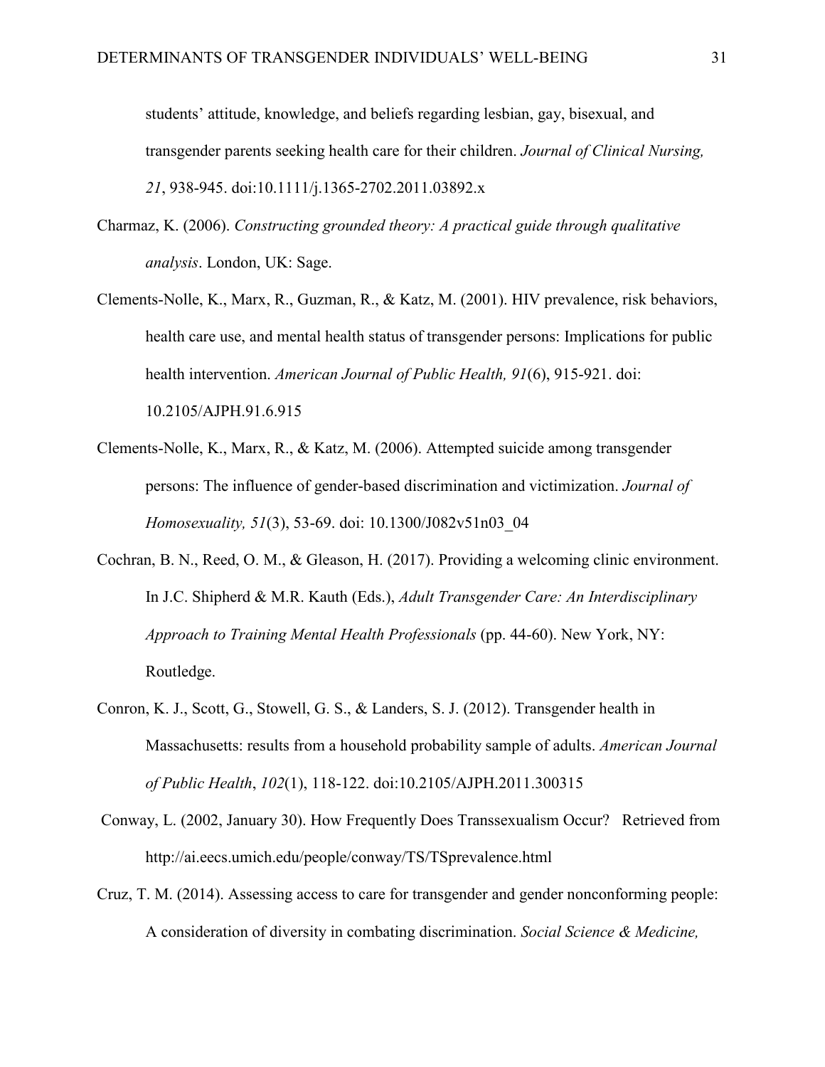students' attitude, knowledge, and beliefs regarding lesbian, gay, bisexual, and transgender parents seeking health care for their children. *Journal of Clinical Nursing, 21*, 938-945. doi:10.1111/j.1365-2702.2011.03892.x

Charmaz, K. (2006). *Constructing grounded theory: A practical guide through qualitative analysis*. London, UK: Sage.

Clements-Nolle, K., Marx, R., Guzman, R., & Katz, M. (2001). HIV prevalence, risk behaviors, health care use, and mental health status of transgender persons: Implications for public health intervention. *American Journal of Public Health, 91*(6), 915-921. doi: 10.2105/AJPH.91.6.915

Clements-Nolle, K., Marx, R., & Katz, M. (2006). Attempted suicide among transgender persons: The influence of gender-based discrimination and victimization. *Journal of Homosexuality, 51*(3), 53-69. doi: 10.1300/J082v51n03_04

Cochran, B. N., Reed, O. M., & Gleason, H. (2017). Providing a welcoming clinic environment. In J.C. Shipherd & M.R. Kauth (Eds.), *Adult Transgender Care: An Interdisciplinary Approach to Training Mental Health Professionals* (pp. 44-60). New York, NY: Routledge.

Conron, K. J., Scott, G., Stowell, G. S., & Landers, S. J. (2012). Transgender health in Massachusetts: results from a household probability sample of adults. *American Journal of Public Health*, *102*(1), 118-122. doi:10.2105/AJPH.2011.300315

Conway, L. (2002, January 30). How Frequently Does Transsexualism Occur? Retrieved from http://ai.eecs.umich.edu/people/conway/TS/TSprevalence.html

Cruz, T. M. (2014). Assessing access to care for transgender and gender nonconforming people: A consideration of diversity in combating discrimination. *Social Science & Medicine,*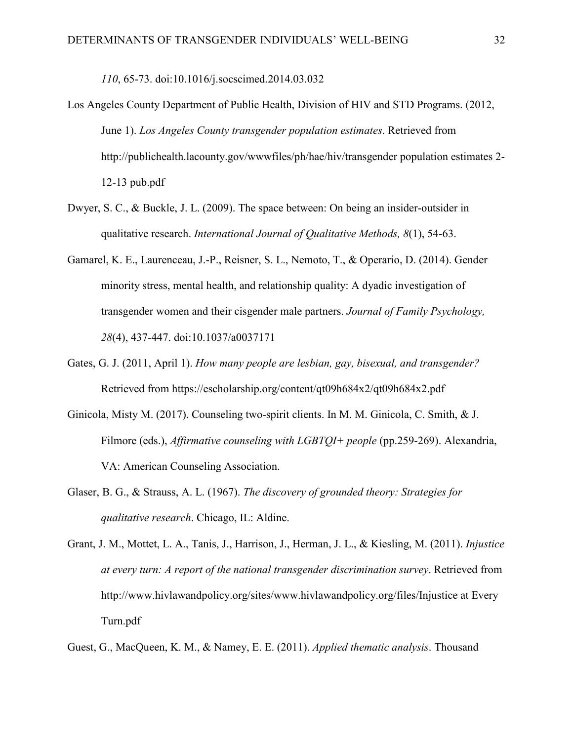*110*, 65-73. doi:10.1016/j.socscimed.2014.03.032

Los Angeles County Department of Public Health, Division of HIV and STD Programs. (2012, June 1). *Los Angeles County transgender population estimates*. Retrieved from http://publichealth.lacounty.gov/wwwfiles/ph/hae/hiv/transgender population estimates 2-12-13 pub.pdf

Dwyer, S. C., & Buckle, J. L. (2009). The space between: On being an insider-outsider in qualitative research. *International Journal of Qualitative Methods, 8*(1), 54-63.

Gamarel, K. E., Laurenceau, J.-P., Reisner, S. L., Nemoto, T., & Operario, D. (2014). Gender minority stress, mental health, and relationship quality: A dyadic investigation of transgender women and their cisgender male partners. *Journal of Family Psychology, 28*(4), 437-447. doi:10.1037/a0037171

Gates, G. J. (2011, April 1). *How many people are lesbian, gay, bisexual, and transgender?* Retrieved from https://escholarship.org/content/qt09h684x2/qt09h684x2.pdf

Ginicola, Misty M. (2017). Counseling two-spirit clients. In M. M. Ginicola, C. Smith, & J. Filmore (eds.), *Affirmative counseling with LGBTQI+ people* (pp.259-269). Alexandria, VA: American Counseling Association.

Glaser, B. G., & Strauss, A. L. (1967). *The discovery of grounded theory: Strategies for qualitative research*. Chicago, IL: Aldine.

Grant, J. M., Mottet, L. A., Tanis, J., Harrison, J., Herman, J. L., & Kiesling, M. (2011). *Injustice at every turn: A report of the national transgender discrimination survey*. Retrieved from http://www.hivlawandpolicy.org/sites/www.hivlawandpolicy.org/files/Injustice at Every Turn.pdf

Guest, G., MacQueen, K. M., & Namey, E. E. (2011). *Applied thematic analysis*. Thousand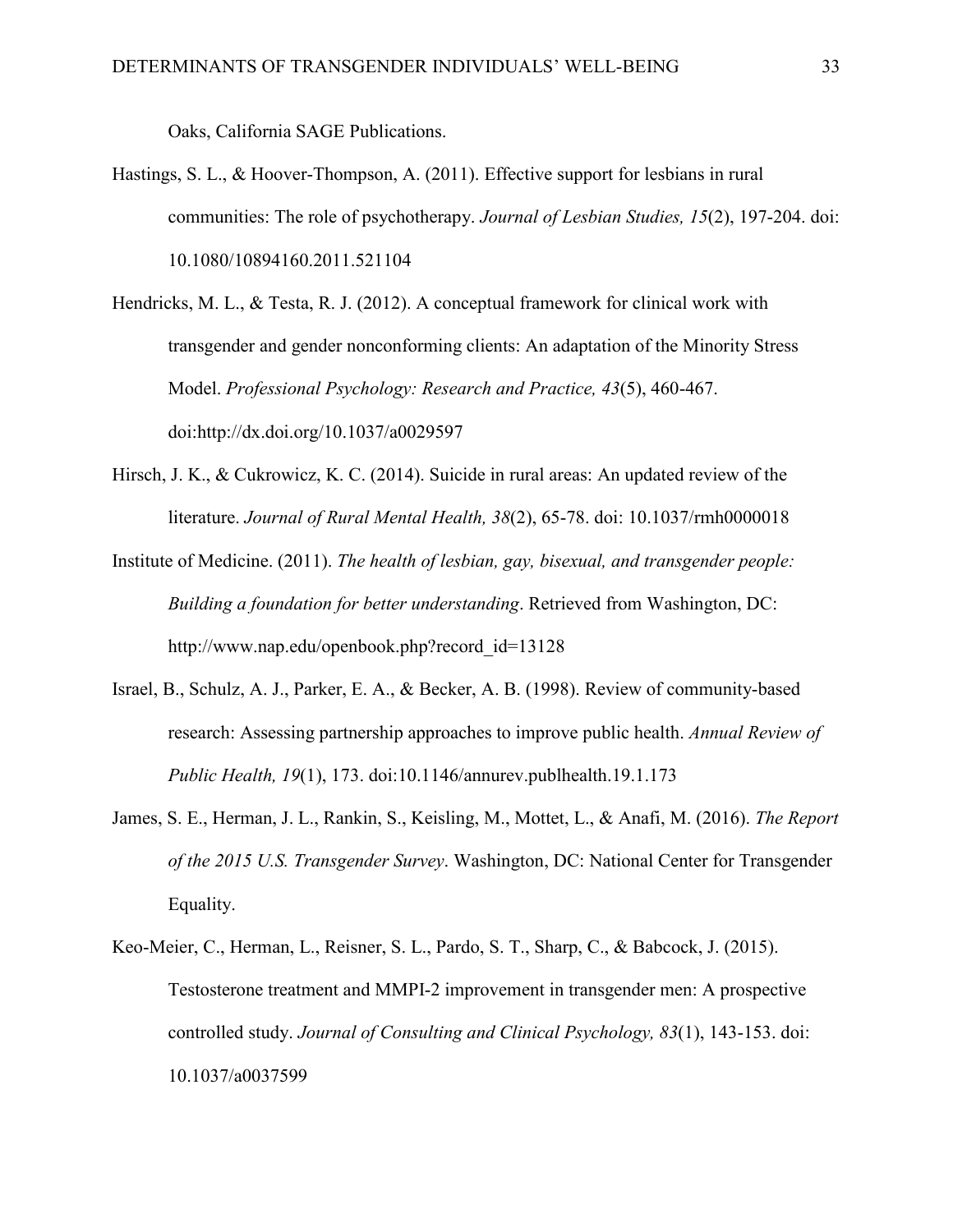Oaks, California SAGE Publications.

Hastings, S. L., & Hoover-Thompson, A. (2011). Effective support for lesbians in rural communities: The role of psychotherapy. *Journal of Lesbian Studies, 15*(2), 197-204. doi: 10.1080/10894160.2011.521104

Hendricks, M. L., & Testa, R. J. (2012). A conceptual framework for clinical work with transgender and gender nonconforming clients: An adaptation of the Minority Stress Model. *Professional Psychology: Research and Practice, 43*(5), 460-467. doi:http://dx.doi.org/10.1037/a0029597

Hirsch, J. K., & Cukrowicz, K. C. (2014). Suicide in rural areas: An updated review of the literature. *Journal of Rural Mental Health, 38*(2), 65-78. doi: 10.1037/rmh0000018

Institute of Medicine. (2011). *The health of lesbian, gay, bisexual, and transgender people: Building a foundation for better understanding*. Retrieved from Washington, DC: http://www.nap.edu/openbook.php?record_id=13128

Israel, B., Schulz, A. J., Parker, E. A., & Becker, A. B. (1998). Review of community-based research: Assessing partnership approaches to improve public health. *Annual Review of Public Health, 19*(1), 173. doi:10.1146/annurev.publhealth.19.1.173

James, S. E., Herman, J. L., Rankin, S., Keisling, M., Mottet, L., & Anafi, M. (2016). *The Report of the 2015 U.S. Transgender Survey*. Washington, DC: National Center for Transgender Equality.

Keo-Meier, C., Herman, L., Reisner, S. L., Pardo, S. T., Sharp, C., & Babcock, J. (2015). Testosterone treatment and MMPI-2 improvement in transgender men: A prospective controlled study. *Journal of Consulting and Clinical Psychology, 83*(1), 143-153. doi: 10.1037/a0037599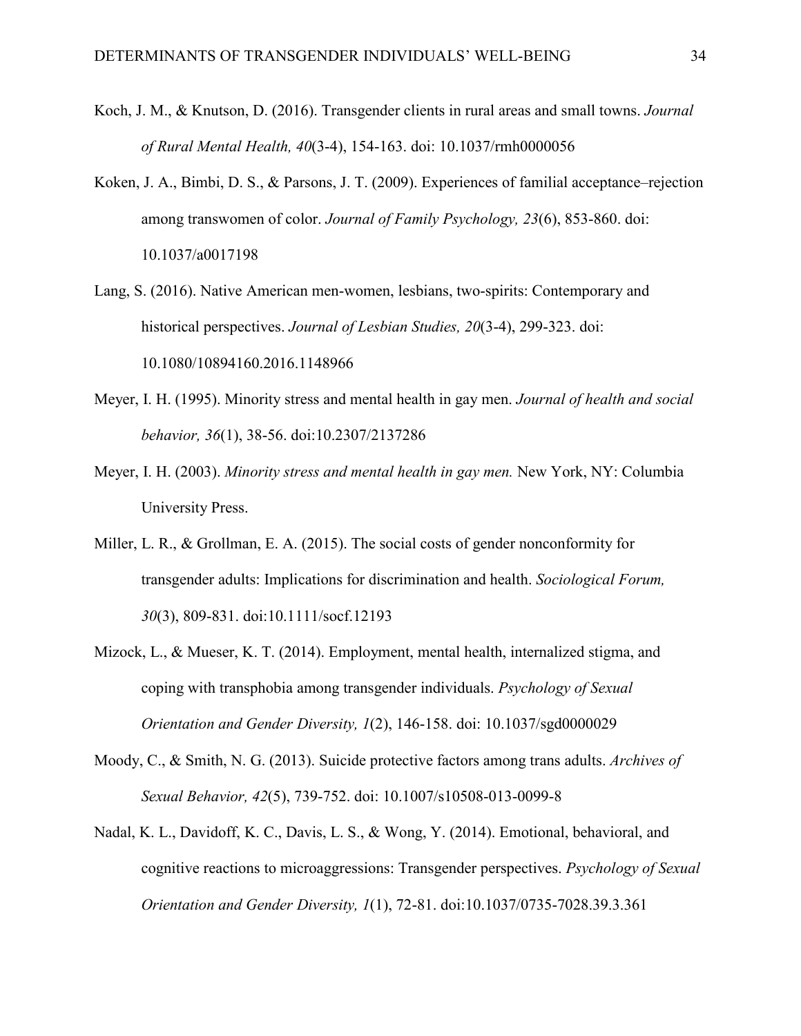Koch, J. M., & Knutson, D. (2016). Transgender clients in rural areas and small towns. *Journal of Rural Mental Health, 40*(3-4), 154-163. doi: 10.1037/rmh0000056

Koken, J. A., Bimbi, D. S., & Parsons, J. T. (2009). Experiences of familial acceptance–rejection among transwomen of color. *Journal of Family Psychology, 23*(6), 853-860. doi: 10.1037/a0017198

Lang, S. (2016). Native American men-women, lesbians, two-spirits: Contemporary and historical perspectives. *Journal of Lesbian Studies, 20*(3-4), 299-323. doi: 10.1080/10894160.2016.1148966

Meyer, I. H. (1995). Minority stress and mental health in gay men. *Journal of health and social behavior, 36*(1), 38-56. doi:10.2307/2137286

Meyer, I. H. (2003). *Minority stress and mental health in gay men.* New York, NY: Columbia University Press.

Miller, L. R., & Grollman, E. A. (2015). The social costs of gender nonconformity for transgender adults: Implications for discrimination and health. *Sociological Forum, 30*(3), 809-831. doi:10.1111/socf.12193

Mizock, L., & Mueser, K. T. (2014). Employment, mental health, internalized stigma, and coping with transphobia among transgender individuals. *Psychology of Sexual Orientation and Gender Diversity, 1*(2), 146-158. doi: 10.1037/sgd0000029

Moody, C., & Smith, N. G. (2013). Suicide protective factors among trans adults. *Archives of Sexual Behavior, 42*(5), 739-752. doi: 10.1007/s10508-013-0099-8

Nadal, K. L., Davidoff, K. C., Davis, L. S., & Wong, Y. (2014). Emotional, behavioral, and cognitive reactions to microaggressions: Transgender perspectives. *Psychology of Sexual Orientation and Gender Diversity, 1*(1), 72-81. doi:10.1037/0735-7028.39.3.361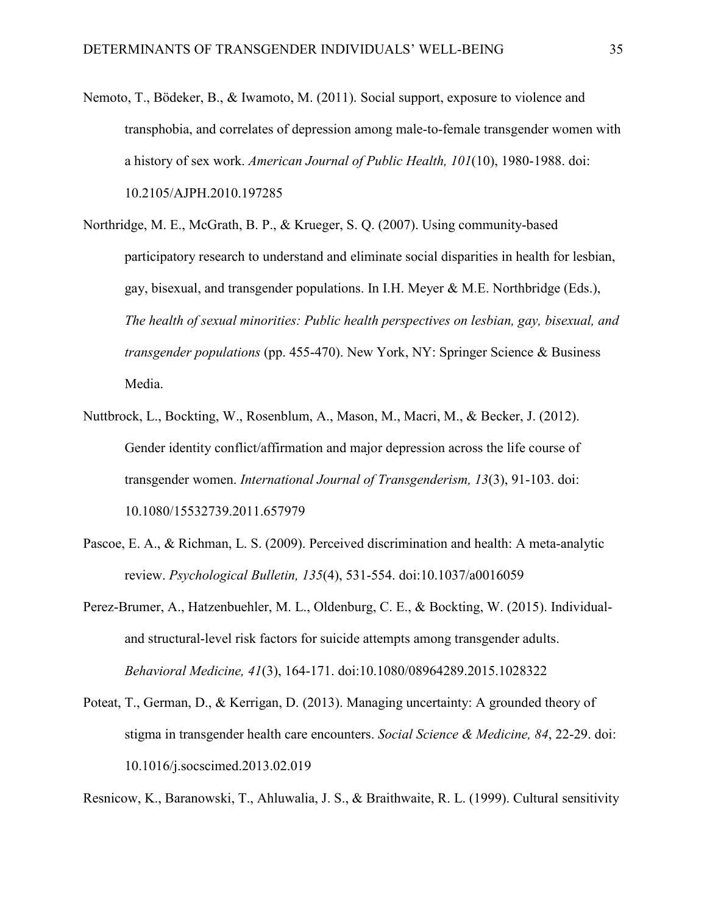Nemoto, T., Bödeker, B., & Iwamoto, M. (2011). Social support, exposure to violence and transphobia, and correlates of depression among male-to-female transgender women with a history of sex work. *American Journal of Public Health, 101*(10), 1980-1988. doi: 10.2105/AJPH.2010.197285

Northridge, M. E., McGrath, B. P., & Krueger, S. Q. (2007). Using community-based participatory research to understand and eliminate social disparities in health for lesbian, gay, bisexual, and transgender populations. In I.H. Meyer & M.E. Northbridge (Eds.), *The health of sexual minorities: Public health perspectives on lesbian, gay, bisexual, and transgender populations* (pp. 455-470). New York, NY: Springer Science & Business Media.

Nuttbrock, L., Bockting, W., Rosenblum, A., Mason, M., Macri, M., & Becker, J. (2012). Gender identity conflict/affirmation and major depression across the life course of transgender women. *International Journal of Transgenderism, 13*(3), 91-103. doi: 10.1080/15532739.2011.657979

Pascoe, E. A., & Richman, L. S. (2009). Perceived discrimination and health: A meta-analytic review. *Psychological Bulletin, 135*(4), 531-554. doi:10.1037/a0016059

Perez-Brumer, A., Hatzenbuehler, M. L., Oldenburg, C. E., & Bockting, W. (2015). Individual- and structural-level risk factors for suicide attempts among transgender adults. *Behavioral Medicine, 41*(3), 164-171. doi:10.1080/08964289.2015.1028322

Poteat, T., German, D., & Kerrigan, D. (2013). Managing uncertainty: A grounded theory of stigma in transgender health care encounters. *Social Science & Medicine, 84*, 22-29. doi: 10.1016/j.socscimed.2013.02.019

Resnicow, K., Baranowski, T., Ahluwalia, J. S., & Braithwaite, R. L. (1999). Cultural sensitivity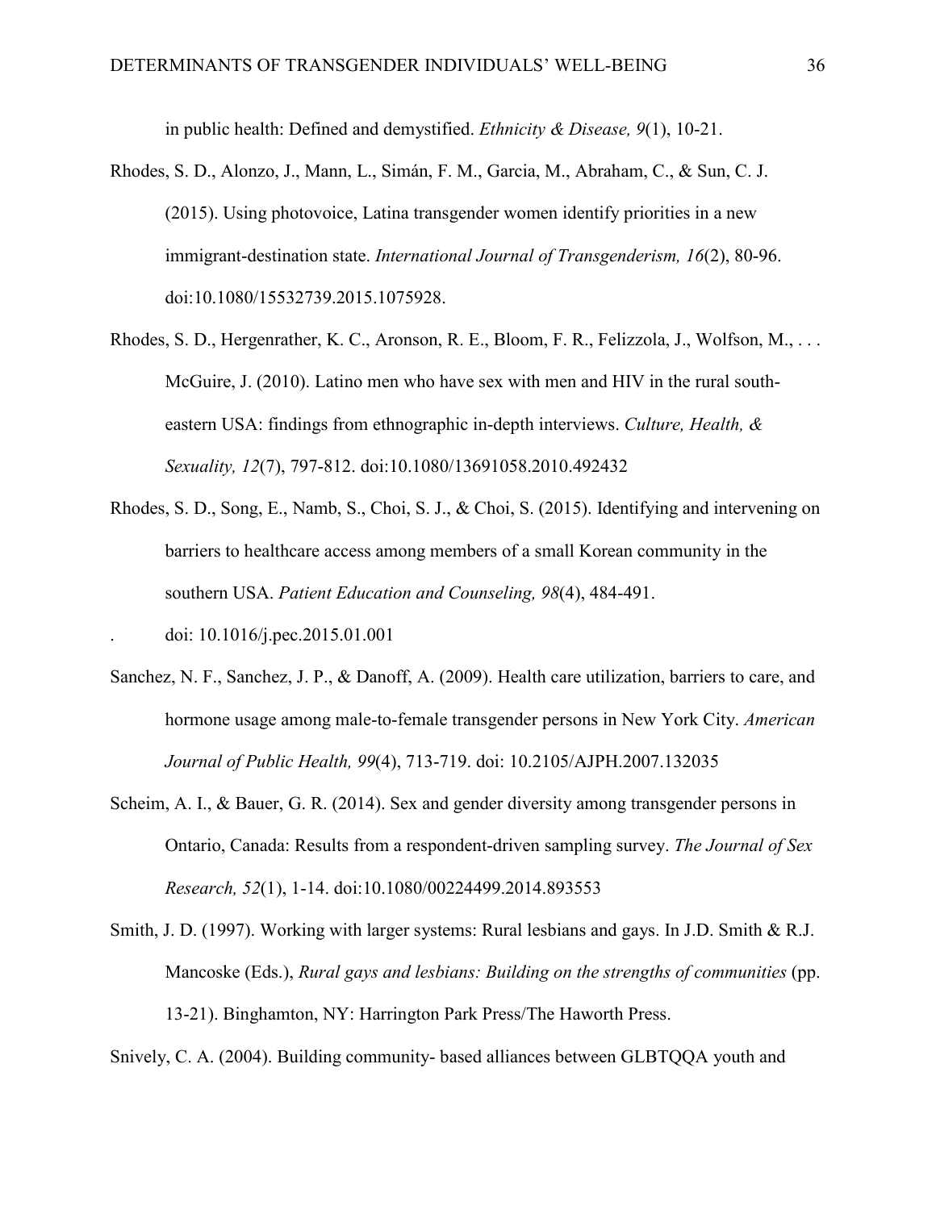in public health: Defined and demystified. *Ethnicity & Disease, 9*(1), 10-21.

Rhodes, S. D., Alonzo, J., Mann, L., Simán, F. M., Garcia, M., Abraham, C., & Sun, C. J. (2015). Using photovoice, Latina transgender women identify priorities in a new immigrant-destination state. *International Journal of Transgenderism, 16*(2), 80-96. doi:10.1080/15532739.2015.1075928.

Rhodes, S. D., Hergenrather, K. C., Aronson, R. E., Bloom, F. R., Felizzola, J., Wolfson, M., . . . McGuire, J. (2010). Latino men who have sex with men and HIV in the rural south-eastern USA: findings from ethnographic in-depth interviews. *Culture, Health, & Sexuality, 12*(7), 797-812. doi:10.1080/13691058.2010.492432

Rhodes, S. D., Song, E., Namb, S., Choi, S. J., & Choi, S. (2015). Identifying and intervening on barriers to healthcare access among members of a small Korean community in the southern USA. *Patient Education and Counseling, 98*(4), 484-491.
. doi: 10.1016/j.pec.2015.01.001

Sanchez, N. F., Sanchez, J. P., & Danoff, A. (2009). Health care utilization, barriers to care, and hormone usage among male-to-female transgender persons in New York City. *American Journal of Public Health, 99*(4), 713-719. doi: 10.2105/AJPH.2007.132035

Scheim, A. I., & Bauer, G. R. (2014). Sex and gender diversity among transgender persons in Ontario, Canada: Results from a respondent-driven sampling survey. *The Journal of Sex Research, 52*(1), 1-14. doi:10.1080/00224499.2014.893553

Smith, J. D. (1997). Working with larger systems: Rural lesbians and gays. In J.D. Smith & R.J. Mancoske (Eds.), *Rural gays and lesbians: Building on the strengths of communities* (pp. 13-21). Binghamton, NY: Harrington Park Press/The Haworth Press.

Snively, C. A. (2004). Building community- based alliances between GLBTQQA youth and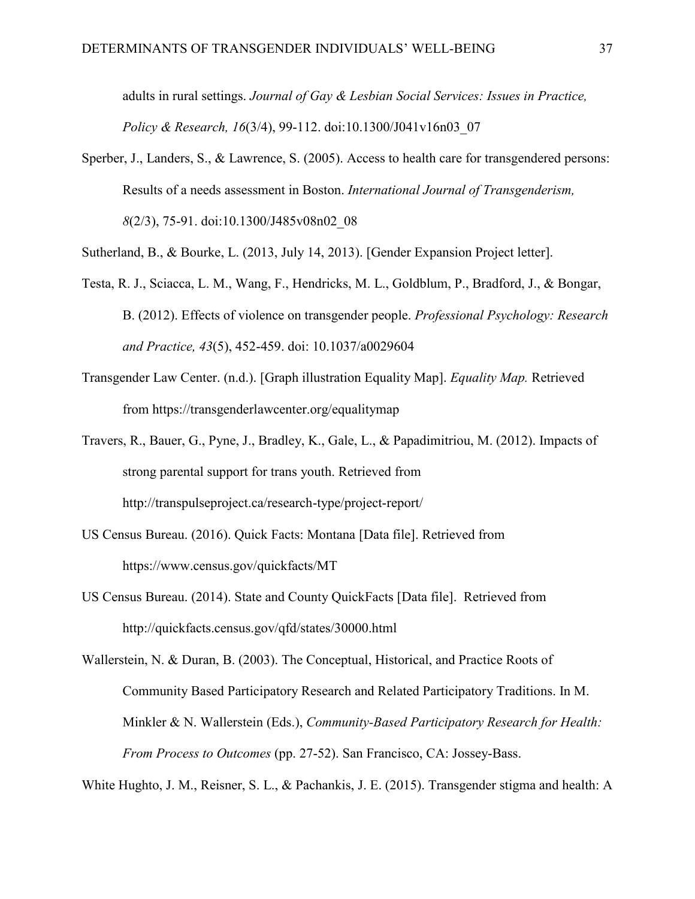adults in rural settings. *Journal of Gay & Lesbian Social Services: Issues in Practice, Policy & Research, 16*(3/4), 99-112. doi:10.1300/J041v16n03_07

Sperber, J., Landers, S., & Lawrence, S. (2005). Access to health care for transgendered persons: Results of a needs assessment in Boston. *International Journal of Transgenderism, 8*(2/3), 75-91. doi:10.1300/J485v08n02_08

Sutherland, B., & Bourke, L. (2013, July 14, 2013). [Gender Expansion Project letter].

Testa, R. J., Sciacca, L. M., Wang, F., Hendricks, M. L., Goldblum, P., Bradford, J., & Bongar, B. (2012). Effects of violence on transgender people. *Professional Psychology: Research and Practice, 43*(5), 452-459. doi: 10.1037/a0029604

Transgender Law Center. (n.d.). [Graph illustration Equality Map]. *Equality Map.* Retrieved from https://transgenderlawcenter.org/equalitymap

Travers, R., Bauer, G., Pyne, J., Bradley, K., Gale, L., & Papadimitriou, M. (2012). Impacts of strong parental support for trans youth. Retrieved from http://transpulseproject.ca/research-type/project-report/

US Census Bureau. (2016). Quick Facts: Montana [Data file]. Retrieved from https://www.census.gov/quickfacts/MT

US Census Bureau. (2014). State and County QuickFacts [Data file]. Retrieved from http://quickfacts.census.gov/qfd/states/30000.html

Wallerstein, N. & Duran, B. (2003). The Conceptual, Historical, and Practice Roots of Community Based Participatory Research and Related Participatory Traditions. In M. Minkler & N. Wallerstein (Eds.), *Community-Based Participatory Research for Health: From Process to Outcomes* (pp. 27-52). San Francisco, CA: Jossey-Bass.

White Hughto, J. M., Reisner, S. L., & Pachankis, J. E. (2015). Transgender stigma and health: A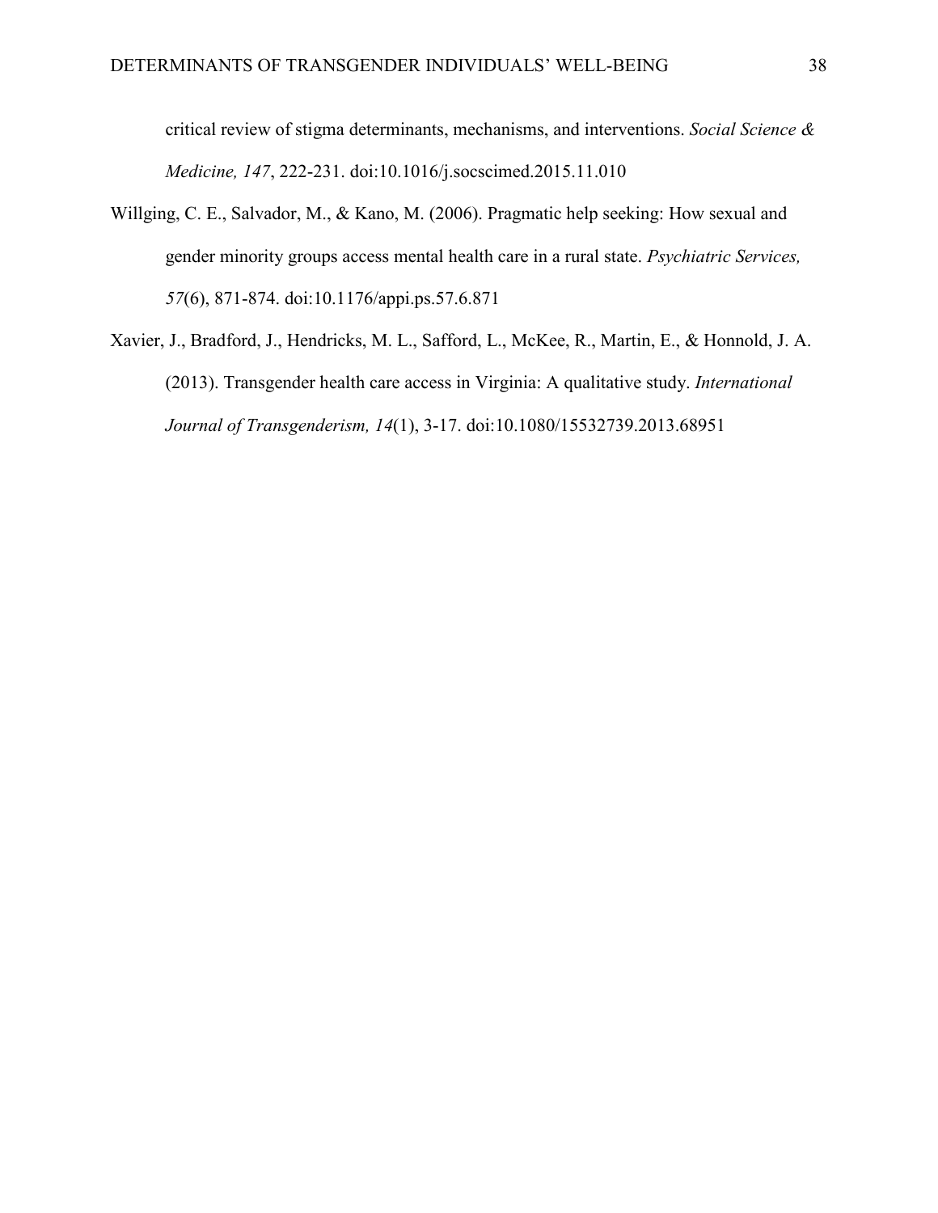critical review of stigma determinants, mechanisms, and interventions. *Social Science & Medicine, 147*, 222-231. doi:10.1016/j.socscimed.2015.11.010

Willging, C. E., Salvador, M., & Kano, M. (2006). Pragmatic help seeking: How sexual and gender minority groups access mental health care in a rural state. *Psychiatric Services, 57*(6), 871-874. doi:10.1176/appi.ps.57.6.871

Xavier, J., Bradford, J., Hendricks, M. L., Safford, L., McKee, R., Martin, E., & Honnold, J. A. (2013). Transgender health care access in Virginia: A qualitative study. *International Journal of Transgenderism, 14*(1), 3-17. doi:10.1080/15532739.2013.68951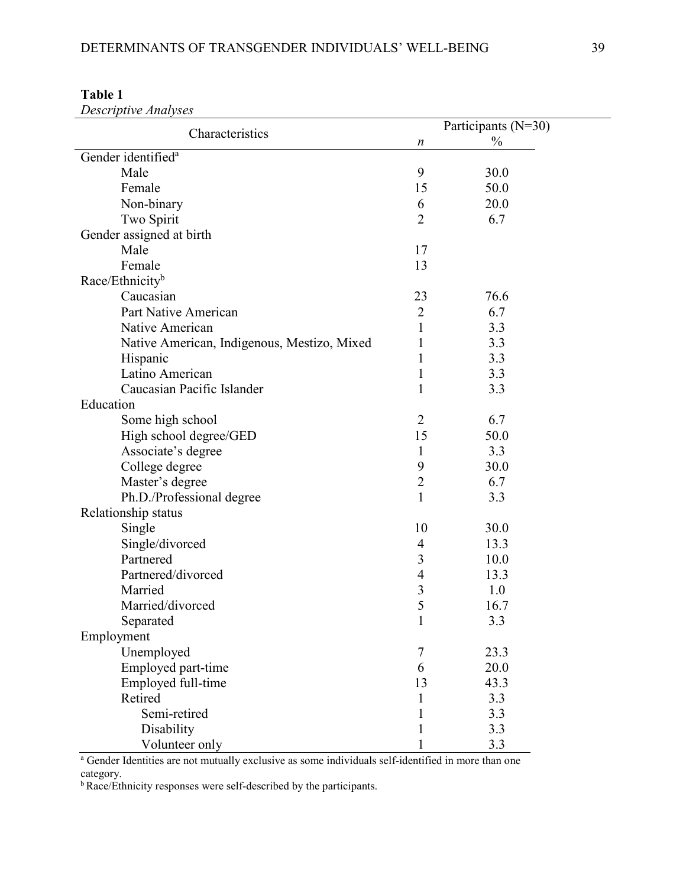**Table 1**

*Descriptive Analyses*

| Characteristics | Participants (N=30) | |
|---|---|---|
| | *n* | % |
| Gender identified[a] | | |
| Male | 9 | 30.0 |
| Female | 15 | 50.0 |
| Non-binary | 6 | 20.0 |
| Two Spirit | 2 | 6.7 |
| Gender assigned at birth | | |
| Male | 17 | |
| Female | 13 | |
| Race/Ethnicity[b] | | |
| Caucasian | 23 | 76.6 |
| Part Native American | 2 | 6.7 |
| Native American | 1 | 3.3 |
| Native American, Indigenous, Mestizo, Mixed | 1 | 3.3 |
| Hispanic | 1 | 3.3 |
| Latino American | 1 | 3.3 |
| Caucasian Pacific Islander | 1 | 3.3 |
| Education | | |
| Some high school | 2 | 6.7 |
| High school degree/GED | 15 | 50.0 |
| Associate's degree | 1 | 3.3 |
| College degree | 9 | 30.0 |
| Master's degree | 2 | 6.7 |
| Ph.D./Professional degree | 1 | 3.3 |
| Relationship status | | |
| Single | 10 | 30.0 |
| Single/divorced | 4 | 13.3 |
| Partnered | 3 | 10.0 |
| Partnered/divorced | 4 | 13.3 |
| Married | 3 | 1.0 |
| Married/divorced | 5 | 16.7 |
| Separated | 1 | 3.3 |
| Employment | | |
| Unemployed | 7 | 23.3 |
| Employed part-time | 6 | 20.0 |
| Employed full-time | 13 | 43.3 |
| Retired | 1 | 3.3 |
| Semi-retired | 1 | 3.3 |
| Disability | 1 | 3.3 |
| Volunteer only | 1 | 3.3 |

[a] Gender Identities are not mutually exclusive as some individuals self-identified in more than one category.

[b] Race/Ethnicity responses were self-described by the participants.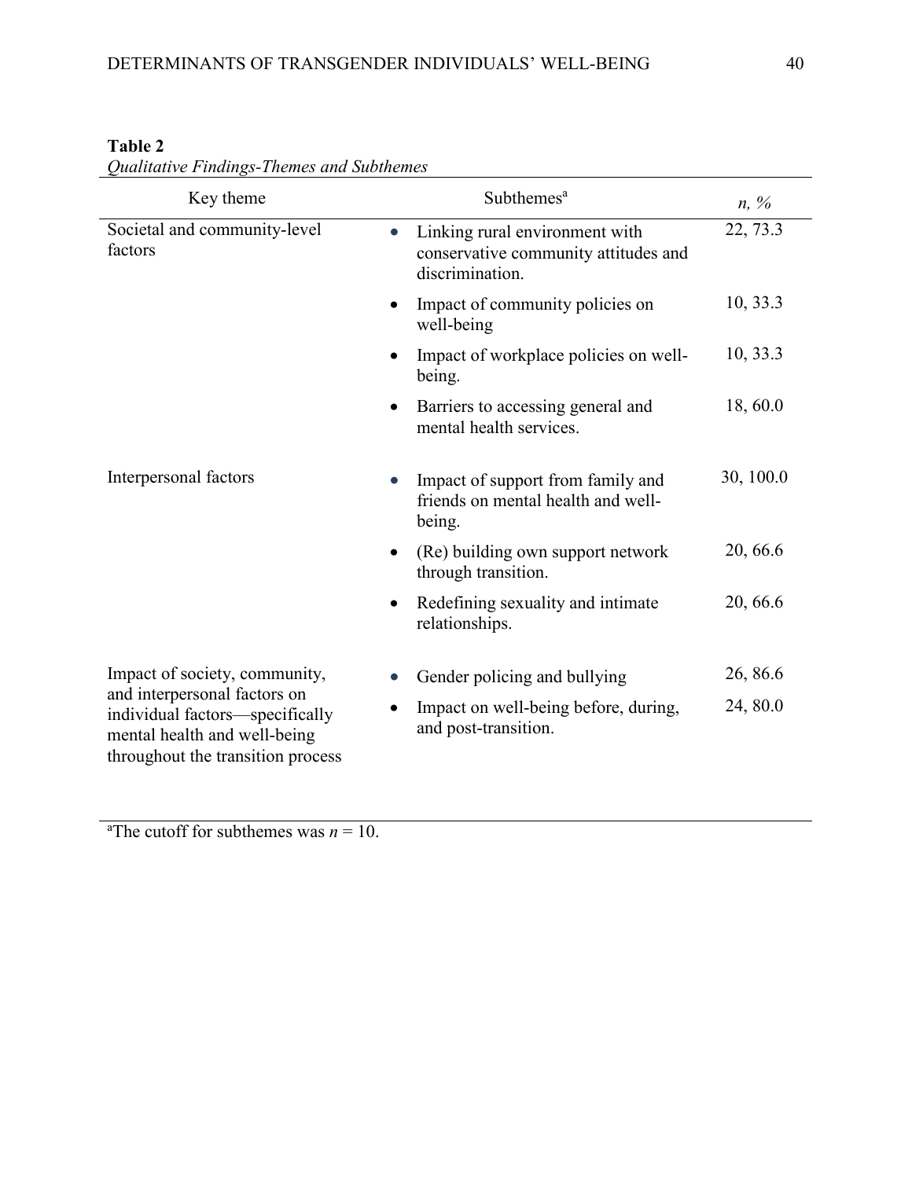**Table 2**

*Qualitative Findings-Themes and Subthemes*

| Key theme | Subthemes[a] | *n, %* |
|---|---|---|
| Societal and community-level factors | • Linking rural environment with conservative community attitudes and discrimination. | 22, 73.3 |
| | • Impact of community policies on well-being | 10, 33.3 |
| | • Impact of workplace policies on well-being. | 10, 33.3 |
| | • Barriers to accessing general and mental health services. | 18, 60.0 |
| Interpersonal factors | • Impact of support from family and friends on mental health and well-being. | 30, 100.0 |
| | • (Re) building own support network through transition. | 20, 66.6 |
| | • Redefining sexuality and intimate relationships. | 20, 66.6 |
| Impact of society, community, and interpersonal factors on individual factors—specifically mental health and well-being throughout the transition process | • Gender policing and bullying | 26, 86.6 |
| | • Impact on well-being before, during, and post-transition. | 24, 80.0 |

[a]The cutoff for subthemes was $n = 10$.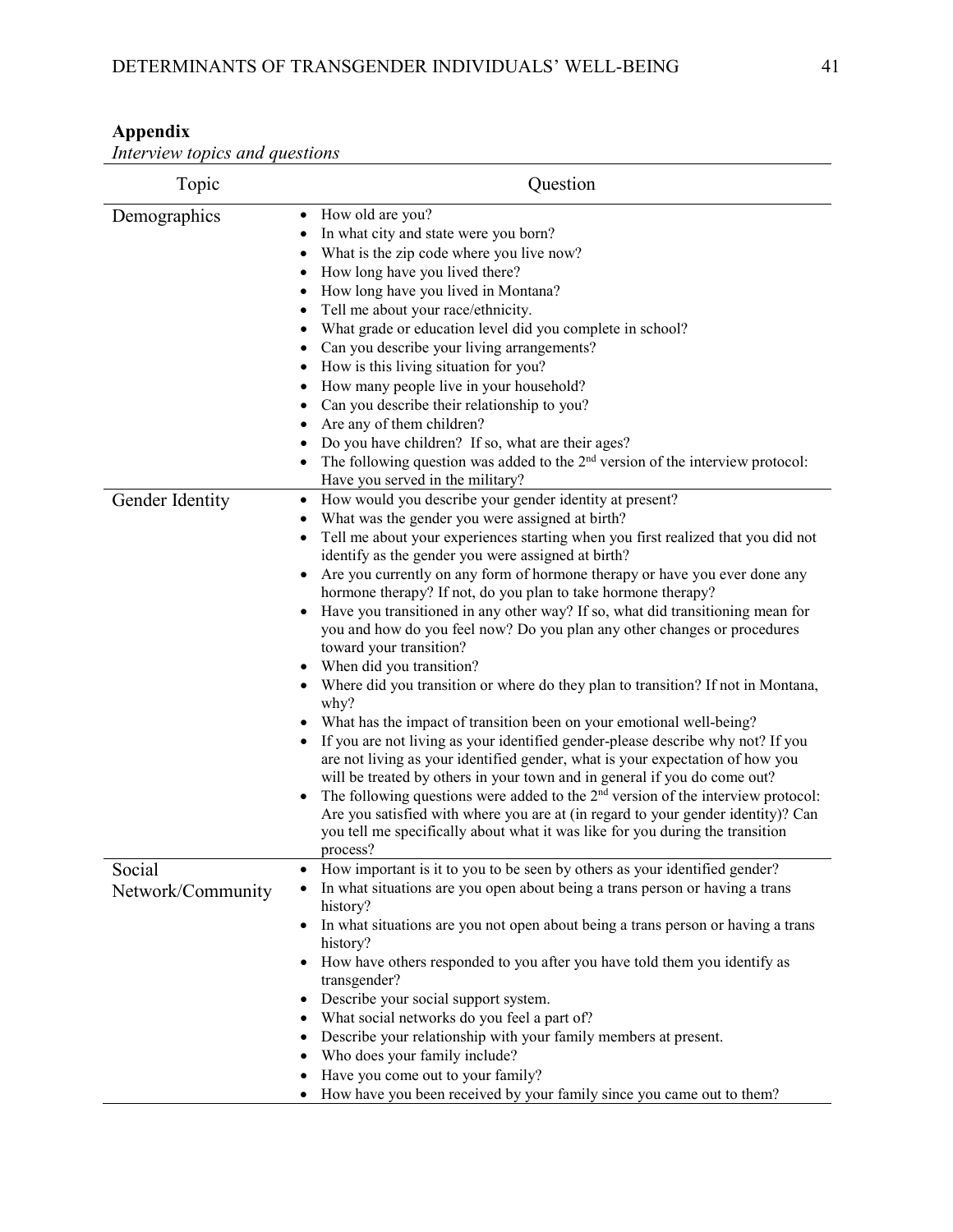**Appendix**

*Interview topics and questions*

| Topic | Question |
|---|---|
| Demographics | • How old are you?<br>• In what city and state were you born?<br>• What is the zip code where you live now?<br>• How long have you lived there?<br>• How long have you lived in Montana?<br>• Tell me about your race/ethnicity.<br>• What grade or education level did you complete in school?<br>• Can you describe your living arrangements?<br>• How is this living situation for you?<br>• How many people live in your household?<br>• Can you describe their relationship to you?<br>• Are any of them children?<br>• Do you have children? If so, what are their ages?<br>• The following question was added to the 2nd version of the interview protocol: Have you served in the military? |
| Gender Identity | • How would you describe your gender identity at present?<br>• What was the gender you were assigned at birth?<br>• Tell me about your experiences starting when you first realized that you did not identify as the gender you were assigned at birth?<br>• Are you currently on any form of hormone therapy or have you ever done any hormone therapy? If not, do you plan to take hormone therapy?<br>• Have you transitioned in any other way? If so, what did transitioning mean for you and how do you feel now? Do you plan any other changes or procedures toward your transition?<br>• When did you transition?<br>• Where did you transition or where do they plan to transition? If not in Montana, why?<br>• What has the impact of transition been on your emotional well-being?<br>• If you are not living as your identified gender-please describe why not? If you are not living as your identified gender, what is your expectation of how you will be treated by others in your town and in general if you do come out?<br>• The following questions were added to the 2nd version of the interview protocol: Are you satisfied with where you are at (in regard to your gender identity)? Can you tell me specifically about what it was like for you during the transition process? |
| Social Network/Community | • How important is it to you to be seen by others as your identified gender?<br>• In what situations are you open about being a trans person or having a trans history?<br>• In what situations are you not open about being a trans person or having a trans history?<br>• How have others responded to you after you have told them you identify as transgender?<br>• Describe your social support system.<br>• What social networks do you feel a part of?<br>• Describe your relationship with your family members at present.<br>• Who does your family include?<br>• Have you come out to your family?<br>• How have you been received by your family since you came out to them? |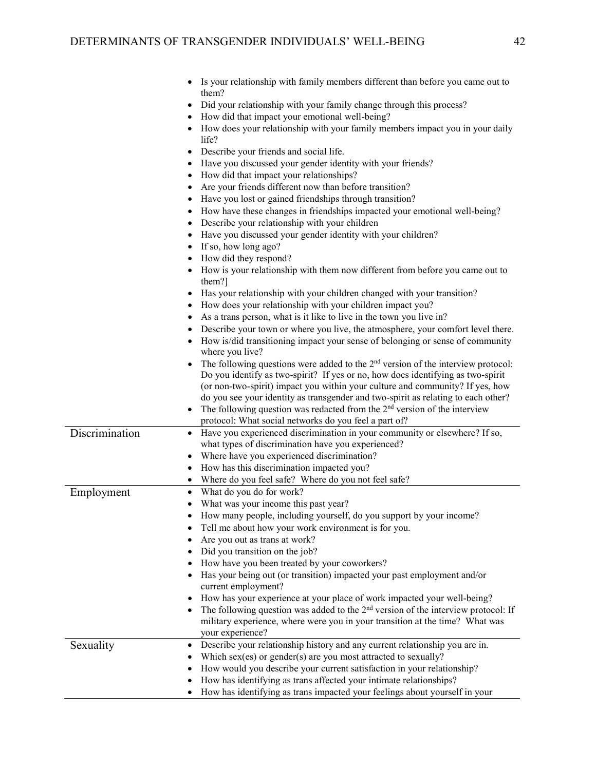| | |
|---|---|
| | • Is your relationship with family members different than before you came out to them?<br>• Did your relationship with your family change through this process?<br>• How did that impact your emotional well-being?<br>• How does your relationship with your family members impact you in your daily life?<br>• Describe your friends and social life.<br>• Have you discussed your gender identity with your friends?<br>• How did that impact your relationships?<br>• Are your friends different now than before transition?<br>• Have you lost or gained friendships through transition?<br>• How have these changes in friendships impacted your emotional well-being?<br>• Describe your relationship with your children<br>• Have you discussed your gender identity with your children?<br>• If so, how long ago?<br>• How did they respond?<br>• How is your relationship with them now different from before you came out to them?]<br>• Has your relationship with your children changed with your transition?<br>• How does your relationship with your children impact you?<br>• As a trans person, what is it like to live in the town you live in?<br>• Describe your town or where you live, the atmosphere, your comfort level there.<br>• How is/did transitioning impact your sense of belonging or sense of community where you live?<br>• The following questions were added to the 2nd version of the interview protocol: Do you identify as two-spirit? If yes or no, how does identifying as two-spirit (or non-two-spirit) impact you within your culture and community? If yes, how do you see your identity as transgender and two-spirit as relating to each other?<br>• The following question was redacted from the 2nd version of the interview protocol: What social networks do you feel a part of? |
| Discrimination | • Have you experienced discrimination in your community or elsewhere? If so, what types of discrimination have you experienced?<br>• Where have you experienced discrimination?<br>• How has this discrimination impacted you?<br>• Where do you feel safe? Where do you not feel safe? |
| Employment | • What do you do for work?<br>• What was your income this past year?<br>• How many people, including yourself, do you support by your income?<br>• Tell me about how your work environment is for you.<br>• Are you out as trans at work?<br>• Did you transition on the job?<br>• How have you been treated by your coworkers?<br>• Has your being out (or transition) impacted your past employment and/or current employment?<br>• How has your experience at your place of work impacted your well-being?<br>• The following question was added to the 2nd version of the interview protocol: If military experience, where were you in your transition at the time? What was your experience? |
| Sexuality | • Describe your relationship history and any current relationship you are in.<br>• Which sex(es) or gender(s) are you most attracted to sexually?<br>• How would you describe your current satisfaction in your relationship?<br>• How has identifying as trans affected your intimate relationships?<br>• How has identifying as trans impacted your feelings about yourself in your |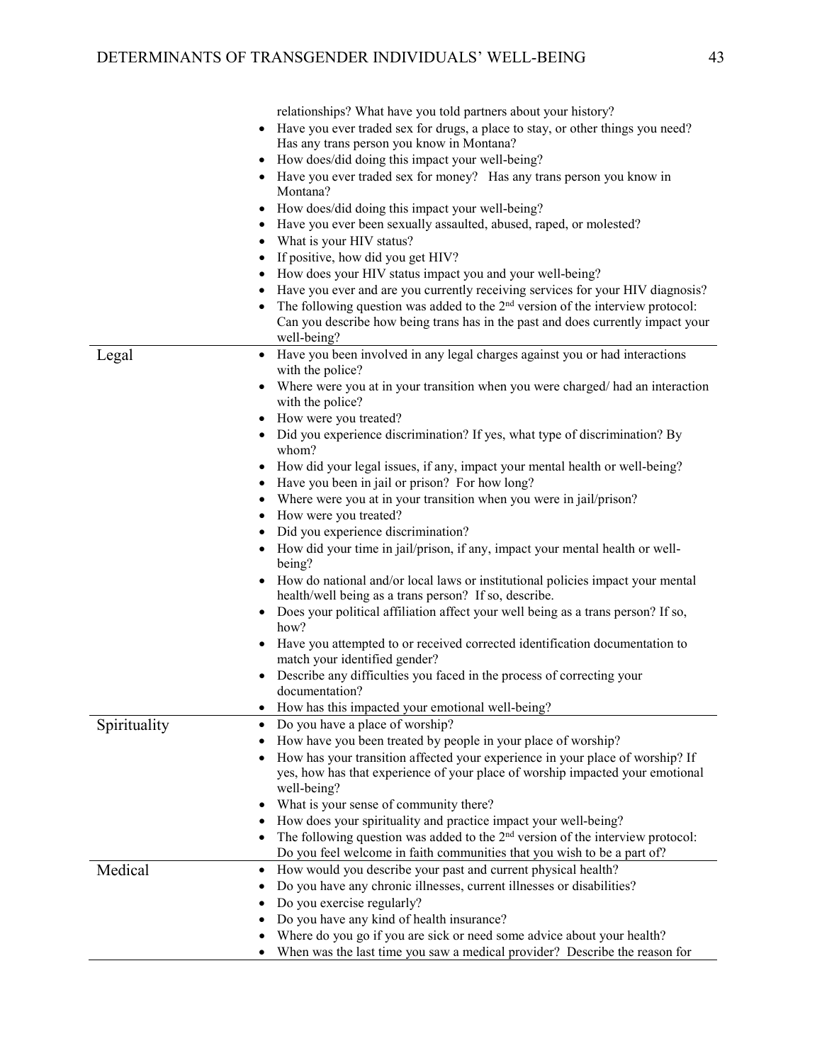| | |
|---|---|
| | relationships? What have you told partners about your history?<br>• Have you ever traded sex for drugs, a place to stay, or other things you need? Has any trans person you know in Montana?<br>• How does/did doing this impact your well-being?<br>• Have you ever traded sex for money? Has any trans person you know in Montana?<br>• How does/did doing this impact your well-being?<br>• Have you ever been sexually assaulted, abused, raped, or molested?<br>• What is your HIV status?<br>• If positive, how did you get HIV?<br>• How does your HIV status impact you and your well-being?<br>• Have you ever and are you currently receiving services for your HIV diagnosis?<br>• The following question was added to the 2nd version of the interview protocol: Can you describe how being trans has in the past and does currently impact your well-being? |
| Legal | • Have you been involved in any legal charges against you or had interactions with the police?<br>• Where were you at in your transition when you were charged/ had an interaction with the police?<br>• How were you treated?<br>• Did you experience discrimination? If yes, what type of discrimination? By whom?<br>• How did your legal issues, if any, impact your mental health or well-being?<br>• Have you been in jail or prison? For how long?<br>• Where were you at in your transition when you were in jail/prison?<br>• How were you treated?<br>• Did you experience discrimination?<br>• How did your time in jail/prison, if any, impact your mental health or well-being?<br>• How do national and/or local laws or institutional policies impact your mental health/well being as a trans person? If so, describe.<br>• Does your political affiliation affect your well being as a trans person? If so, how?<br>• Have you attempted to or received corrected identification documentation to match your identified gender?<br>• Describe any difficulties you faced in the process of correcting your documentation?<br>• How has this impacted your emotional well-being? |
| Spirituality | • Do you have a place of worship?<br>• How have you been treated by people in your place of worship?<br>• How has your transition affected your experience in your place of worship? If yes, how has that experience of your place of worship impacted your emotional well-being?<br>• What is your sense of community there?<br>• How does your spirituality and practice impact your well-being?<br>• The following question was added to the 2nd version of the interview protocol: Do you feel welcome in faith communities that you wish to be a part of? |
| Medical | • How would you describe your past and current physical health?<br>• Do you have any chronic illnesses, current illnesses or disabilities?<br>• Do you exercise regularly?<br>• Do you have any kind of health insurance?<br>• Where do you go if you are sick or need some advice about your health?<br>• When was the last time you saw a medical provider? Describe the reason for |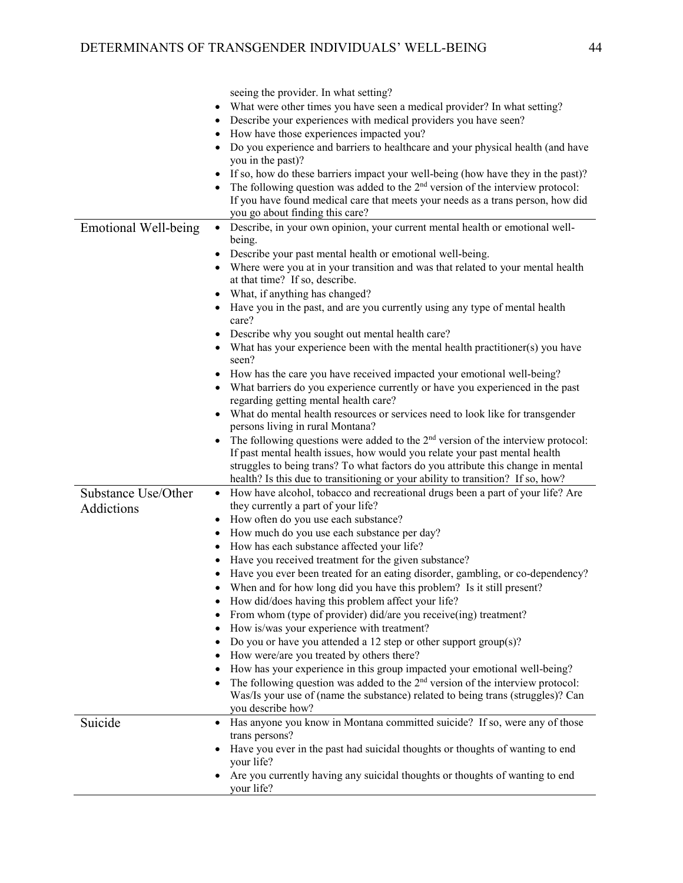| | |
|---|---|
| | seeing the provider. In what setting?<br>• What were other times you have seen a medical provider? In what setting?<br>• Describe your experiences with medical providers you have seen?<br>• How have those experiences impacted you?<br>• Do you experience and barriers to healthcare and your physical health (and have you in the past)?<br>• If so, how do these barriers impact your well-being (how have they in the past)?<br>• The following question was added to the 2nd version of the interview protocol: If you have found medical care that meets your needs as a trans person, how did you go about finding this care? |
| Emotional Well-being | • Describe, in your own opinion, your current mental health or emotional well-being.<br>• Describe your past mental health or emotional well-being.<br>• Where were you at in your transition and was that related to your mental health at that time? If so, describe.<br>• What, if anything has changed?<br>• Have you in the past, and are you currently using any type of mental health care?<br>• Describe why you sought out mental health care?<br>• What has your experience been with the mental health practitioner(s) you have seen?<br>• How has the care you have received impacted your emotional well-being?<br>• What barriers do you experience currently or have you experienced in the past regarding getting mental health care?<br>• What do mental health resources or services need to look like for transgender persons living in rural Montana?<br>• The following questions were added to the 2nd version of the interview protocol: If past mental health issues, how would you relate your past mental health struggles to being trans? To what factors do you attribute this change in mental health? Is this due to transitioning or your ability to transition? If so, how? |
| Substance Use/Other Addictions | • How have alcohol, tobacco and recreational drugs been a part of your life? Are they currently a part of your life?<br>• How often do you use each substance?<br>• How much do you use each substance per day?<br>• How has each substance affected your life?<br>• Have you received treatment for the given substance?<br>• Have you ever been treated for an eating disorder, gambling, or co-dependency?<br>• When and for how long did you have this problem? Is it still present?<br>• How did/does having this problem affect your life?<br>• From whom (type of provider) did/are you receive(ing) treatment?<br>• How is/was your experience with treatment?<br>• Do you or have you attended a 12 step or other support group(s)?<br>• How were/are you treated by others there?<br>• How has your experience in this group impacted your emotional well-being?<br>• The following question was added to the 2nd version of the interview protocol: Was/Is your use of (name the substance) related to being trans (struggles)? Can you describe how? |
| Suicide | • Has anyone you know in Montana committed suicide? If so, were any of those trans persons?<br>• Have you ever in the past had suicidal thoughts or thoughts of wanting to end your life?<br>• Are you currently having any suicidal thoughts or thoughts of wanting to end your life? |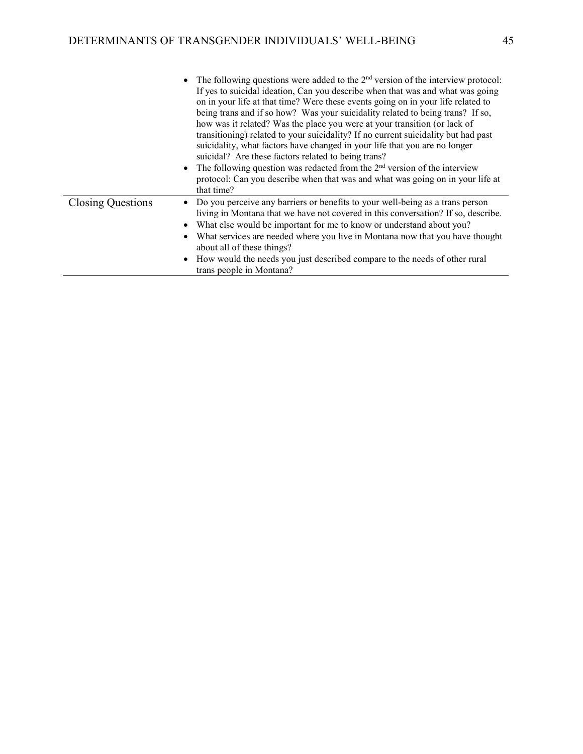| | |
|---|---|
| | • The following questions were added to the 2nd version of the interview protocol: If yes to suicidal ideation, Can you describe when that was and what was going on in your life at that time? Were these events going on in your life related to being trans and if so how? Was your suicidality related to being trans? If so, how was it related? Was the place you were at your transition (or lack of transitioning) related to your suicidality? If no current suicidality but had past suicidality, what factors have changed in your life that you are no longer suicidal? Are these factors related to being trans?<br>• The following question was redacted from the 2nd version of the interview protocol: Can you describe when that was and what was going on in your life at that time? |
| Closing Questions | • Do you perceive any barriers or benefits to your well-being as a trans person living in Montana that we have not covered in this conversation? If so, describe.<br>• What else would be important for me to know or understand about you?<br>• What services are needed where you live in Montana now that you have thought about all of these things?<br>• How would the needs you just described compare to the needs of other rural trans people in Montana? |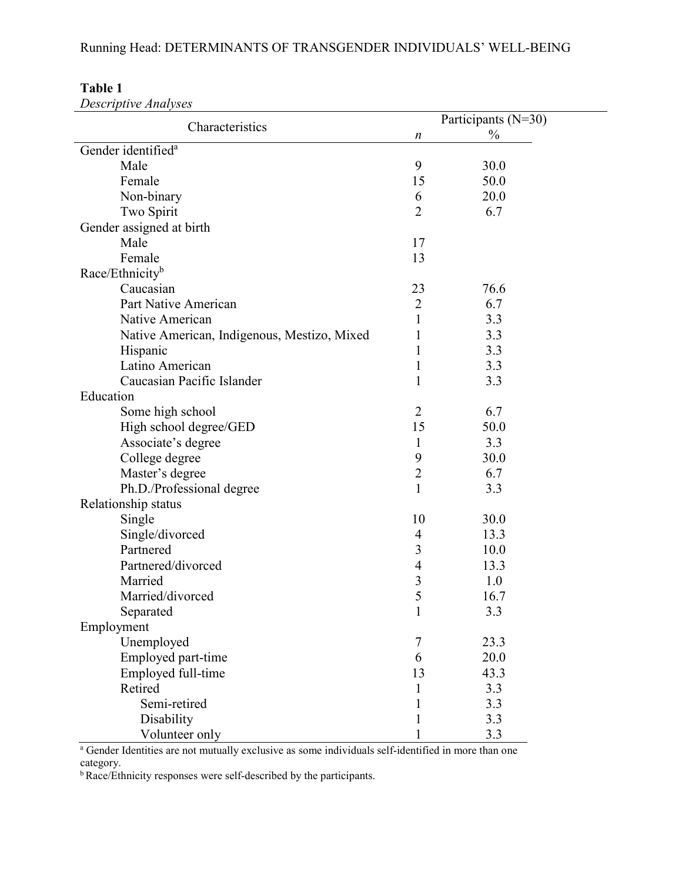**Table 1**

*Descriptive Analyses*

| Characteristics | Participants (N=30) | |
|---|---|---|
| | *n* | % |
| Gender identified[a] | | |
| Male | 9 | 30.0 |
| Female | 15 | 50.0 |
| Non-binary | 6 | 20.0 |
| Two Spirit | 2 | 6.7 |
| Gender assigned at birth | | |
| Male | 17 | |
| Female | 13 | |
| Race/Ethnicity[b] | | |
| Caucasian | 23 | 76.6 |
| Part Native American | 2 | 6.7 |
| Native American | 1 | 3.3 |
| Native American, Indigenous, Mestizo, Mixed | 1 | 3.3 |
| Hispanic | 1 | 3.3 |
| Latino American | 1 | 3.3 |
| Caucasian Pacific Islander | 1 | 3.3 |
| Education | | |
| Some high school | 2 | 6.7 |
| High school degree/GED | 15 | 50.0 |
| Associate's degree | 1 | 3.3 |
| College degree | 9 | 30.0 |
| Master's degree | 2 | 6.7 |
| Ph.D./Professional degree | 1 | 3.3 |
| Relationship status | | |
| Single | 10 | 30.0 |
| Single/divorced | 4 | 13.3 |
| Partnered | 3 | 10.0 |
| Partnered/divorced | 4 | 13.3 |
| Married | 3 | 1.0 |
| Married/divorced | 5 | 16.7 |
| Separated | 1 | 3.3 |
| Employment | | |
| Unemployed | 7 | 23.3 |
| Employed part-time | 6 | 20.0 |
| Employed full-time | 13 | 43.3 |
| Retired | 1 | 3.3 |
| Semi-retired | 1 | 3.3 |
| Disability | 1 | 3.3 |
| Volunteer only | 1 | 3.3 |

[a] Gender Identities are not mutually exclusive as some individuals self-identified in more than one category.

[b] Race/Ethnicity responses were self-described by the participants.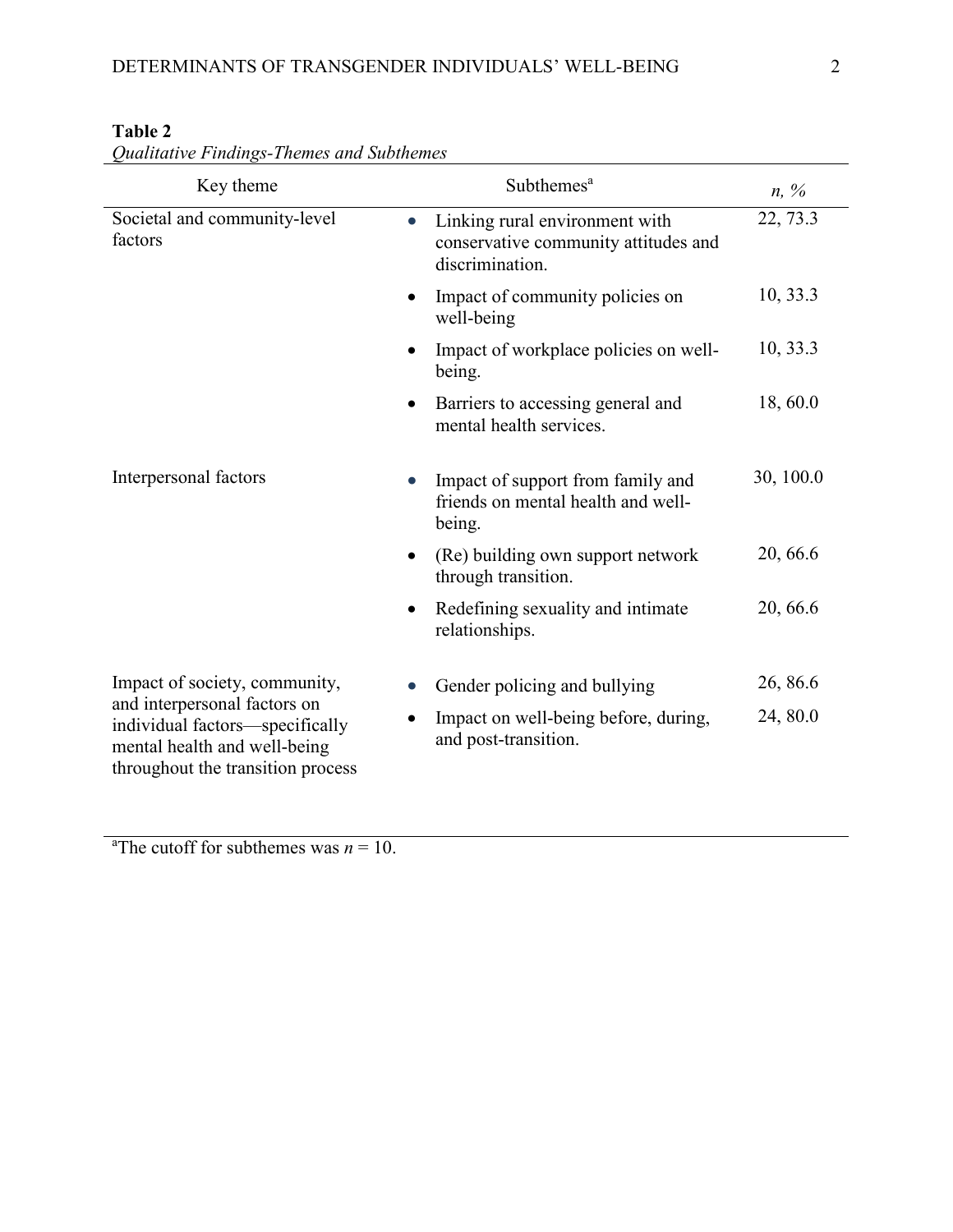**Table 2**

*Qualitative Findings-Themes and Subthemes*

| Key theme | Subthemes[a] | *n, %* |
|---|---|---|
| Societal and community-level factors | • Linking rural environment with conservative community attitudes and discrimination. | 22, 73.3 |
| | • Impact of community policies on well-being | 10, 33.3 |
| | • Impact of workplace policies on well-being. | 10, 33.3 |
| | • Barriers to accessing general and mental health services. | 18, 60.0 |
| Interpersonal factors | • Impact of support from family and friends on mental health and well-being. | 30, 100.0 |
| | • (Re) building own support network through transition. | 20, 66.6 |
| | • Redefining sexuality and intimate relationships. | 20, 66.6 |
| Impact of society, community, and interpersonal factors on individual factors—specifically mental health and well-being throughout the transition process | • Gender policing and bullying | 26, 86.6 |
| | • Impact on well-being before, during, and post-transition. | 24, 80.0 |

[a]The cutoff for subthemes was *n* = 10.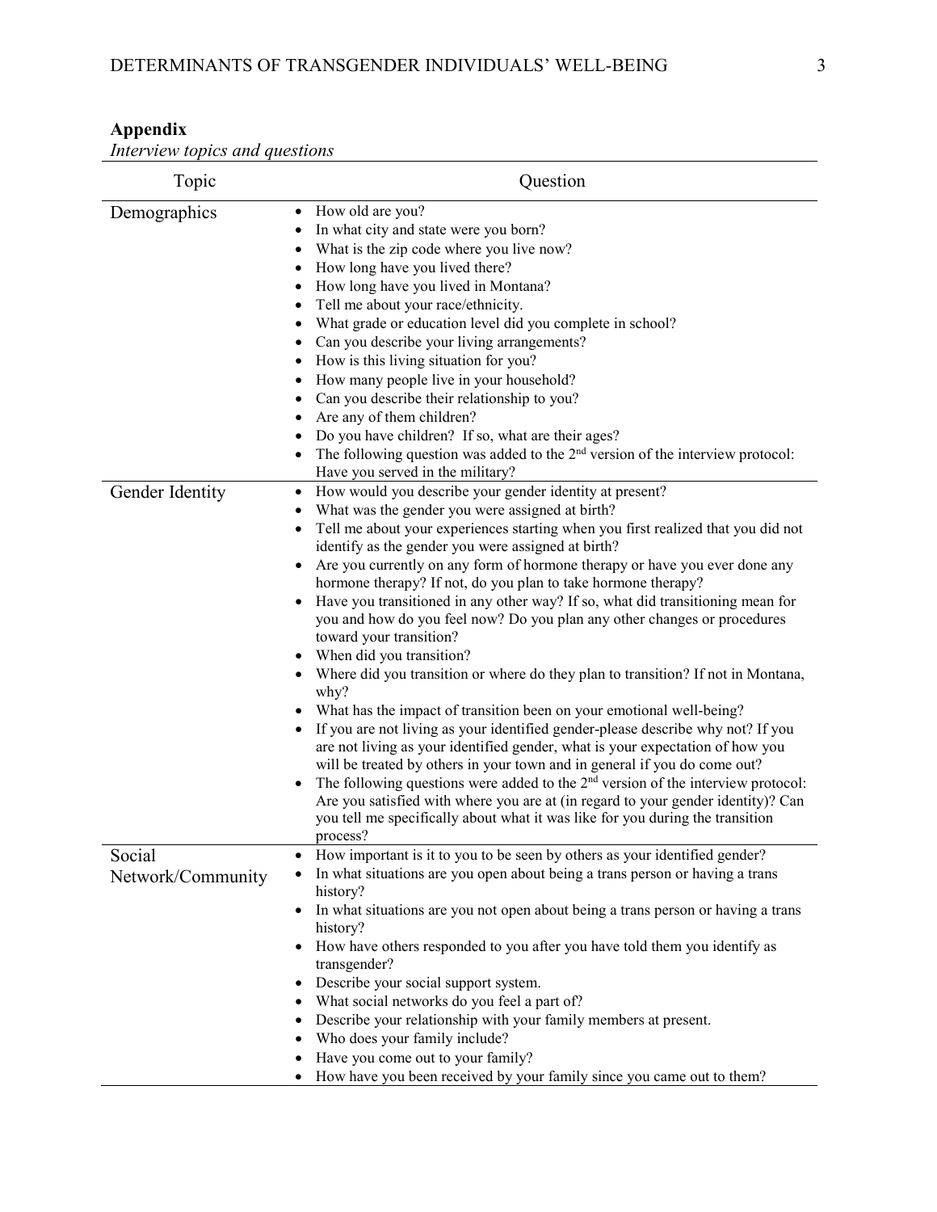## Appendix

*Interview topics and questions*

| Topic | Question |
|---|---|
| Demographics | • How old are you?<br>• In what city and state were you born?<br>• What is the zip code where you live now?<br>• How long have you lived there?<br>• How long have you lived in Montana?<br>• Tell me about your race/ethnicity.<br>• What grade or education level did you complete in school?<br>• Can you describe your living arrangements?<br>• How is this living situation for you?<br>• How many people live in your household?<br>• Can you describe their relationship to you?<br>• Are any of them children?<br>• Do you have children? If so, what are their ages?<br>• The following question was added to the 2nd version of the interview protocol: Have you served in the military? |
| Gender Identity | • How would you describe your gender identity at present?<br>• What was the gender you were assigned at birth?<br>• Tell me about your experiences starting when you first realized that you did not identify as the gender you were assigned at birth?<br>• Are you currently on any form of hormone therapy or have you ever done any hormone therapy? If not, do you plan to take hormone therapy?<br>• Have you transitioned in any other way? If so, what did transitioning mean for you and how do you feel now? Do you plan any other changes or procedures toward your transition?<br>• When did you transition?<br>• Where did you transition or where do they plan to transition? If not in Montana, why?<br>• What has the impact of transition been on your emotional well-being?<br>• If you are not living as your identified gender-please describe why not? If you are not living as your identified gender, what is your expectation of how you will be treated by others in your town and in general if you do come out?<br>• The following questions were added to the 2nd version of the interview protocol: Are you satisfied with where you are at (in regard to your gender identity)? Can you tell me specifically about what it was like for you during the transition process? |
| Social Network/Community | • How important is it to you to be seen by others as your identified gender?<br>• In what situations are you open about being a trans person or having a trans history?<br>• In what situations are you not open about being a trans person or having a trans history?<br>• How have others responded to you after you have told them you identify as transgender?<br>• Describe your social support system.<br>• What social networks do you feel a part of?<br>• Describe your relationship with your family members at present.<br>• Who does your family include?<br>• Have you come out to your family?<br>• How have you been received by your family since you came out to them? |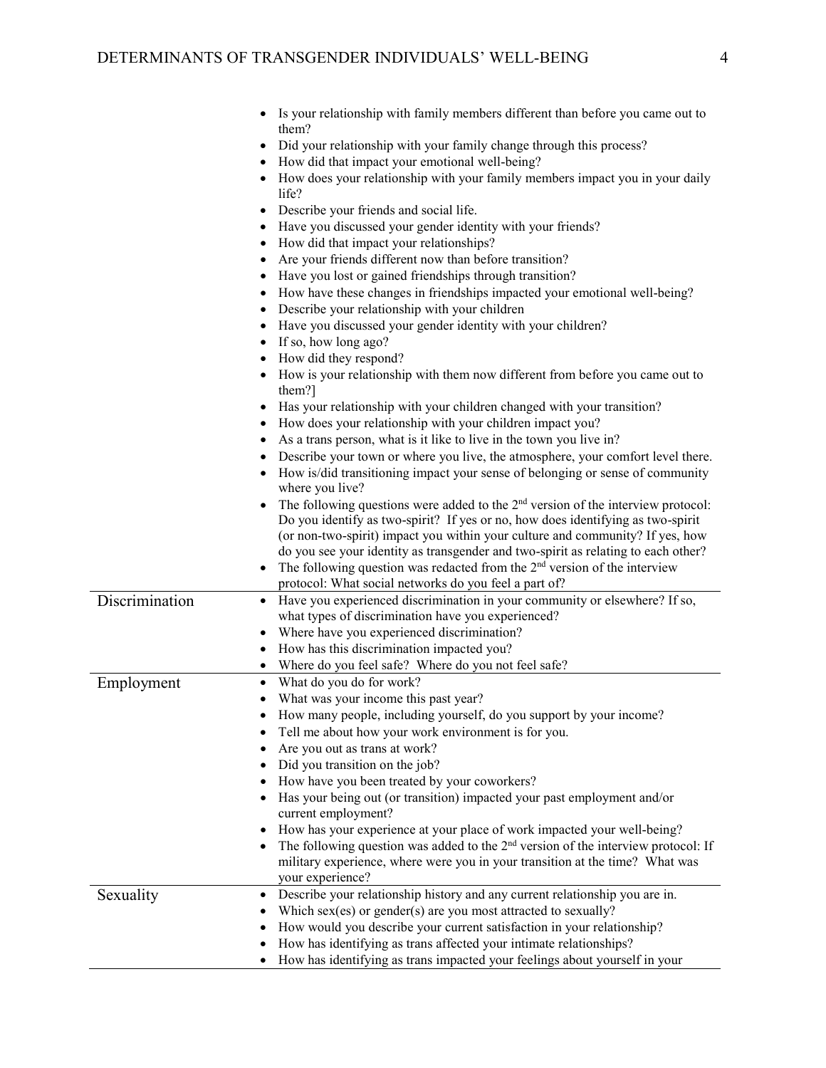| | |
|---|---|
| | • Is your relationship with family members different than before you came out to them?<br>• Did your relationship with your family change through this process?<br>• How did that impact your emotional well-being?<br>• How does your relationship with your family members impact you in your daily life?<br>• Describe your friends and social life.<br>• Have you discussed your gender identity with your friends?<br>• How did that impact your relationships?<br>• Are your friends different now than before transition?<br>• Have you lost or gained friendships through transition?<br>• How have these changes in friendships impacted your emotional well-being?<br>• Describe your relationship with your children<br>• Have you discussed your gender identity with your children?<br>• If so, how long ago?<br>• How did they respond?<br>• How is your relationship with them now different from before you came out to them?]<br>• Has your relationship with your children changed with your transition?<br>• How does your relationship with your children impact you?<br>• As a trans person, what is it like to live in the town you live in?<br>• Describe your town or where you live, the atmosphere, your comfort level there.<br>• How is/did transitioning impact your sense of belonging or sense of community where you live?<br>• The following questions were added to the 2nd version of the interview protocol: Do you identify as two-spirit? If yes or no, how does identifying as two-spirit (or non-two-spirit) impact you within your culture and community? If yes, how do you see your identity as transgender and two-spirit as relating to each other?<br>• The following question was redacted from the 2nd version of the interview protocol: What social networks do you feel a part of? |
| Discrimination | • Have you experienced discrimination in your community or elsewhere? If so, what types of discrimination have you experienced?<br>• Where have you experienced discrimination?<br>• How has this discrimination impacted you?<br>• Where do you feel safe? Where do you not feel safe? |
| Employment | • What do you do for work?<br>• What was your income this past year?<br>• How many people, including yourself, do you support by your income?<br>• Tell me about how your work environment is for you.<br>• Are you out as trans at work?<br>• Did you transition on the job?<br>• How have you been treated by your coworkers?<br>• Has your being out (or transition) impacted your past employment and/or current employment?<br>• How has your experience at your place of work impacted your well-being?<br>• The following question was added to the 2nd version of the interview protocol: If military experience, where were you in your transition at the time? What was your experience? |
| Sexuality | • Describe your relationship history and any current relationship you are in.<br>• Which sex(es) or gender(s) are you most attracted to sexually?<br>• How would you describe your current satisfaction in your relationship?<br>• How has identifying as trans affected your intimate relationships?<br>• How has identifying as trans impacted your feelings about yourself in your |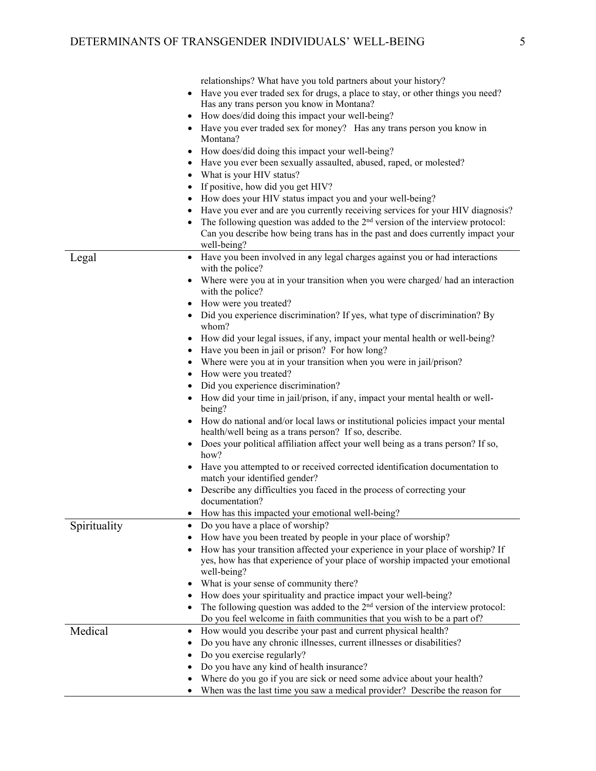| | |
|---|---|
| | relationships? What have you told partners about your history?<br>• Have you ever traded sex for drugs, a place to stay, or other things you need? Has any trans person you know in Montana?<br>• How does/did doing this impact your well-being?<br>• Have you ever traded sex for money? Has any trans person you know in Montana?<br>• How does/did doing this impact your well-being?<br>• Have you ever been sexually assaulted, abused, raped, or molested?<br>• What is your HIV status?<br>• If positive, how did you get HIV?<br>• How does your HIV status impact you and your well-being?<br>• Have you ever and are you currently receiving services for your HIV diagnosis?<br>• The following question was added to the 2nd version of the interview protocol: Can you describe how being trans has in the past and does currently impact your well-being? |
| Legal | • Have you been involved in any legal charges against you or had interactions with the police?<br>• Where were you at in your transition when you were charged/ had an interaction with the police?<br>• How were you treated?<br>• Did you experience discrimination? If yes, what type of discrimination? By whom?<br>• How did your legal issues, if any, impact your mental health or well-being?<br>• Have you been in jail or prison? For how long?<br>• Where were you at in your transition when you were in jail/prison?<br>• How were you treated?<br>• Did you experience discrimination?<br>• How did your time in jail/prison, if any, impact your mental health or well-being?<br>• How do national and/or local laws or institutional policies impact your mental health/well being as a trans person? If so, describe.<br>• Does your political affiliation affect your well being as a trans person? If so, how?<br>• Have you attempted to or received corrected identification documentation to match your identified gender?<br>• Describe any difficulties you faced in the process of correcting your documentation?<br>• How has this impacted your emotional well-being? |
| Spirituality | • Do you have a place of worship?<br>• How have you been treated by people in your place of worship?<br>• How has your transition affected your experience in your place of worship? If yes, how has that experience of your place of worship impacted your emotional well-being?<br>• What is your sense of community there?<br>• How does your spirituality and practice impact your well-being?<br>• The following question was added to the 2nd version of the interview protocol: Do you feel welcome in faith communities that you wish to be a part of? |
| Medical | • How would you describe your past and current physical health?<br>• Do you have any chronic illnesses, current illnesses or disabilities?<br>• Do you exercise regularly?<br>• Do you have any kind of health insurance?<br>• Where do you go if you are sick or need some advice about your health?<br>• When was the last time you saw a medical provider? Describe the reason for |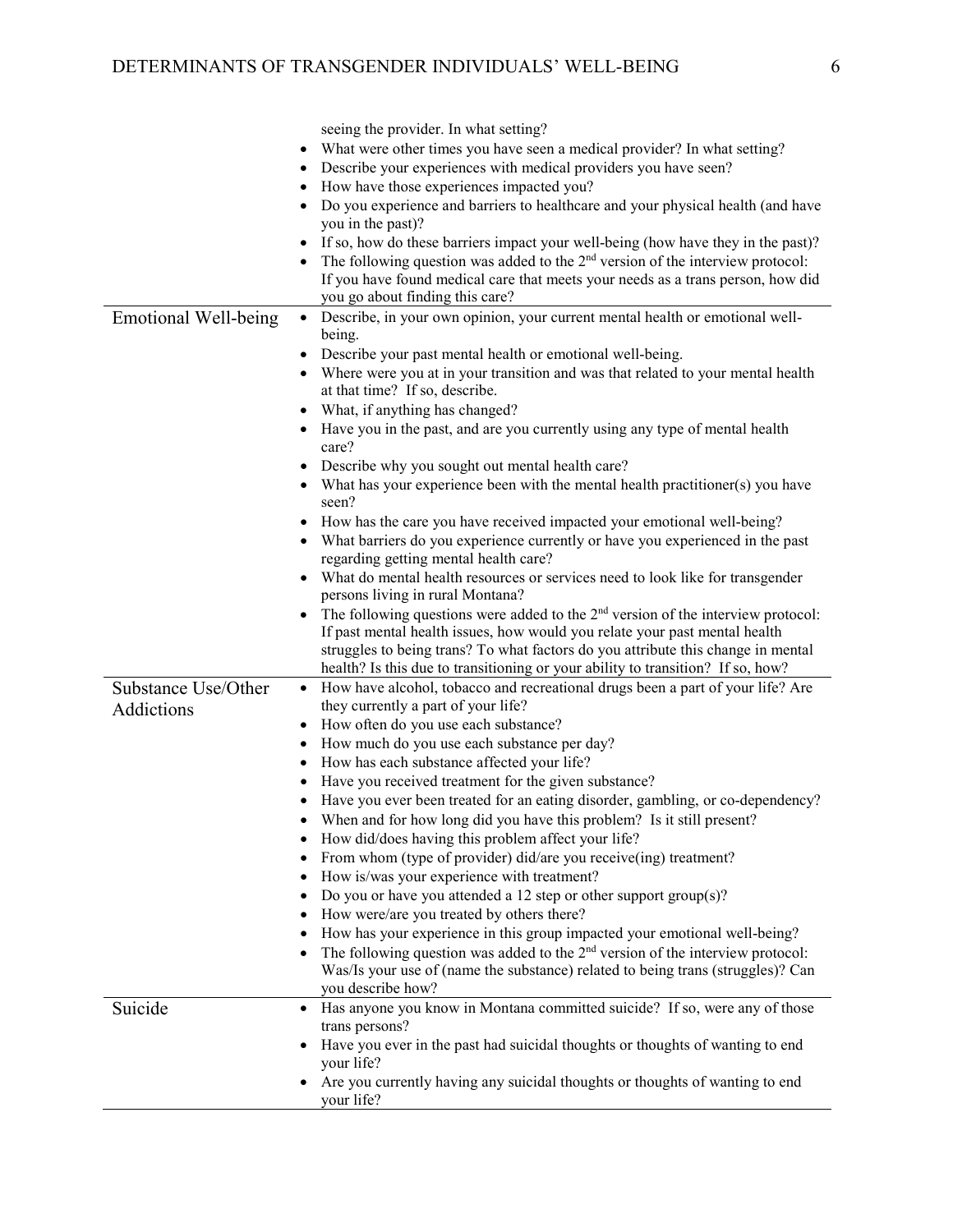| | |
|---|---|
| | seeing the provider. In what setting?<br>• What were other times you have seen a medical provider? In what setting?<br>• Describe your experiences with medical providers you have seen?<br>• How have those experiences impacted you?<br>• Do you experience and barriers to healthcare and your physical health (and have you in the past)?<br>• If so, how do these barriers impact your well-being (how have they in the past)?<br>• The following question was added to the 2nd version of the interview protocol: If you have found medical care that meets your needs as a trans person, how did you go about finding this care? |
| Emotional Well-being | • Describe, in your own opinion, your current mental health or emotional well-being.<br>• Describe your past mental health or emotional well-being.<br>• Where were you at in your transition and was that related to your mental health at that time? If so, describe.<br>• What, if anything has changed?<br>• Have you in the past, and are you currently using any type of mental health care?<br>• Describe why you sought out mental health care?<br>• What has your experience been with the mental health practitioner(s) you have seen?<br>• How has the care you have received impacted your emotional well-being?<br>• What barriers do you experience currently or have you experienced in the past regarding getting mental health care?<br>• What do mental health resources or services need to look like for transgender persons living in rural Montana?<br>• The following questions were added to the 2nd version of the interview protocol: If past mental health issues, how would you relate your past mental health struggles to being trans? To what factors do you attribute this change in mental health? Is this due to transitioning or your ability to transition? If so, how? |
| Substance Use/Other Addictions | • How have alcohol, tobacco and recreational drugs been a part of your life? Are they currently a part of your life?<br>• How often do you use each substance?<br>• How much do you use each substance per day?<br>• How has each substance affected your life?<br>• Have you received treatment for the given substance?<br>• Have you ever been treated for an eating disorder, gambling, or co-dependency?<br>• When and for how long did you have this problem? Is it still present?<br>• How did/does having this problem affect your life?<br>• From whom (type of provider) did/are you receive(ing) treatment?<br>• How is/was your experience with treatment?<br>• Do you or have you attended a 12 step or other support group(s)?<br>• How were/are you treated by others there?<br>• How has your experience in this group impacted your emotional well-being?<br>• The following question was added to the 2nd version of the interview protocol: Was/Is your use of (name the substance) related to being trans (struggles)? Can you describe how? |
| Suicide | • Has anyone you know in Montana committed suicide? If so, were any of those trans persons?<br>• Have you ever in the past had suicidal thoughts or thoughts of wanting to end your life?<br>• Are you currently having any suicidal thoughts or thoughts of wanting to end your life? |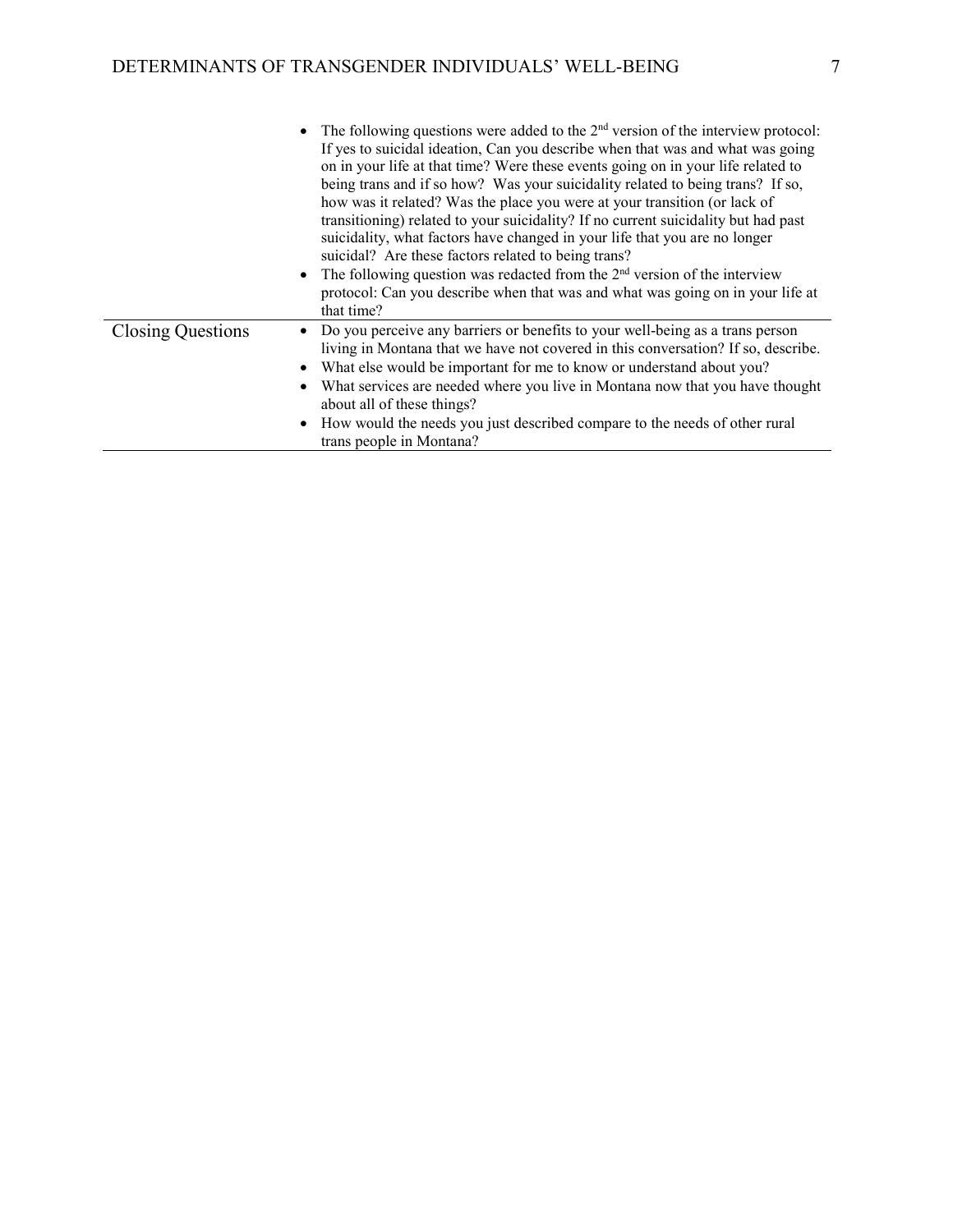| | |
|---|---|
| | • The following questions were added to the 2nd version of the interview protocol: If yes to suicidal ideation, Can you describe when that was and what was going on in your life at that time? Were these events going on in your life related to being trans and if so how? Was your suicidality related to being trans? If so, how was it related? Was the place you were at your transition (or lack of transitioning) related to your suicidality? If no current suicidality but had past suicidality, what factors have changed in your life that you are no longer suicidal? Are these factors related to being trans?<br>• The following question was redacted from the 2nd version of the interview protocol: Can you describe when that was and what was going on in your life at that time? |
| Closing Questions | • Do you perceive any barriers or benefits to your well-being as a trans person living in Montana that we have not covered in this conversation? If so, describe.<br>• What else would be important for me to know or understand about you?<br>• What services are needed where you live in Montana now that you have thought about all of these things?<br>• How would the needs you just described compare to the needs of other rural trans people in Montana? |